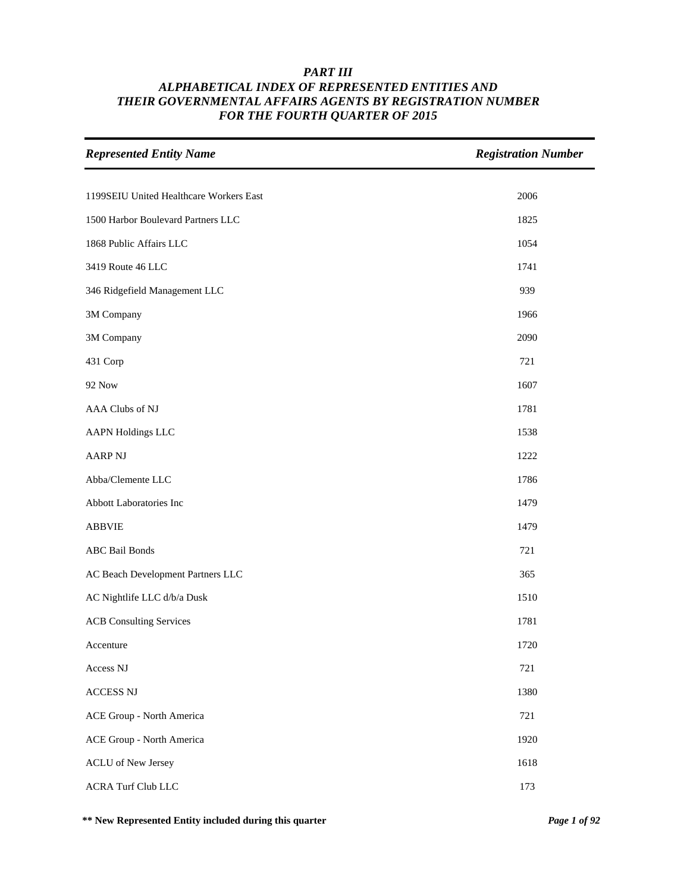***PART III***
***ALPHABETICAL INDEX OF REPRESENTED ENTITIES AND THEIR GOVERNMENTAL AFFAIRS AGENTS BY REGISTRATION NUMBER FOR THE FOURTH QUARTER OF 2015***

| *Represented Entity Name* | *Registration Number* |
|---|---|
| 1199SEIU United Healthcare Workers East | 2006 |
| 1500 Harbor Boulevard Partners LLC | 1825 |
| 1868 Public Affairs LLC | 1054 |
| 3419 Route 46 LLC | 1741 |
| 346 Ridgefield Management LLC | 939 |
| 3M Company | 1966 |
| 3M Company | 2090 |
| 431 Corp | 721 |
| 92 Now | 1607 |
| AAA Clubs of NJ | 1781 |
| AAPN Holdings LLC | 1538 |
| AARP NJ | 1222 |
| Abba/Clemente LLC | 1786 |
| Abbott Laboratories Inc | 1479 |
| ABBVIE | 1479 |
| ABC Bail Bonds | 721 |
| AC Beach Development Partners LLC | 365 |
| AC Nightlife LLC d/b/a Dusk | 1510 |
| ACB Consulting Services | 1781 |
| Accenture | 1720 |
| Access NJ | 721 |
| ACCESS NJ | 1380 |
| ACE Group - North America | 721 |
| ACE Group - North America | 1920 |
| ACLU of New Jersey | 1618 |
| ACRA Turf Club LLC | 173 |

**\*\* New Represented Entity included during this quarter**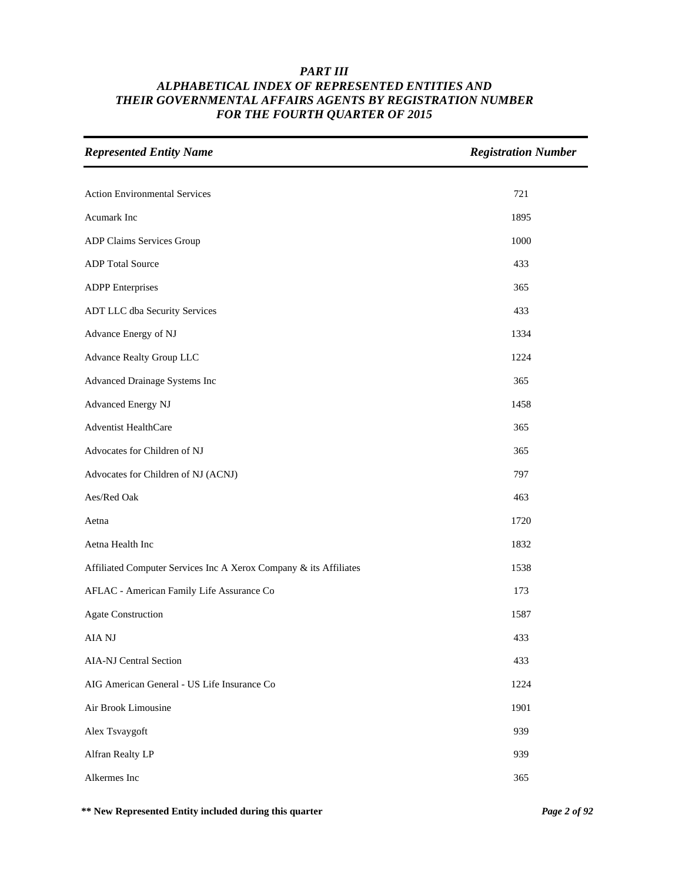# *PART III*
# *ALPHABETICAL INDEX OF REPRESENTED ENTITIES AND THEIR GOVERNMENTAL AFFAIRS AGENTS BY REGISTRATION NUMBER FOR THE FOURTH QUARTER OF 2015*

| *Represented Entity Name* | *Registration Number* |
|---|---|
| Action Environmental Services | 721 |
| Acumark Inc | 1895 |
| ADP Claims Services Group | 1000 |
| ADP Total Source | 433 |
| ADPP Enterprises | 365 |
| ADT LLC dba Security Services | 433 |
| Advance Energy of NJ | 1334 |
| Advance Realty Group LLC | 1224 |
| Advanced Drainage Systems Inc | 365 |
| Advanced Energy NJ | 1458 |
| Adventist HealthCare | 365 |
| Advocates for Children of NJ | 365 |
| Advocates for Children of NJ (ACNJ) | 797 |
| Aes/Red Oak | 463 |
| Aetna | 1720 |
| Aetna Health Inc | 1832 |
| Affiliated Computer Services Inc A Xerox Company & its Affiliates | 1538 |
| AFLAC - American Family Life Assurance Co | 173 |
| Agate Construction | 1587 |
| AIA NJ | 433 |
| AIA-NJ Central Section | 433 |
| AIG American General - US Life Insurance Co | 1224 |
| Air Brook Limousine | 1901 |
| Alex Tsvaygoft | 939 |
| Alfran Realty LP | 939 |
| Alkermes Inc | 365 |

**\*\* New Represented Entity included during this quarter**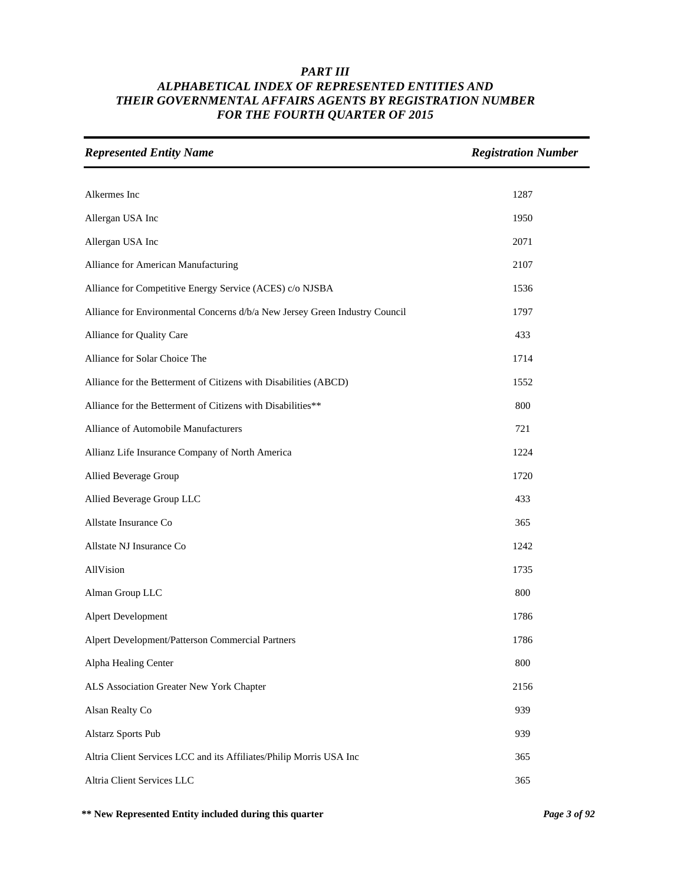# *PART III*
# *ALPHABETICAL INDEX OF REPRESENTED ENTITIES AND THEIR GOVERNMENTAL AFFAIRS AGENTS BY REGISTRATION NUMBER FOR THE FOURTH QUARTER OF 2015*

| *Represented Entity Name* | *Registration Number* |
|---|---|
| Alkermes Inc | 1287 |
| Allergan USA Inc | 1950 |
| Allergan USA Inc | 2071 |
| Alliance for American Manufacturing | 2107 |
| Alliance for Competitive Energy Service (ACES) c/o NJSBA | 1536 |
| Alliance for Environmental Concerns d/b/a New Jersey Green Industry Council | 1797 |
| Alliance for Quality Care | 433 |
| Alliance for Solar Choice The | 1714 |
| Alliance for the Betterment of Citizens with Disabilities (ABCD) | 1552 |
| Alliance for the Betterment of Citizens with Disabilities** | 800 |
| Alliance of Automobile Manufacturers | 721 |
| Allianz Life Insurance Company of North America | 1224 |
| Allied Beverage Group | 1720 |
| Allied Beverage Group LLC | 433 |
| Allstate Insurance Co | 365 |
| Allstate NJ Insurance Co | 1242 |
| AllVision | 1735 |
| Alman Group LLC | 800 |
| Alpert Development | 1786 |
| Alpert Development/Patterson Commercial Partners | 1786 |
| Alpha Healing Center | 800 |
| ALS Association Greater New York Chapter | 2156 |
| Alsan Realty Co | 939 |
| Alstarz Sports Pub | 939 |
| Altria Client Services LCC and its Affiliates/Philip Morris USA Inc | 365 |
| Altria Client Services LLC | 365 |

**** New Represented Entity included during this quarter**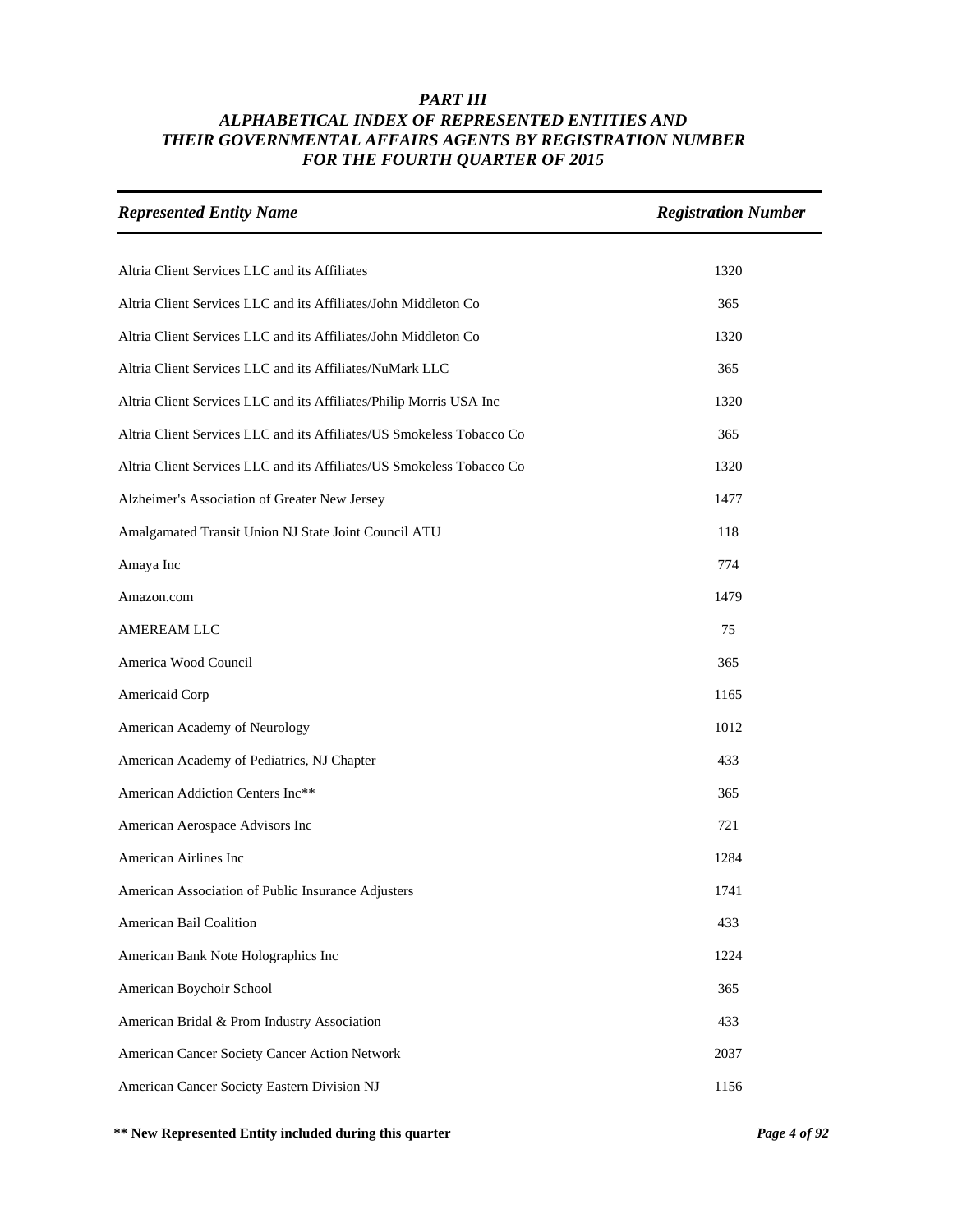### *PART III*
### *ALPHABETICAL INDEX OF REPRESENTED ENTITIES AND THEIR GOVERNMENTAL AFFAIRS AGENTS BY REGISTRATION NUMBER FOR THE FOURTH QUARTER OF 2015*

| *Represented Entity Name* | *Registration Number* |
|---|---|
| Altria Client Services LLC and its Affiliates | 1320 |
| Altria Client Services LLC and its Affiliates/John Middleton Co | 365 |
| Altria Client Services LLC and its Affiliates/John Middleton Co | 1320 |
| Altria Client Services LLC and its Affiliates/NuMark LLC | 365 |
| Altria Client Services LLC and its Affiliates/Philip Morris USA Inc | 1320 |
| Altria Client Services LLC and its Affiliates/US Smokeless Tobacco Co | 365 |
| Altria Client Services LLC and its Affiliates/US Smokeless Tobacco Co | 1320 |
| Alzheimer's Association of Greater New Jersey | 1477 |
| Amalgamated Transit Union NJ State Joint Council ATU | 118 |
| Amaya Inc | 774 |
| Amazon.com | 1479 |
| AMEREAM LLC | 75 |
| America Wood Council | 365 |
| Americaid Corp | 1165 |
| American Academy of Neurology | 1012 |
| American Academy of Pediatrics, NJ Chapter | 433 |
| American Addiction Centers Inc** | 365 |
| American Aerospace Advisors Inc | 721 |
| American Airlines Inc | 1284 |
| American Association of Public Insurance Adjusters | 1741 |
| American Bail Coalition | 433 |
| American Bank Note Holographics Inc | 1224 |
| American Boychoir School | 365 |
| American Bridal & Prom Industry Association | 433 |
| American Cancer Society Cancer Action Network | 2037 |
| American Cancer Society Eastern Division NJ | 1156 |

**\** New Represented Entity included during this quarter**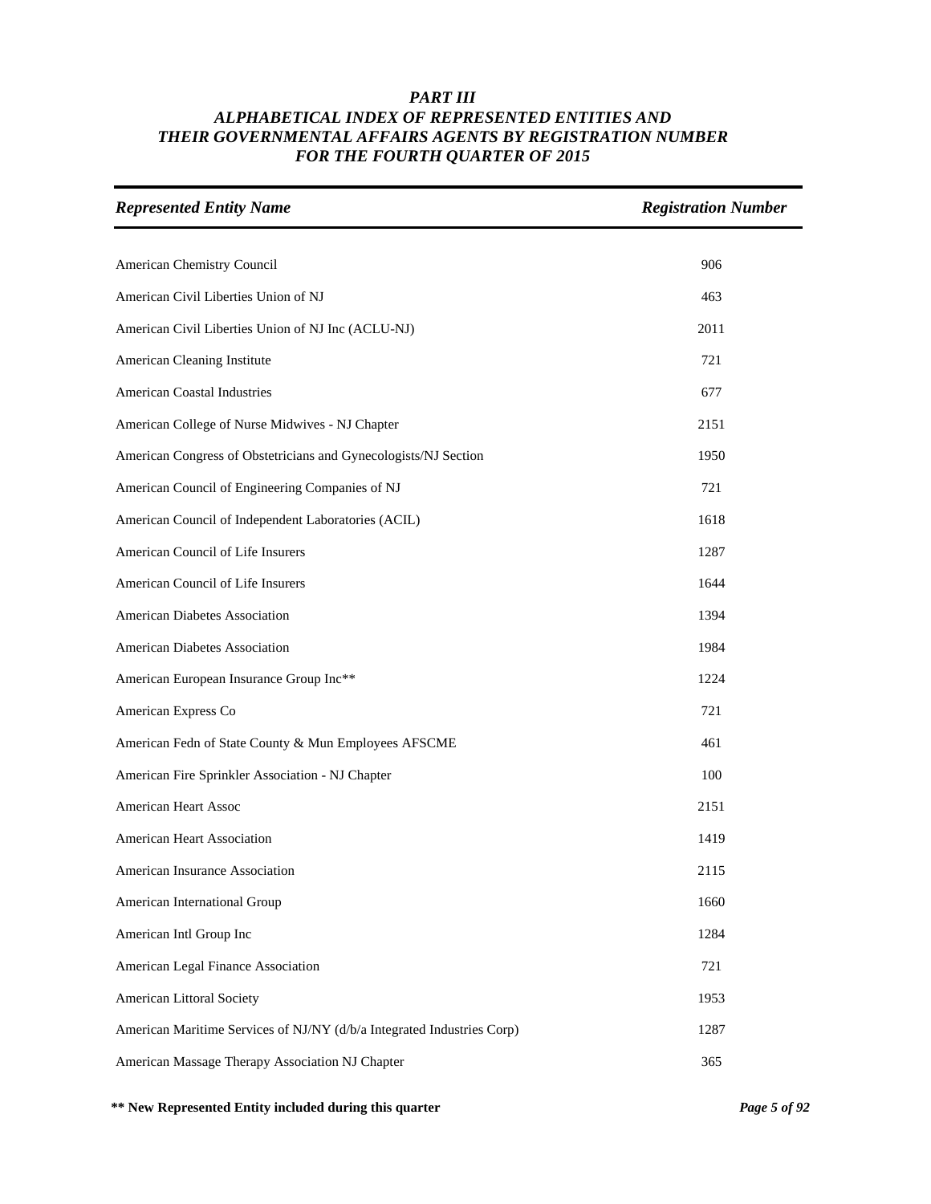# PART III
## ALPHABETICAL INDEX OF REPRESENTED ENTITIES AND THEIR GOVERNMENTAL AFFAIRS AGENTS BY REGISTRATION NUMBER FOR THE FOURTH QUARTER OF 2015

| *Represented Entity Name* | *Registration Number* |
|---|---|
| American Chemistry Council | 906 |
| American Civil Liberties Union of NJ | 463 |
| American Civil Liberties Union of NJ Inc (ACLU-NJ) | 2011 |
| American Cleaning Institute | 721 |
| American Coastal Industries | 677 |
| American College of Nurse Midwives - NJ Chapter | 2151 |
| American Congress of Obstetricians and Gynecologists/NJ Section | 1950 |
| American Council of Engineering Companies of NJ | 721 |
| American Council of Independent Laboratories (ACIL) | 1618 |
| American Council of Life Insurers | 1287 |
| American Council of Life Insurers | 1644 |
| American Diabetes Association | 1394 |
| American Diabetes Association | 1984 |
| American European Insurance Group Inc** | 1224 |
| American Express Co | 721 |
| American Fedn of State County & Mun Employees AFSCME | 461 |
| American Fire Sprinkler Association - NJ Chapter | 100 |
| American Heart Assoc | 2151 |
| American Heart Association | 1419 |
| American Insurance Association | 2115 |
| American International Group | 1660 |
| American Intl Group Inc | 1284 |
| American Legal Finance Association | 721 |
| American Littoral Society | 1953 |
| American Maritime Services of NJ/NY (d/b/a Integrated Industries Corp) | 1287 |
| American Massage Therapy Association NJ Chapter | 365 |

**** New Represented Entity included during this quarter**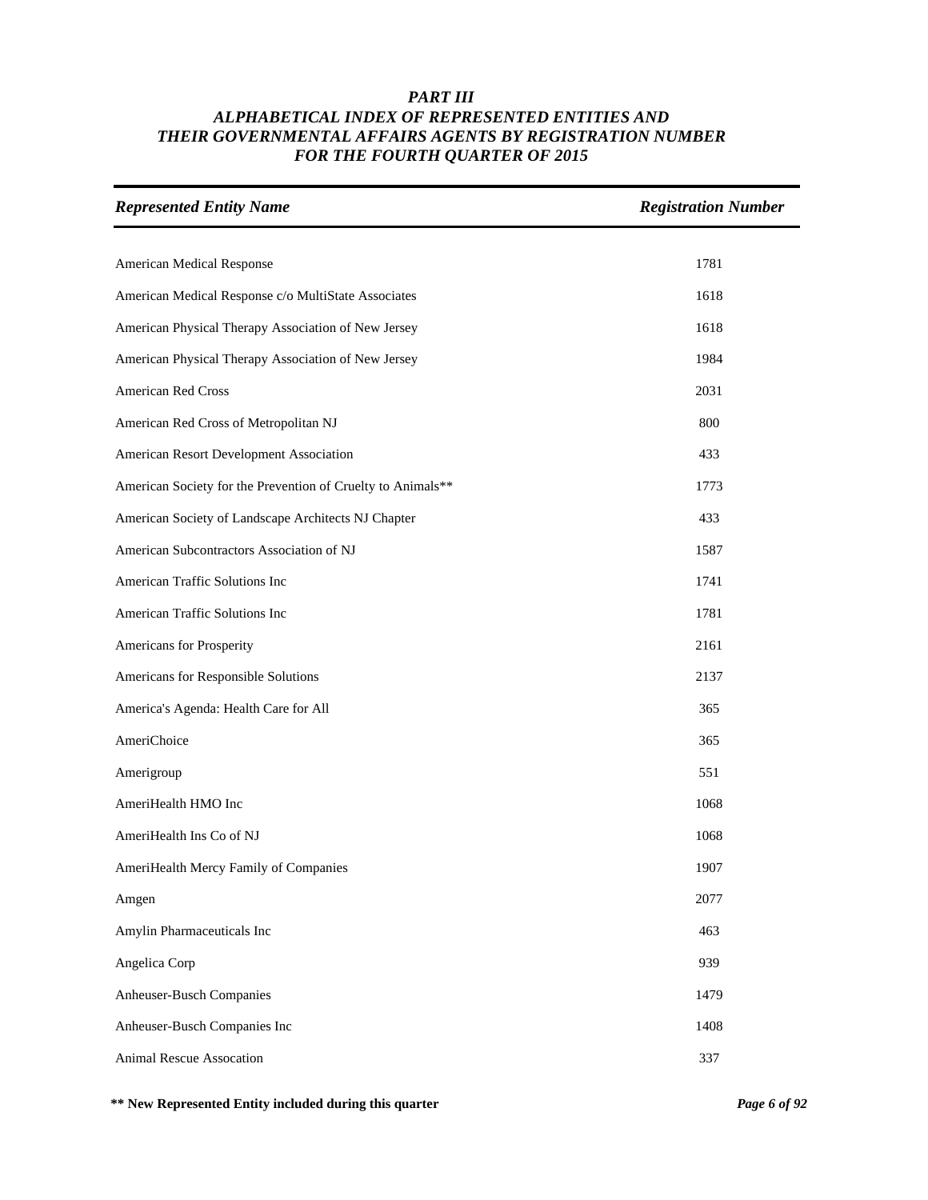# *PART III*
# *ALPHABETICAL INDEX OF REPRESENTED ENTITIES AND THEIR GOVERNMENTAL AFFAIRS AGENTS BY REGISTRATION NUMBER FOR THE FOURTH QUARTER OF 2015*

| *Represented Entity Name* | *Registration Number* |
|---|---|
| American Medical Response | 1781 |
| American Medical Response c/o MultiState Associates | 1618 |
| American Physical Therapy Association of New Jersey | 1618 |
| American Physical Therapy Association of New Jersey | 1984 |
| American Red Cross | 2031 |
| American Red Cross of Metropolitan NJ | 800 |
| American Resort Development Association | 433 |
| American Society for the Prevention of Cruelty to Animals** | 1773 |
| American Society of Landscape Architects NJ Chapter | 433 |
| American Subcontractors Association of NJ | 1587 |
| American Traffic Solutions Inc | 1741 |
| American Traffic Solutions Inc | 1781 |
| Americans for Prosperity | 2161 |
| Americans for Responsible Solutions | 2137 |
| America's Agenda: Health Care for All | 365 |
| AmeriChoice | 365 |
| Amerigroup | 551 |
| AmeriHealth HMO Inc | 1068 |
| AmeriHealth Ins Co of NJ | 1068 |
| AmeriHealth Mercy Family of Companies | 1907 |
| Amgen | 2077 |
| Amylin Pharmaceuticals Inc | 463 |
| Angelica Corp | 939 |
| Anheuser-Busch Companies | 1479 |
| Anheuser-Busch Companies Inc | 1408 |
| Animal Rescue Assocation | 337 |

**\*\* New Represented Entity included during this quarter**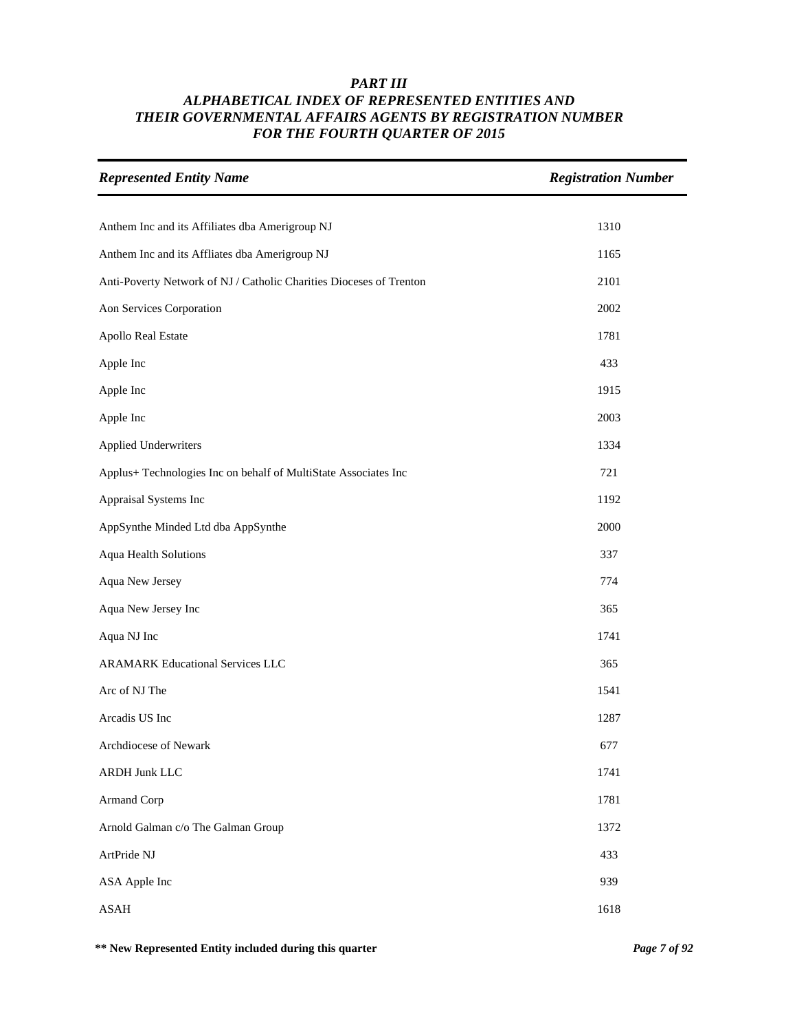# *PART III*
## *ALPHABETICAL INDEX OF REPRESENTED ENTITIES AND THEIR GOVERNMENTAL AFFAIRS AGENTS BY REGISTRATION NUMBER FOR THE FOURTH QUARTER OF 2015*

| *Represented Entity Name* | *Registration Number* |
|---|---|
| Anthem Inc and its Affiliates dba Amerigroup NJ | 1310 |
| Anthem Inc and its Affliates dba Amerigroup NJ | 1165 |
| Anti-Poverty Network of NJ / Catholic Charities Dioceses of Trenton | 2101 |
| Aon Services Corporation | 2002 |
| Apollo Real Estate | 1781 |
| Apple Inc | 433 |
| Apple Inc | 1915 |
| Apple Inc | 2003 |
| Applied Underwriters | 1334 |
| Applus+ Technologies Inc on behalf of MultiState Associates Inc | 721 |
| Appraisal Systems Inc | 1192 |
| AppSynthe Minded Ltd dba AppSynthe | 2000 |
| Aqua Health Solutions | 337 |
| Aqua New Jersey | 774 |
| Aqua New Jersey Inc | 365 |
| Aqua NJ Inc | 1741 |
| ARAMARK Educational Services LLC | 365 |
| Arc of NJ The | 1541 |
| Arcadis US Inc | 1287 |
| Archdiocese of Newark | 677 |
| ARDH Junk LLC | 1741 |
| Armand Corp | 1781 |
| Arnold Galman c/o The Galman Group | 1372 |
| ArtPride NJ | 433 |
| ASA Apple Inc | 939 |
| ASAH | 1618 |

**\*\* New Represented Entity included during this quarter**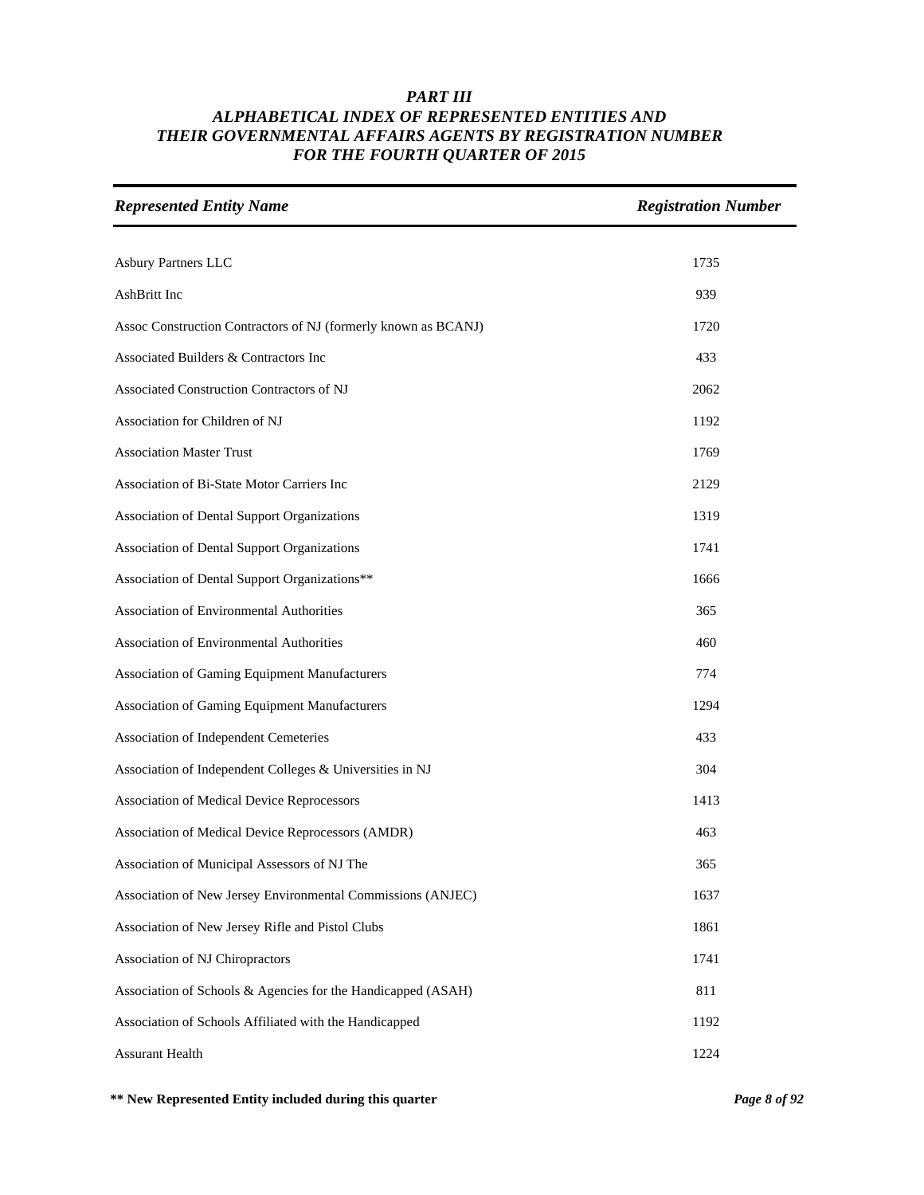### *PART III*
### *ALPHABETICAL INDEX OF REPRESENTED ENTITIES AND THEIR GOVERNMENTAL AFFAIRS AGENTS BY REGISTRATION NUMBER FOR THE FOURTH QUARTER OF 2015*

| *Represented Entity Name* | *Registration Number* |
|---|---|
| Asbury Partners LLC | 1735 |
| AshBritt Inc | 939 |
| Assoc Construction Contractors of NJ (formerly known as BCANJ) | 1720 |
| Associated Builders & Contractors Inc | 433 |
| Associated Construction Contractors of NJ | 2062 |
| Association for Children of NJ | 1192 |
| Association Master Trust | 1769 |
| Association of Bi-State Motor Carriers Inc | 2129 |
| Association of Dental Support Organizations | 1319 |
| Association of Dental Support Organizations | 1741 |
| Association of Dental Support Organizations** | 1666 |
| Association of Environmental Authorities | 365 |
| Association of Environmental Authorities | 460 |
| Association of Gaming Equipment Manufacturers | 774 |
| Association of Gaming Equipment Manufacturers | 1294 |
| Association of Independent Cemeteries | 433 |
| Association of Independent Colleges & Universities in NJ | 304 |
| Association of Medical Device Reprocessors | 1413 |
| Association of Medical Device Reprocessors (AMDR) | 463 |
| Association of Municipal Assessors of NJ The | 365 |
| Association of New Jersey Environmental Commissions (ANJEC) | 1637 |
| Association of New Jersey Rifle and Pistol Clubs | 1861 |
| Association of NJ Chiropractors | 1741 |
| Association of Schools & Agencies for the Handicapped (ASAH) | 811 |
| Association of Schools Affiliated with the Handicapped | 1192 |
| Assurant Health | 1224 |

**** New Represented Entity included during this quarter**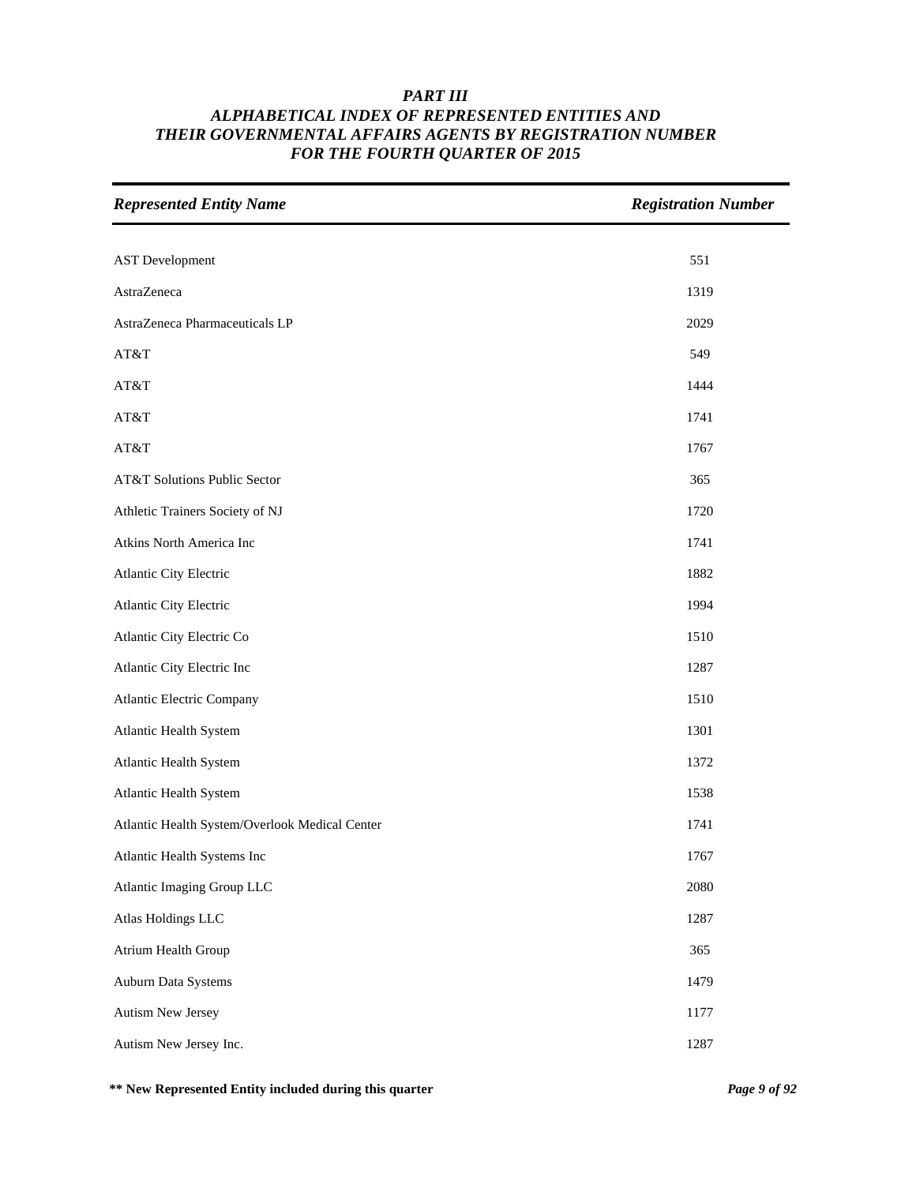# PART III
## ALPHABETICAL INDEX OF REPRESENTED ENTITIES AND THEIR GOVERNMENTAL AFFAIRS AGENTS BY REGISTRATION NUMBER FOR THE FOURTH QUARTER OF 2015

| *Represented Entity Name* | *Registration Number* |
|---|---|
| AST Development | 551 |
| AstraZeneca | 1319 |
| AstraZeneca Pharmaceuticals LP | 2029 |
| AT&T | 549 |
| AT&T | 1444 |
| AT&T | 1741 |
| AT&T | 1767 |
| AT&T Solutions Public Sector | 365 |
| Athletic Trainers Society of NJ | 1720 |
| Atkins North America Inc | 1741 |
| Atlantic City Electric | 1882 |
| Atlantic City Electric | 1994 |
| Atlantic City Electric Co | 1510 |
| Atlantic City Electric Inc | 1287 |
| Atlantic Electric Company | 1510 |
| Atlantic Health System | 1301 |
| Atlantic Health System | 1372 |
| Atlantic Health System | 1538 |
| Atlantic Health System/Overlook Medical Center | 1741 |
| Atlantic Health Systems Inc | 1767 |
| Atlantic Imaging Group LLC | 2080 |
| Atlas Holdings LLC | 1287 |
| Atrium Health Group | 365 |
| Auburn Data Systems | 1479 |
| Autism New Jersey | 1177 |
| Autism New Jersey Inc. | 1287 |

**\*\* New Represented Entity included during this quarter**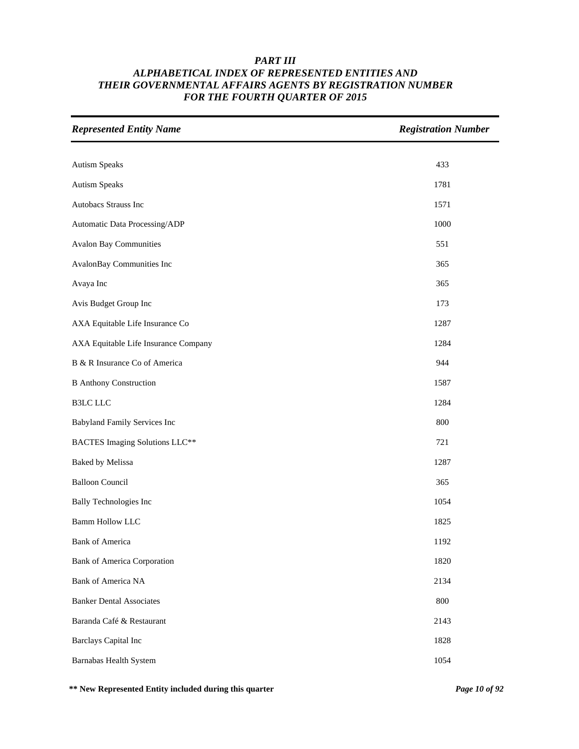# PART III
## ALPHABETICAL INDEX OF REPRESENTED ENTITIES AND THEIR GOVERNMENTAL AFFAIRS AGENTS BY REGISTRATION NUMBER FOR THE FOURTH QUARTER OF 2015

| *Represented Entity Name* | *Registration Number* |
|---|---|
| Autism Speaks | 433 |
| Autism Speaks | 1781 |
| Autobacs Strauss Inc | 1571 |
| Automatic Data Processing/ADP | 1000 |
| Avalon Bay Communities | 551 |
| AvalonBay Communities Inc | 365 |
| Avaya Inc | 365 |
| Avis Budget Group Inc | 173 |
| AXA Equitable Life Insurance Co | 1287 |
| AXA Equitable Life Insurance Company | 1284 |
| B & R Insurance Co of America | 944 |
| B Anthony Construction | 1587 |
| B3LC LLC | 1284 |
| Babyland Family Services Inc | 800 |
| BACTES Imaging Solutions LLC** | 721 |
| Baked by Melissa | 1287 |
| Balloon Council | 365 |
| Bally Technologies Inc | 1054 |
| Bamm Hollow LLC | 1825 |
| Bank of America | 1192 |
| Bank of America Corporation | 1820 |
| Bank of America NA | 2134 |
| Banker Dental Associates | 800 |
| Baranda Café & Restaurant | 2143 |
| Barclays Capital Inc | 1828 |
| Barnabas Health System | 1054 |

**** New Represented Entity included during this quarter**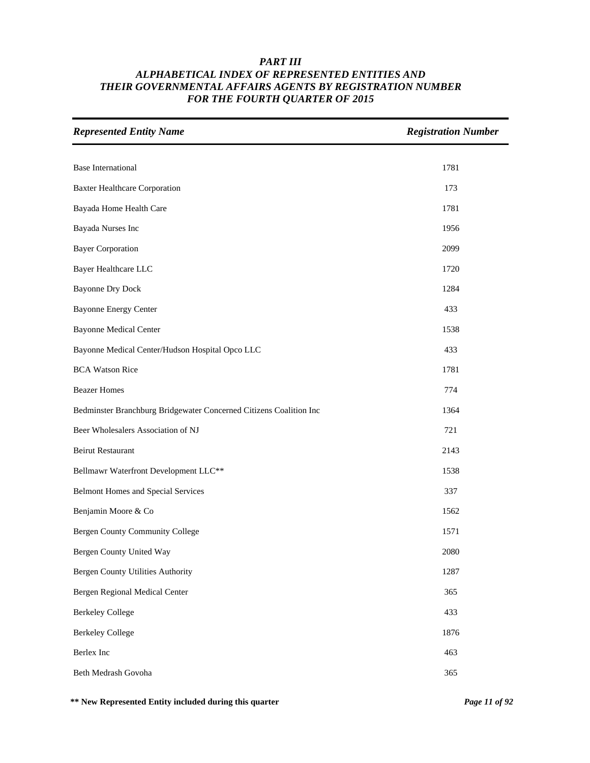### *PART III*
### *ALPHABETICAL INDEX OF REPRESENTED ENTITIES AND THEIR GOVERNMENTAL AFFAIRS AGENTS BY REGISTRATION NUMBER FOR THE FOURTH QUARTER OF 2015*

| *Represented Entity Name* | *Registration Number* |
|---|---|
| Base International | 1781 |
| Baxter Healthcare Corporation | 173 |
| Bayada Home Health Care | 1781 |
| Bayada Nurses Inc | 1956 |
| Bayer Corporation | 2099 |
| Bayer Healthcare LLC | 1720 |
| Bayonne Dry Dock | 1284 |
| Bayonne Energy Center | 433 |
| Bayonne Medical Center | 1538 |
| Bayonne Medical Center/Hudson Hospital Opco LLC | 433 |
| BCA Watson Rice | 1781 |
| Beazer Homes | 774 |
| Bedminster Branchburg Bridgewater Concerned Citizens Coalition Inc | 1364 |
| Beer Wholesalers Association of NJ | 721 |
| Beirut Restaurant | 2143 |
| Bellmawr Waterfront Development LLC** | 1538 |
| Belmont Homes and Special Services | 337 |
| Benjamin Moore & Co | 1562 |
| Bergen County Community College | 1571 |
| Bergen County United Way | 2080 |
| Bergen County Utilities Authority | 1287 |
| Bergen Regional Medical Center | 365 |
| Berkeley College | 433 |
| Berkeley College | 1876 |
| Berlex Inc | 463 |
| Beth Medrash Govoha | 365 |

**** New Represented Entity included during this quarter**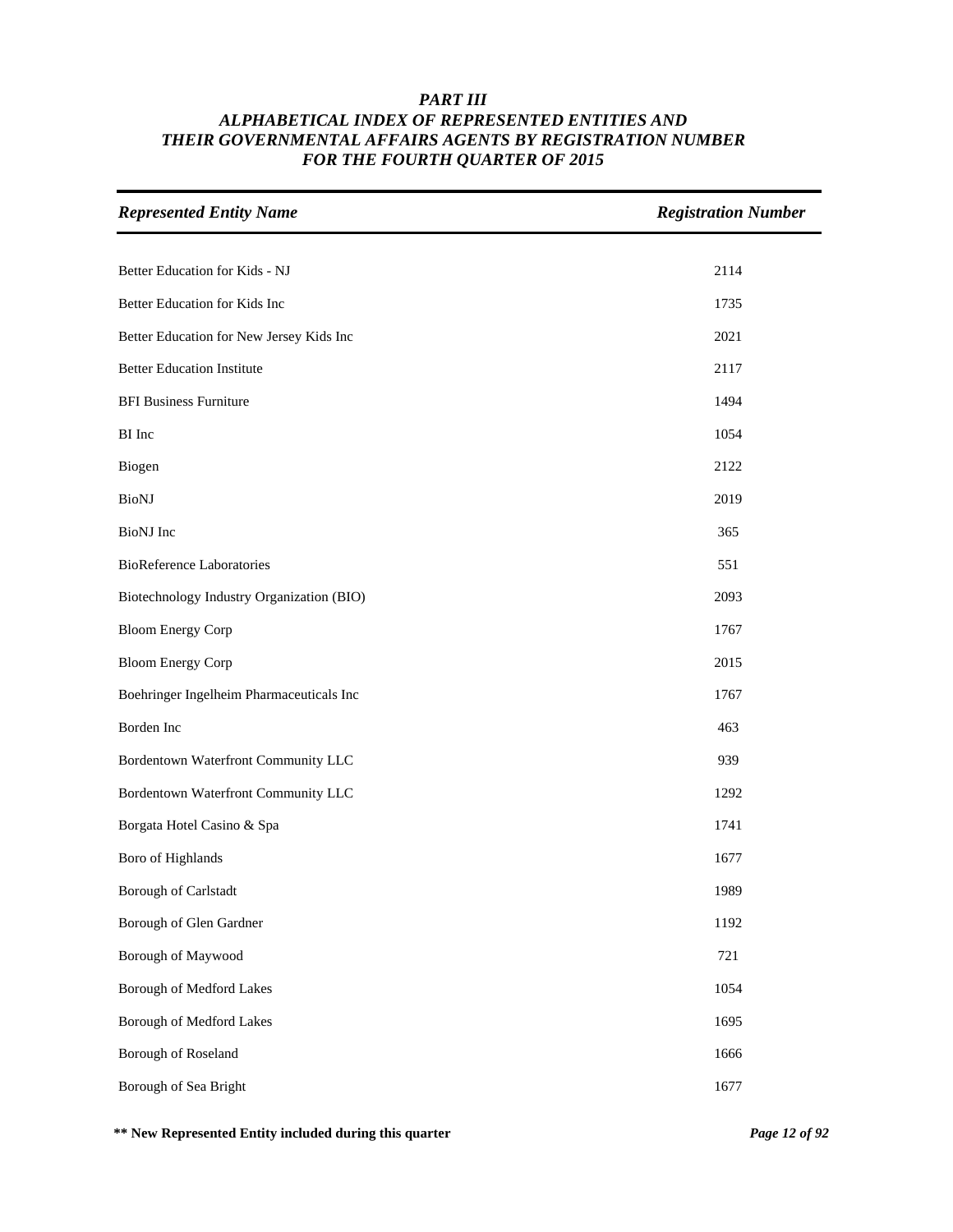# PART III

## ALPHABETICAL INDEX OF REPRESENTED ENTITIES AND THEIR GOVERNMENTAL AFFAIRS AGENTS BY REGISTRATION NUMBER FOR THE FOURTH QUARTER OF 2015

| *Represented Entity Name* | *Registration Number* |
|---|---|
| Better Education for Kids - NJ | 2114 |
| Better Education for Kids Inc | 1735 |
| Better Education for New Jersey Kids Inc | 2021 |
| Better Education Institute | 2117 |
| BFI Business Furniture | 1494 |
| BI Inc | 1054 |
| Biogen | 2122 |
| BioNJ | 2019 |
| BioNJ Inc | 365 |
| BioReference Laboratories | 551 |
| Biotechnology Industry Organization (BIO) | 2093 |
| Bloom Energy Corp | 1767 |
| Bloom Energy Corp | 2015 |
| Boehringer Ingelheim Pharmaceuticals Inc | 1767 |
| Borden Inc | 463 |
| Bordentown Waterfront Community LLC | 939 |
| Bordentown Waterfront Community LLC | 1292 |
| Borgata Hotel Casino & Spa | 1741 |
| Boro of Highlands | 1677 |
| Borough of Carlstadt | 1989 |
| Borough of Glen Gardner | 1192 |
| Borough of Maywood | 721 |
| Borough of Medford Lakes | 1054 |
| Borough of Medford Lakes | 1695 |
| Borough of Roseland | 1666 |
| Borough of Sea Bright | 1677 |

**\*\* New Represented Entity included during this quarter**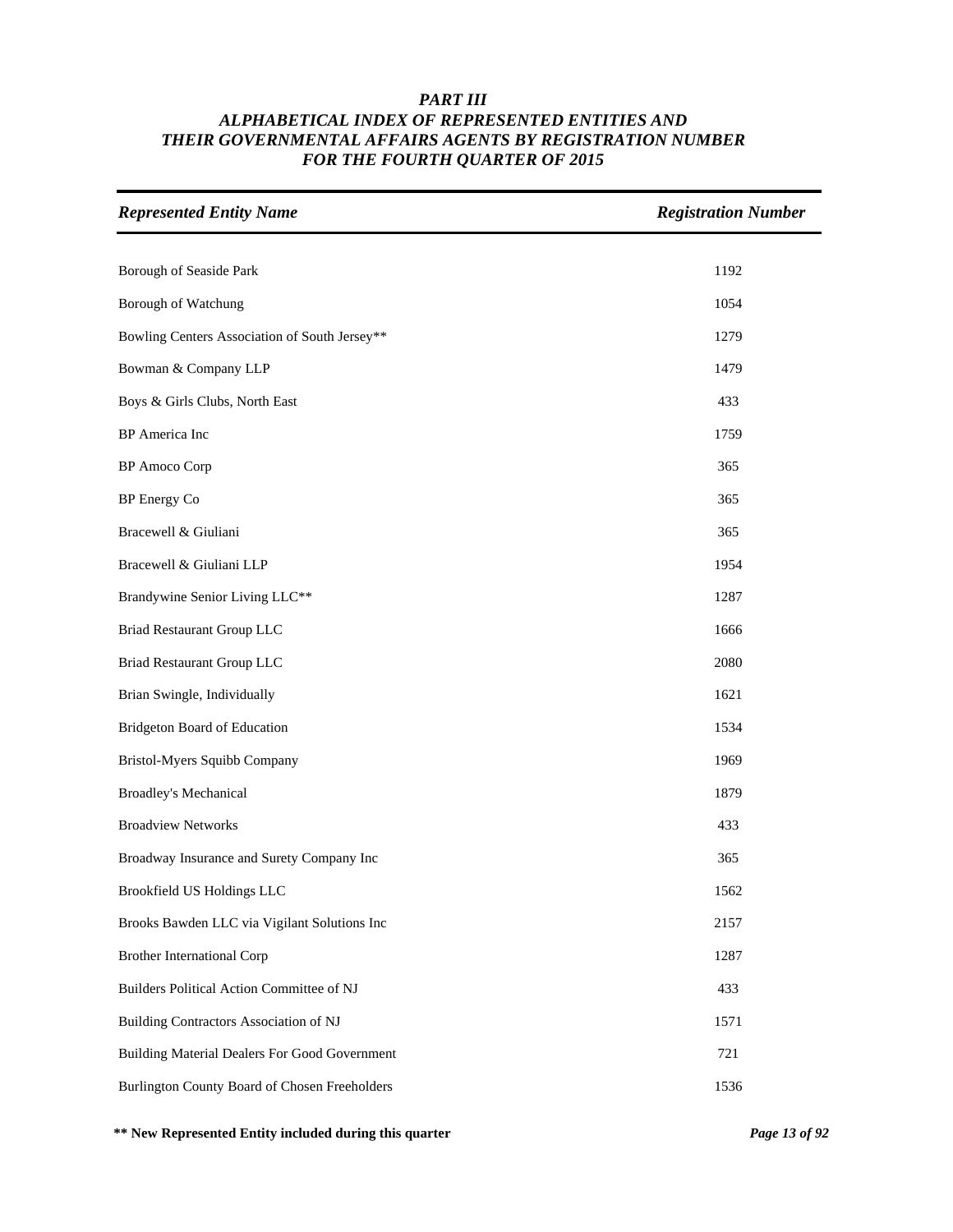### *PART III*
### *ALPHABETICAL INDEX OF REPRESENTED ENTITIES AND THEIR GOVERNMENTAL AFFAIRS AGENTS BY REGISTRATION NUMBER FOR THE FOURTH QUARTER OF 2015*

| *Represented Entity Name* | *Registration Number* |
|---|---|
| Borough of Seaside Park | 1192 |
| Borough of Watchung | 1054 |
| Bowling Centers Association of South Jersey** | 1279 |
| Bowman & Company LLP | 1479 |
| Boys & Girls Clubs, North East | 433 |
| BP America Inc | 1759 |
| BP Amoco Corp | 365 |
| BP Energy Co | 365 |
| Bracewell & Giuliani | 365 |
| Bracewell & Giuliani LLP | 1954 |
| Brandywine Senior Living LLC** | 1287 |
| Briad Restaurant Group LLC | 1666 |
| Briad Restaurant Group LLC | 2080 |
| Brian Swingle, Individually | 1621 |
| Bridgeton Board of Education | 1534 |
| Bristol-Myers Squibb Company | 1969 |
| Broadley's Mechanical | 1879 |
| Broadview Networks | 433 |
| Broadway Insurance and Surety Company Inc | 365 |
| Brookfield US Holdings LLC | 1562 |
| Brooks Bawden LLC via Vigilant Solutions Inc | 2157 |
| Brother International Corp | 1287 |
| Builders Political Action Committee of NJ | 433 |
| Building Contractors Association of NJ | 1571 |
| Building Material Dealers For Good Government | 721 |
| Burlington County Board of Chosen Freeholders | 1536 |

**** New Represented Entity included during this quarter**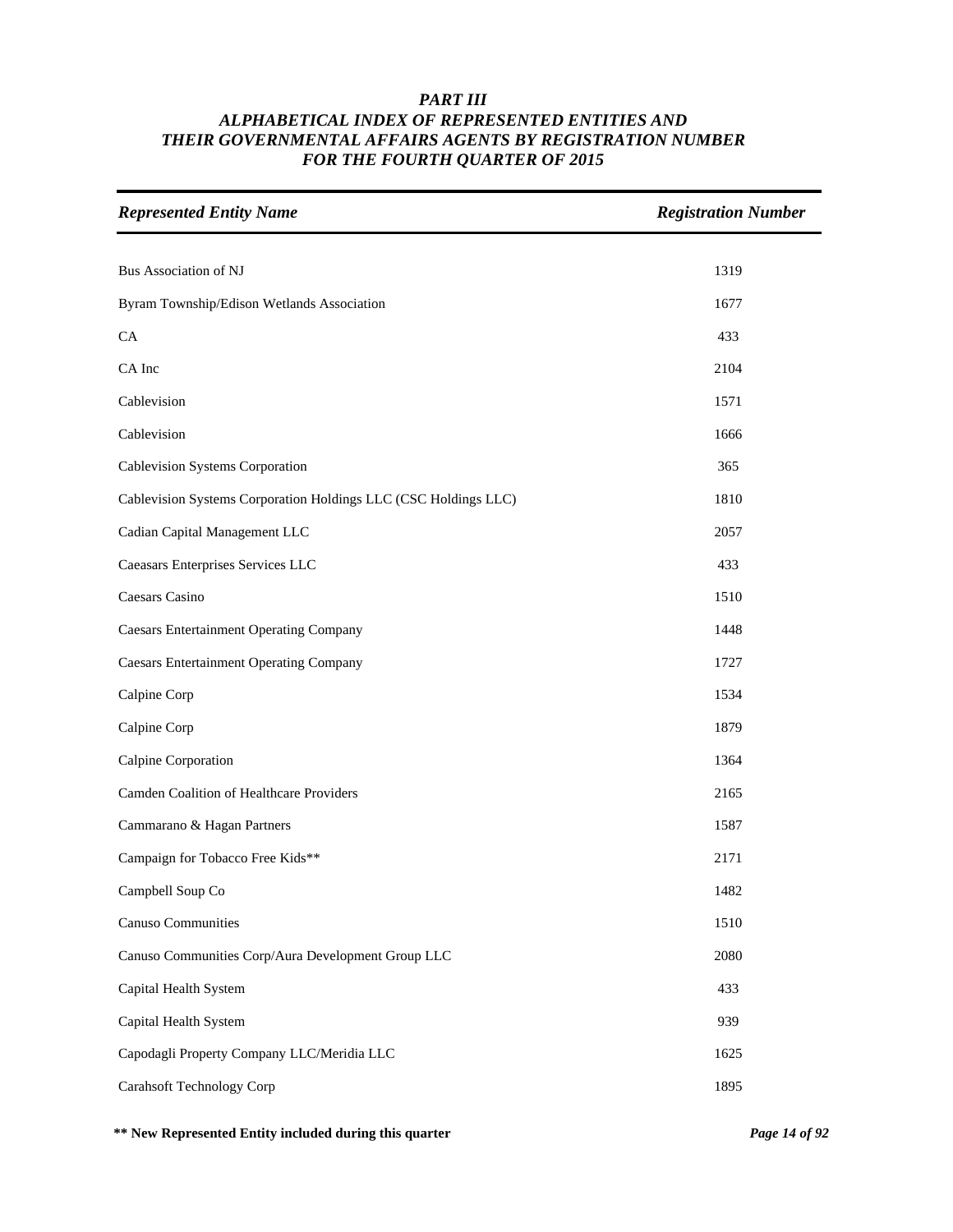# *PART III*
# *ALPHABETICAL INDEX OF REPRESENTED ENTITIES AND THEIR GOVERNMENTAL AFFAIRS AGENTS BY REGISTRATION NUMBER FOR THE FOURTH QUARTER OF 2015*

| *Represented Entity Name* | *Registration Number* |
|---|---|
| Bus Association of NJ | 1319 |
| Byram Township/Edison Wetlands Association | 1677 |
| CA | 433 |
| CA Inc | 2104 |
| Cablevision | 1571 |
| Cablevision | 1666 |
| Cablevision Systems Corporation | 365 |
| Cablevision Systems Corporation Holdings LLC (CSC Holdings LLC) | 1810 |
| Cadian Capital Management LLC | 2057 |
| Caeasars Enterprises Services LLC | 433 |
| Caesars Casino | 1510 |
| Caesars Entertainment Operating Company | 1448 |
| Caesars Entertainment Operating Company | 1727 |
| Calpine Corp | 1534 |
| Calpine Corp | 1879 |
| Calpine Corporation | 1364 |
| Camden Coalition of Healthcare Providers | 2165 |
| Cammarano & Hagan Partners | 1587 |
| Campaign for Tobacco Free Kids** | 2171 |
| Campbell Soup Co | 1482 |
| Canuso Communities | 1510 |
| Canuso Communities Corp/Aura Development Group LLC | 2080 |
| Capital Health System | 433 |
| Capital Health System | 939 |
| Capodagli Property Company LLC/Meridia LLC | 1625 |
| Carahsoft Technology Corp | 1895 |

**** New Represented Entity included during this quarter**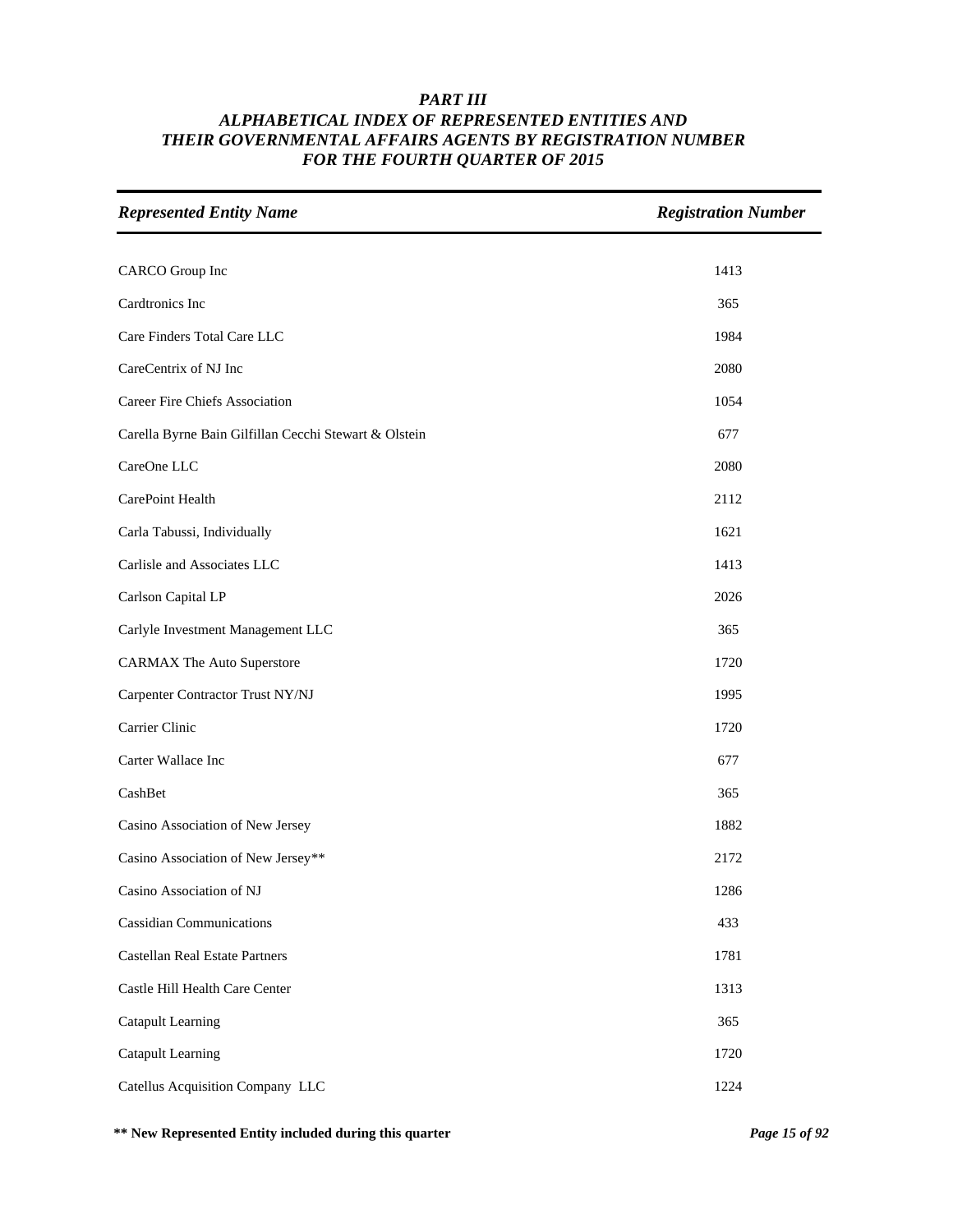***PART III***
***ALPHABETICAL INDEX OF REPRESENTED ENTITIES AND THEIR GOVERNMENTAL AFFAIRS AGENTS BY REGISTRATION NUMBER FOR THE FOURTH QUARTER OF 2015***

| *Represented Entity Name* | *Registration Number* |
|---|---|
| CARCO Group Inc | 1413 |
| Cardtronics Inc | 365 |
| Care Finders Total Care LLC | 1984 |
| CareCentrix of NJ Inc | 2080 |
| Career Fire Chiefs Association | 1054 |
| Carella Byrne Bain Gilfillan Cecchi Stewart & Olstein | 677 |
| CareOne LLC | 2080 |
| CarePoint Health | 2112 |
| Carla Tabussi, Individually | 1621 |
| Carlisle and Associates LLC | 1413 |
| Carlson Capital LP | 2026 |
| Carlyle Investment Management LLC | 365 |
| CARMAX The Auto Superstore | 1720 |
| Carpenter Contractor Trust NY/NJ | 1995 |
| Carrier Clinic | 1720 |
| Carter Wallace Inc | 677 |
| CashBet | 365 |
| Casino Association of New Jersey | 1882 |
| Casino Association of New Jersey** | 2172 |
| Casino Association of NJ | 1286 |
| Cassidian Communications | 433 |
| Castellan Real Estate Partners | 1781 |
| Castle Hill Health Care Center | 1313 |
| Catapult Learning | 365 |
| Catapult Learning | 1720 |
| Catellus Acquisition Company LLC | 1224 |

**\*\* New Represented Entity included during this quarter**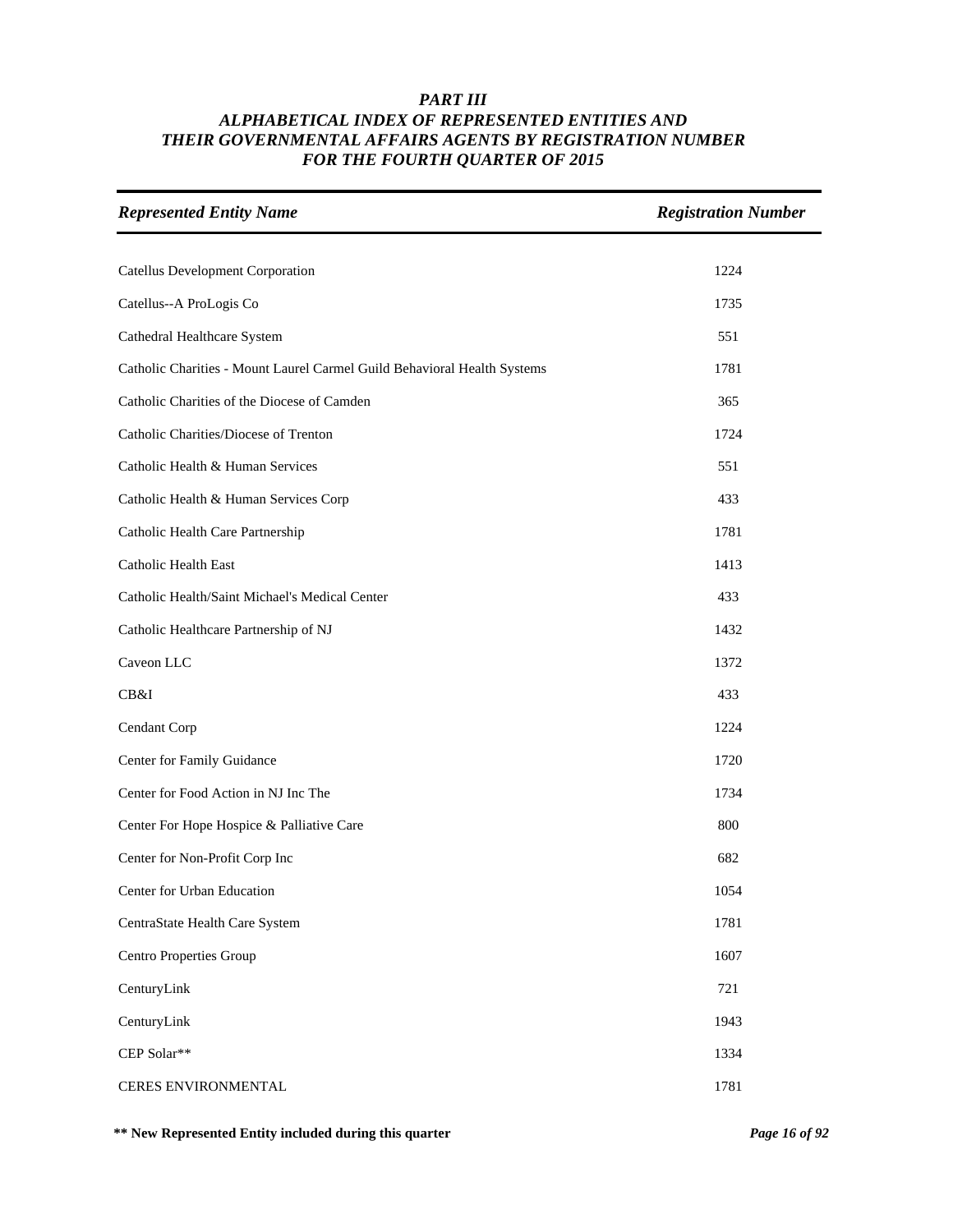***PART III***
***ALPHABETICAL INDEX OF REPRESENTED ENTITIES AND THEIR GOVERNMENTAL AFFAIRS AGENTS BY REGISTRATION NUMBER FOR THE FOURTH QUARTER OF 2015***

| *Represented Entity Name* | *Registration Number* |
|---|---|
| Catellus Development Corporation | 1224 |
| Catellus--A ProLogis Co | 1735 |
| Cathedral Healthcare System | 551 |
| Catholic Charities - Mount Laurel Carmel Guild Behavioral Health Systems | 1781 |
| Catholic Charities of the Diocese of Camden | 365 |
| Catholic Charities/Diocese of Trenton | 1724 |
| Catholic Health & Human Services | 551 |
| Catholic Health & Human Services Corp | 433 |
| Catholic Health Care Partnership | 1781 |
| Catholic Health East | 1413 |
| Catholic Health/Saint Michael's Medical Center | 433 |
| Catholic Healthcare Partnership of NJ | 1432 |
| Caveon LLC | 1372 |
| CB&I | 433 |
| Cendant Corp | 1224 |
| Center for Family Guidance | 1720 |
| Center for Food Action in NJ Inc The | 1734 |
| Center For Hope Hospice & Palliative Care | 800 |
| Center for Non-Profit Corp Inc | 682 |
| Center for Urban Education | 1054 |
| CentraState Health Care System | 1781 |
| Centro Properties Group | 1607 |
| CenturyLink | 721 |
| CenturyLink | 1943 |
| CEP Solar** | 1334 |
| CERES ENVIRONMENTAL | 1781 |

**\*\* New Represented Entity included during this quarter**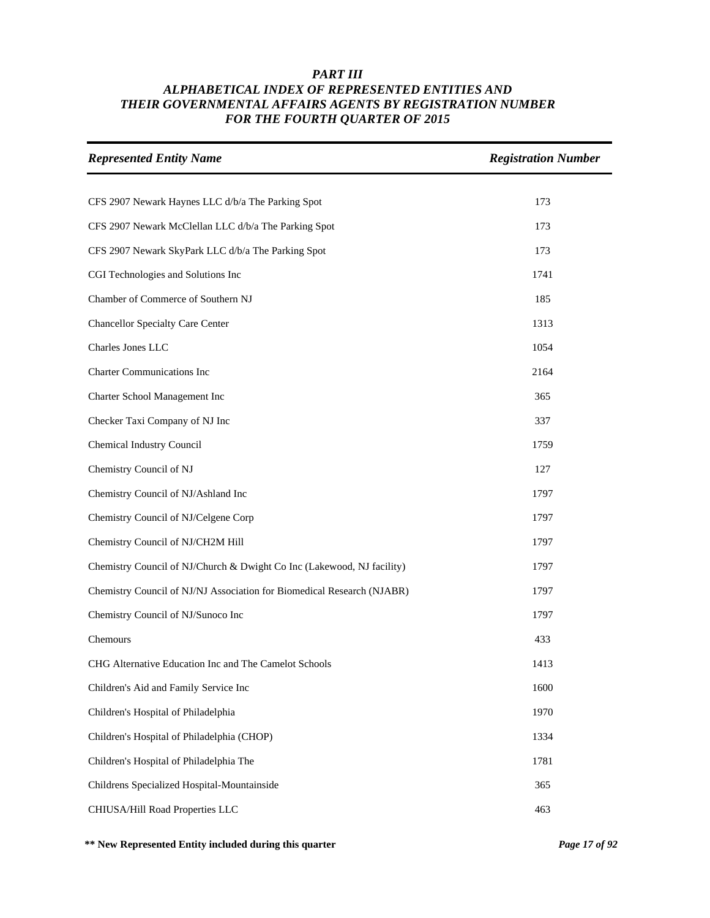# *PART III*
# *ALPHABETICAL INDEX OF REPRESENTED ENTITIES AND THEIR GOVERNMENTAL AFFAIRS AGENTS BY REGISTRATION NUMBER FOR THE FOURTH QUARTER OF 2015*

| *Represented Entity Name* | *Registration Number* |
|---|---|
| CFS 2907 Newark Haynes LLC d/b/a The Parking Spot | 173 |
| CFS 2907 Newark McClellan LLC d/b/a The Parking Spot | 173 |
| CFS 2907 Newark SkyPark LLC d/b/a The Parking Spot | 173 |
| CGI Technologies and Solutions Inc | 1741 |
| Chamber of Commerce of Southern NJ | 185 |
| Chancellor Specialty Care Center | 1313 |
| Charles Jones LLC | 1054 |
| Charter Communications Inc | 2164 |
| Charter School Management Inc | 365 |
| Checker Taxi Company of NJ Inc | 337 |
| Chemical Industry Council | 1759 |
| Chemistry Council of NJ | 127 |
| Chemistry Council of NJ/Ashland Inc | 1797 |
| Chemistry Council of NJ/Celgene Corp | 1797 |
| Chemistry Council of NJ/CH2M Hill | 1797 |
| Chemistry Council of NJ/Church & Dwight Co Inc (Lakewood, NJ facility) | 1797 |
| Chemistry Council of NJ/NJ Association for Biomedical Research (NJABR) | 1797 |
| Chemistry Council of NJ/Sunoco Inc | 1797 |
| Chemours | 433 |
| CHG Alternative Education Inc and The Camelot Schools | 1413 |
| Children's Aid and Family Service Inc | 1600 |
| Children's Hospital of Philadelphia | 1970 |
| Children's Hospital of Philadelphia (CHOP) | 1334 |
| Children's Hospital of Philadelphia The | 1781 |
| Childrens Specialized Hospital-Mountainside | 365 |
| CHIUSA/Hill Road Properties LLC | 463 |

**\*\* New Represented Entity included during this quarter**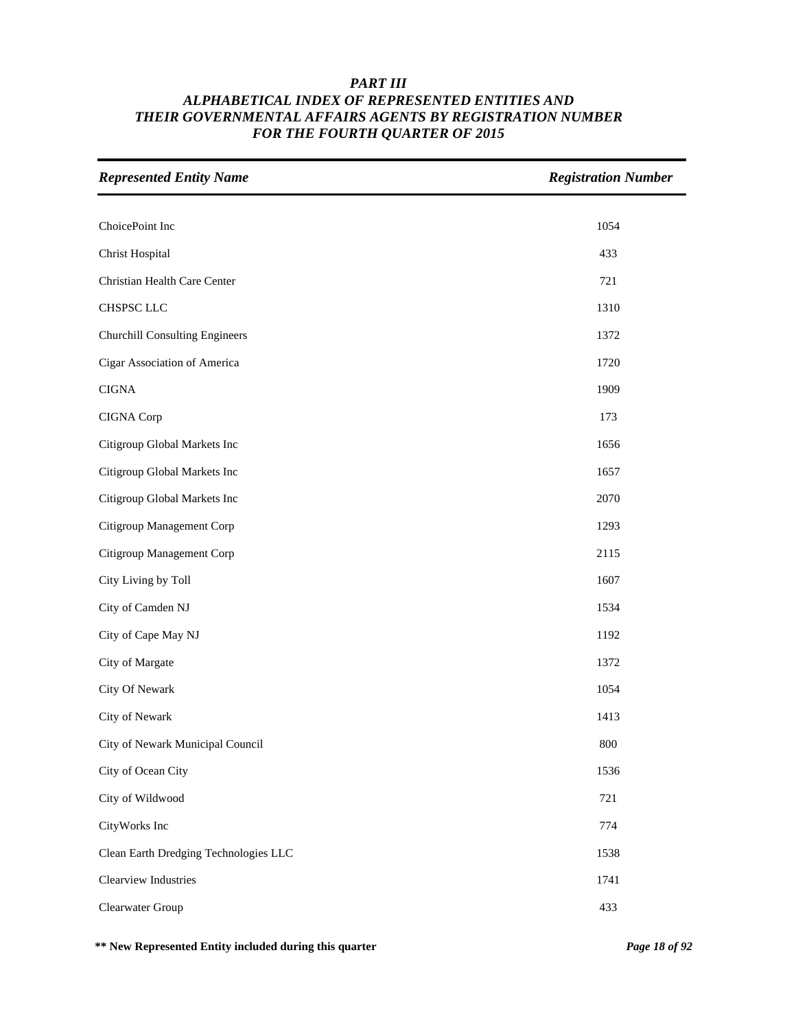# *PART III*
## *ALPHABETICAL INDEX OF REPRESENTED ENTITIES AND THEIR GOVERNMENTAL AFFAIRS AGENTS BY REGISTRATION NUMBER FOR THE FOURTH QUARTER OF 2015*

| *Represented Entity Name* | *Registration Number* |
|---|---|
| ChoicePoint Inc | 1054 |
| Christ Hospital | 433 |
| Christian Health Care Center | 721 |
| CHSPSC LLC | 1310 |
| Churchill Consulting Engineers | 1372 |
| Cigar Association of America | 1720 |
| CIGNA | 1909 |
| CIGNA Corp | 173 |
| Citigroup Global Markets Inc | 1656 |
| Citigroup Global Markets Inc | 1657 |
| Citigroup Global Markets Inc | 2070 |
| Citigroup Management Corp | 1293 |
| Citigroup Management Corp | 2115 |
| City Living by Toll | 1607 |
| City of Camden NJ | 1534 |
| City of Cape May NJ | 1192 |
| City of Margate | 1372 |
| City Of Newark | 1054 |
| City of Newark | 1413 |
| City of Newark Municipal Council | 800 |
| City of Ocean City | 1536 |
| City of Wildwood | 721 |
| CityWorks Inc | 774 |
| Clean Earth Dredging Technologies LLC | 1538 |
| Clearview Industries | 1741 |
| Clearwater Group | 433 |

**\*\* New Represented Entity included during this quarter**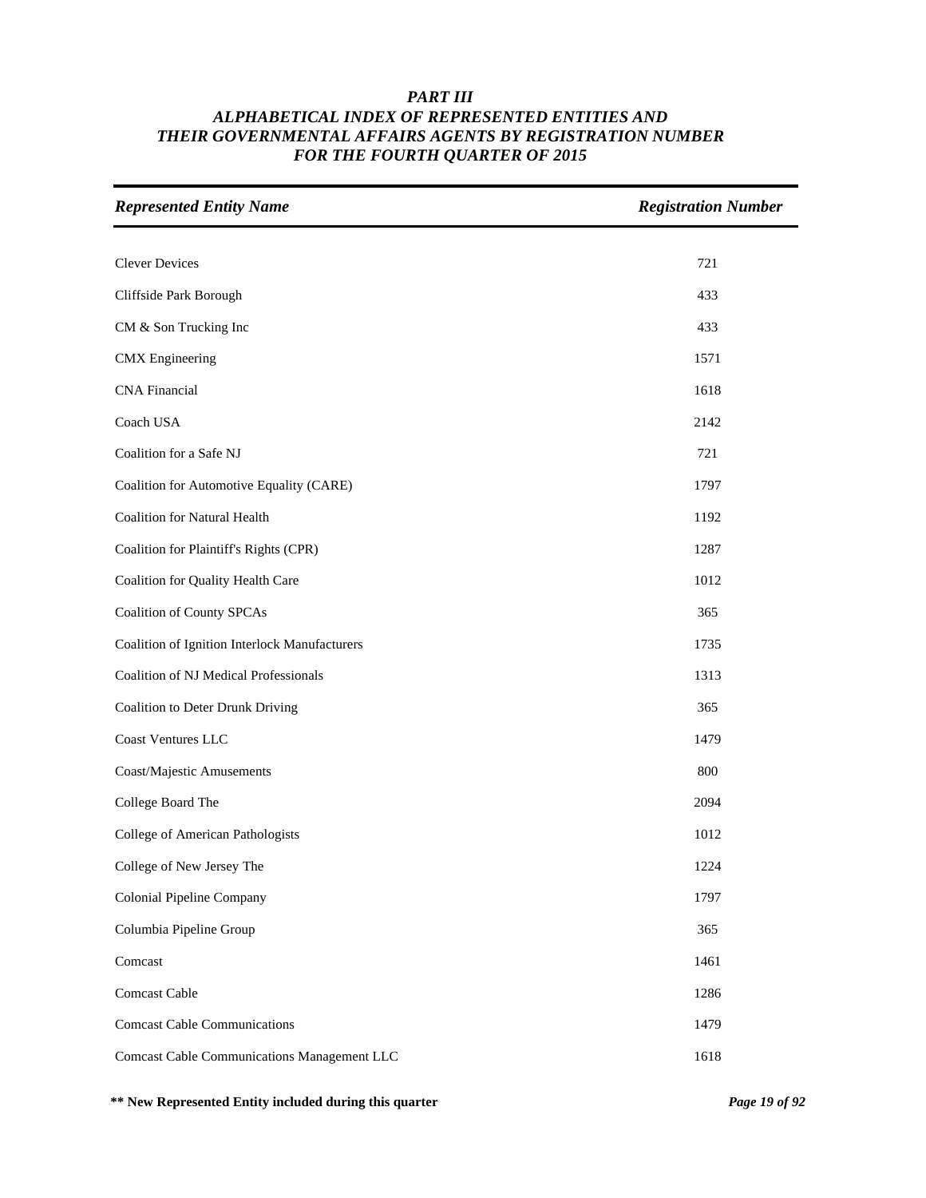## *PART III*
## *ALPHABETICAL INDEX OF REPRESENTED ENTITIES AND THEIR GOVERNMENTAL AFFAIRS AGENTS BY REGISTRATION NUMBER FOR THE FOURTH QUARTER OF 2015*

| *Represented Entity Name* | *Registration Number* |
|---|---|
| Clever Devices | 721 |
| Cliffside Park Borough | 433 |
| CM & Son Trucking Inc | 433 |
| CMX Engineering | 1571 |
| CNA Financial | 1618 |
| Coach USA | 2142 |
| Coalition for a Safe NJ | 721 |
| Coalition for Automotive Equality (CARE) | 1797 |
| Coalition for Natural Health | 1192 |
| Coalition for Plaintiff's Rights (CPR) | 1287 |
| Coalition for Quality Health Care | 1012 |
| Coalition of County SPCAs | 365 |
| Coalition of Ignition Interlock Manufacturers | 1735 |
| Coalition of NJ Medical Professionals | 1313 |
| Coalition to Deter Drunk Driving | 365 |
| Coast Ventures LLC | 1479 |
| Coast/Majestic Amusements | 800 |
| College Board The | 2094 |
| College of American Pathologists | 1012 |
| College of New Jersey The | 1224 |
| Colonial Pipeline Company | 1797 |
| Columbia Pipeline Group | 365 |
| Comcast | 1461 |
| Comcast Cable | 1286 |
| Comcast Cable Communications | 1479 |
| Comcast Cable Communications Management LLC | 1618 |

**\*\* New Represented Entity included during this quarter**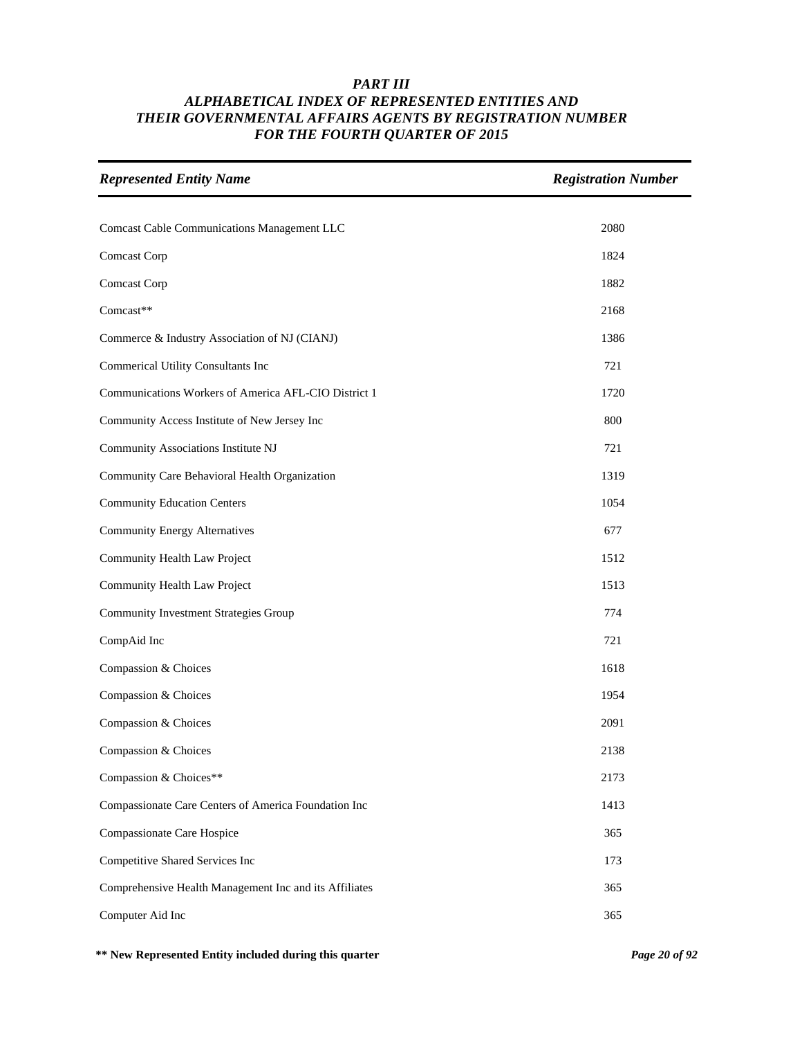# *PART III*
# *ALPHABETICAL INDEX OF REPRESENTED ENTITIES AND THEIR GOVERNMENTAL AFFAIRS AGENTS BY REGISTRATION NUMBER FOR THE FOURTH QUARTER OF 2015*

| *Represented Entity Name* | *Registration Number* |
|---|---|
| Comcast Cable Communications Management LLC | 2080 |
| Comcast Corp | 1824 |
| Comcast Corp | 1882 |
| Comcast** | 2168 |
| Commerce & Industry Association of NJ (CIANJ) | 1386 |
| Commerical Utility Consultants Inc | 721 |
| Communications Workers of America AFL-CIO District 1 | 1720 |
| Community Access Institute of New Jersey Inc | 800 |
| Community Associations Institute NJ | 721 |
| Community Care Behavioral Health Organization | 1319 |
| Community Education Centers | 1054 |
| Community Energy Alternatives | 677 |
| Community Health Law Project | 1512 |
| Community Health Law Project | 1513 |
| Community Investment Strategies Group | 774 |
| CompAid Inc | 721 |
| Compassion & Choices | 1618 |
| Compassion & Choices | 1954 |
| Compassion & Choices | 2091 |
| Compassion & Choices | 2138 |
| Compassion & Choices** | 2173 |
| Compassionate Care Centers of America Foundation Inc | 1413 |
| Compassionate Care Hospice | 365 |
| Competitive Shared Services Inc | 173 |
| Comprehensive Health Management Inc and its Affiliates | 365 |
| Computer Aid Inc | 365 |

**\*\* New Represented Entity included during this quarter**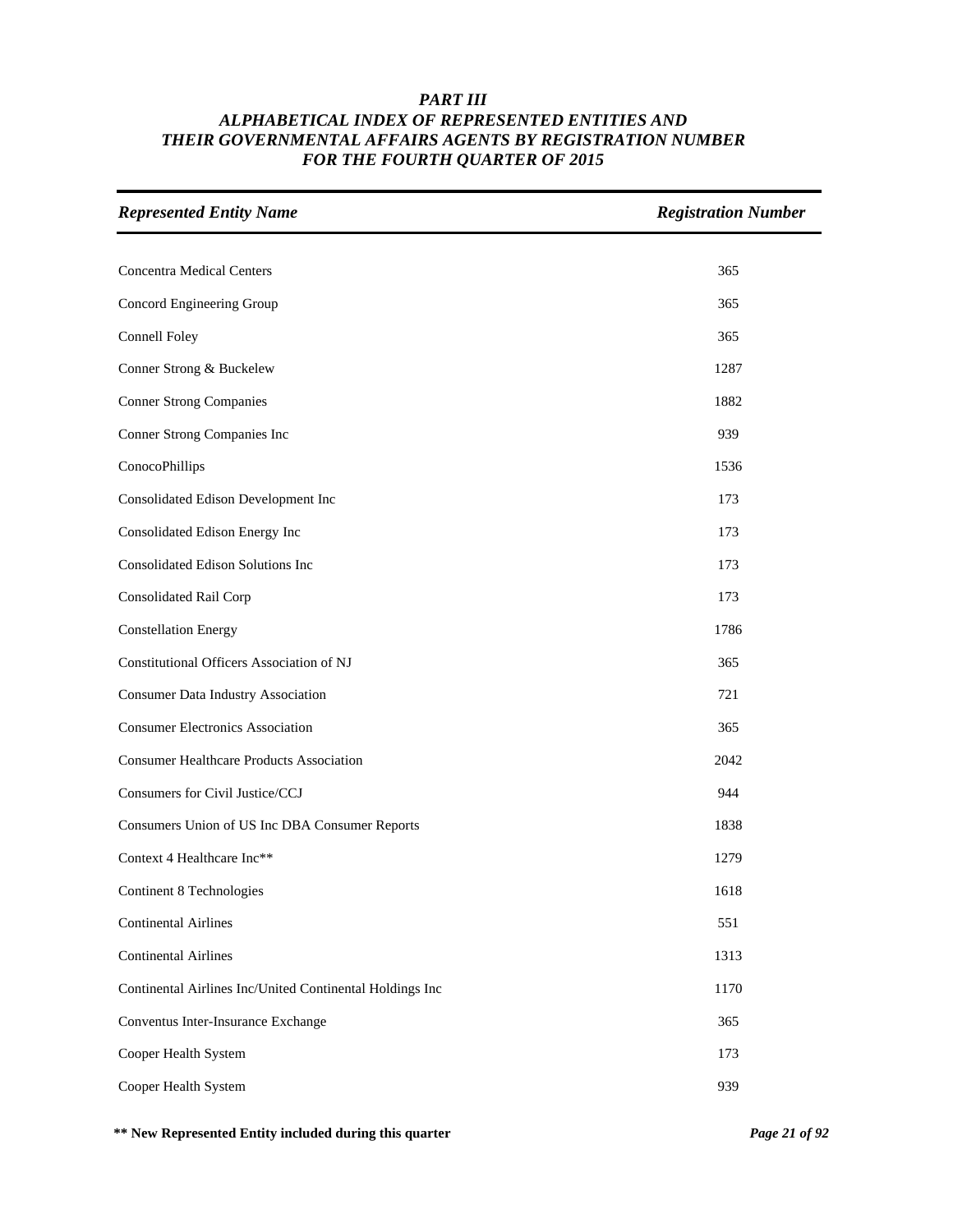# *PART III*
# *ALPHABETICAL INDEX OF REPRESENTED ENTITIES AND THEIR GOVERNMENTAL AFFAIRS AGENTS BY REGISTRATION NUMBER FOR THE FOURTH QUARTER OF 2015*

| *Represented Entity Name* | *Registration Number* |
|---|---|
| Concentra Medical Centers | 365 |
| Concord Engineering Group | 365 |
| Connell Foley | 365 |
| Conner Strong & Buckelew | 1287 |
| Conner Strong Companies | 1882 |
| Conner Strong Companies Inc | 939 |
| ConocoPhillips | 1536 |
| Consolidated Edison Development Inc | 173 |
| Consolidated Edison Energy Inc | 173 |
| Consolidated Edison Solutions Inc | 173 |
| Consolidated Rail Corp | 173 |
| Constellation Energy | 1786 |
| Constitutional Officers Association of NJ | 365 |
| Consumer Data Industry Association | 721 |
| Consumer Electronics Association | 365 |
| Consumer Healthcare Products Association | 2042 |
| Consumers for Civil Justice/CCJ | 944 |
| Consumers Union of US Inc DBA Consumer Reports | 1838 |
| Context 4 Healthcare Inc** | 1279 |
| Continent 8 Technologies | 1618 |
| Continental Airlines | 551 |
| Continental Airlines | 1313 |
| Continental Airlines Inc/United Continental Holdings Inc | 1170 |
| Conventus Inter-Insurance Exchange | 365 |
| Cooper Health System | 173 |
| Cooper Health System | 939 |

**** New Represented Entity included during this quarter**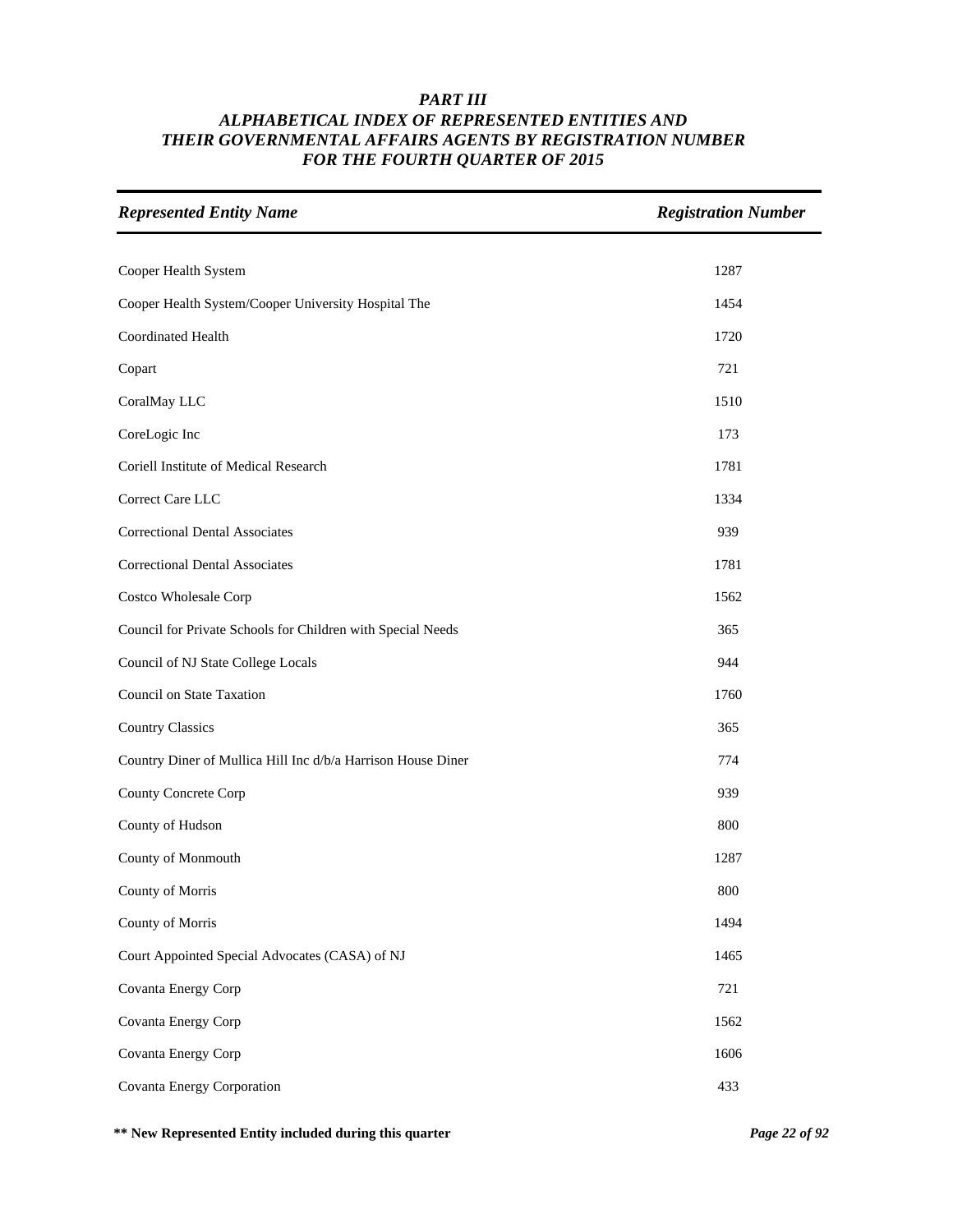# *PART III*
# *ALPHABETICAL INDEX OF REPRESENTED ENTITIES AND THEIR GOVERNMENTAL AFFAIRS AGENTS BY REGISTRATION NUMBER FOR THE FOURTH QUARTER OF 2015*

| *Represented Entity Name* | *Registration Number* |
|---|---|
| Cooper Health System | 1287 |
| Cooper Health System/Cooper University Hospital The | 1454 |
| Coordinated Health | 1720 |
| Copart | 721 |
| CoralMay LLC | 1510 |
| CoreLogic Inc | 173 |
| Coriell Institute of Medical Research | 1781 |
| Correct Care LLC | 1334 |
| Correctional Dental Associates | 939 |
| Correctional Dental Associates | 1781 |
| Costco Wholesale Corp | 1562 |
| Council for Private Schools for Children with Special Needs | 365 |
| Council of NJ State College Locals | 944 |
| Council on State Taxation | 1760 |
| Country Classics | 365 |
| Country Diner of Mullica Hill Inc d/b/a Harrison House Diner | 774 |
| County Concrete Corp | 939 |
| County of Hudson | 800 |
| County of Monmouth | 1287 |
| County of Morris | 800 |
| County of Morris | 1494 |
| Court Appointed Special Advocates (CASA) of NJ | 1465 |
| Covanta Energy Corp | 721 |
| Covanta Energy Corp | 1562 |
| Covanta Energy Corp | 1606 |
| Covanta Energy Corporation | 433 |

**\*\* New Represented Entity included during this quarter**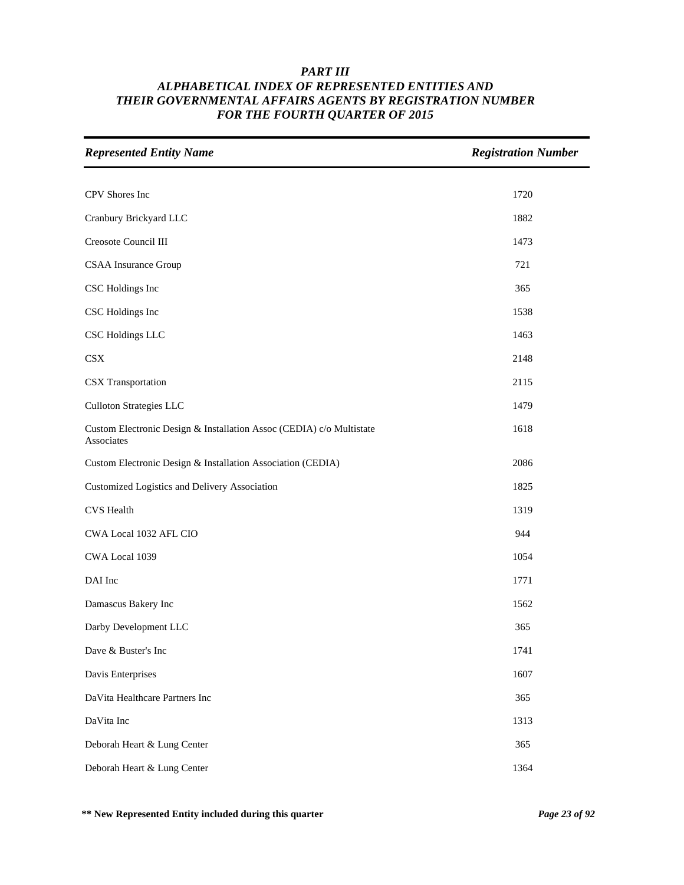# PART III
# ALPHABETICAL INDEX OF REPRESENTED ENTITIES AND THEIR GOVERNMENTAL AFFAIRS AGENTS BY REGISTRATION NUMBER FOR THE FOURTH QUARTER OF 2015

| Represented Entity Name | Registration Number |
|---|---|
| CPV Shores Inc | 1720 |
| Cranbury Brickyard LLC | 1882 |
| Creosote Council III | 1473 |
| CSAA Insurance Group | 721 |
| CSC Holdings Inc | 365 |
| CSC Holdings Inc | 1538 |
| CSC Holdings LLC | 1463 |
| CSX | 2148 |
| CSX Transportation | 2115 |
| Culloton Strategies LLC | 1479 |
| Custom Electronic Design & Installation Assoc (CEDIA) c/o Multistate Associates | 1618 |
| Custom Electronic Design & Installation Association (CEDIA) | 2086 |
| Customized Logistics and Delivery Association | 1825 |
| CVS Health | 1319 |
| CWA Local 1032 AFL CIO | 944 |
| CWA Local 1039 | 1054 |
| DAI Inc | 1771 |
| Damascus Bakery Inc | 1562 |
| Darby Development LLC | 365 |
| Dave & Buster's Inc | 1741 |
| Davis Enterprises | 1607 |
| DaVita Healthcare Partners Inc | 365 |
| DaVita Inc | 1313 |
| Deborah Heart & Lung Center | 365 |
| Deborah Heart & Lung Center | 1364 |

**\*\* New Represented Entity included during this quarter**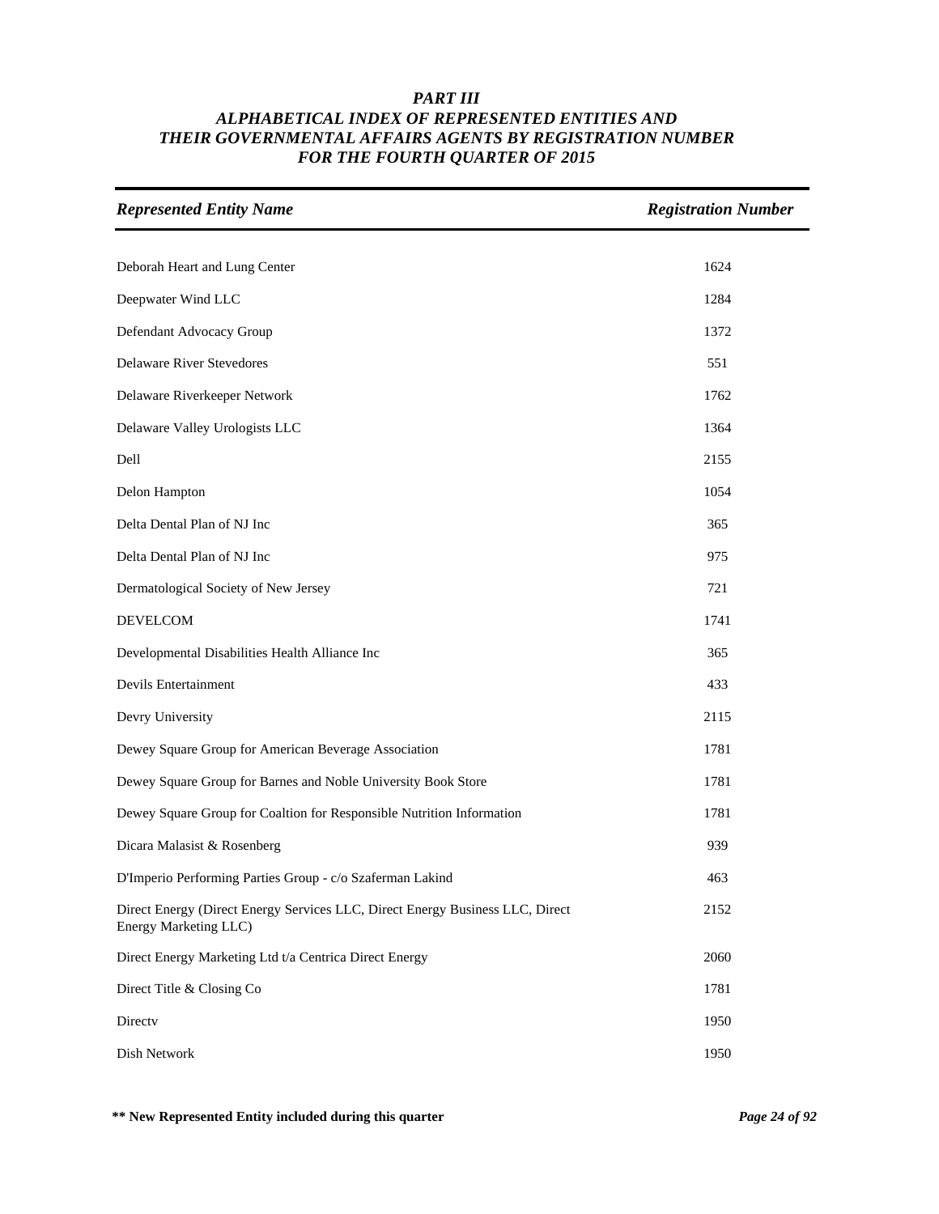# PART III
## ALPHABETICAL INDEX OF REPRESENTED ENTITIES AND THEIR GOVERNMENTAL AFFAIRS AGENTS BY REGISTRATION NUMBER FOR THE FOURTH QUARTER OF 2015

| *Represented Entity Name* | *Registration Number* |
|---|---|
| Deborah Heart and Lung Center | 1624 |
| Deepwater Wind LLC | 1284 |
| Defendant Advocacy Group | 1372 |
| Delaware River Stevedores | 551 |
| Delaware Riverkeeper Network | 1762 |
| Delaware Valley Urologists LLC | 1364 |
| Dell | 2155 |
| Delon Hampton | 1054 |
| Delta Dental Plan of NJ Inc | 365 |
| Delta Dental Plan of NJ Inc | 975 |
| Dermatological Society of New Jersey | 721 |
| DEVELCOM | 1741 |
| Developmental Disabilities Health Alliance Inc | 365 |
| Devils Entertainment | 433 |
| Devry University | 2115 |
| Dewey Square Group for American Beverage Association | 1781 |
| Dewey Square Group for Barnes and Noble University Book Store | 1781 |
| Dewey Square Group for Coaltion for Responsible Nutrition Information | 1781 |
| Dicara Malasist & Rosenberg | 939 |
| D'Imperio Performing Parties Group - c/o Szaferman Lakind | 463 |
| Direct Energy (Direct Energy Services LLC, Direct Energy Business LLC, Direct Energy Marketing LLC) | 2152 |
| Direct Energy Marketing Ltd t/a Centrica Direct Energy | 2060 |
| Direct Title & Closing Co | 1781 |
| Directv | 1950 |
| Dish Network | 1950 |

**\*\* New Represented Entity included during this quarter**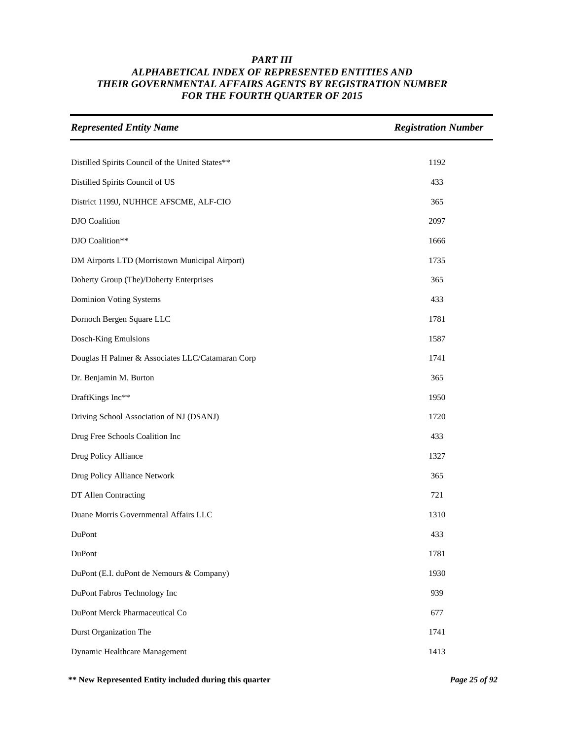# *PART III*
## *ALPHABETICAL INDEX OF REPRESENTED ENTITIES AND THEIR GOVERNMENTAL AFFAIRS AGENTS BY REGISTRATION NUMBER FOR THE FOURTH QUARTER OF 2015*

| *Represented Entity Name* | *Registration Number* |
|---|---|
| Distilled Spirits Council of the United States** | 1192 |
| Distilled Spirits Council of US | 433 |
| District 1199J, NUHHCE AFSCME, ALF-CIO | 365 |
| DJO Coalition | 2097 |
| DJO Coalition** | 1666 |
| DM Airports LTD (Morristown Municipal Airport) | 1735 |
| Doherty Group (The)/Doherty Enterprises | 365 |
| Dominion Voting Systems | 433 |
| Dornoch Bergen Square LLC | 1781 |
| Dosch-King Emulsions | 1587 |
| Douglas H Palmer & Associates LLC/Catamaran Corp | 1741 |
| Dr. Benjamin M. Burton | 365 |
| DraftKings Inc** | 1950 |
| Driving School Association of NJ (DSANJ) | 1720 |
| Drug Free Schools Coalition Inc | 433 |
| Drug Policy Alliance | 1327 |
| Drug Policy Alliance Network | 365 |
| DT Allen Contracting | 721 |
| Duane Morris Governmental Affairs LLC | 1310 |
| DuPont | 433 |
| DuPont | 1781 |
| DuPont (E.I. duPont de Nemours & Company) | 1930 |
| DuPont Fabros Technology Inc | 939 |
| DuPont Merck Pharmaceutical Co | 677 |
| Durst Organization The | 1741 |
| Dynamic Healthcare Management | 1413 |

**** New Represented Entity included during this quarter**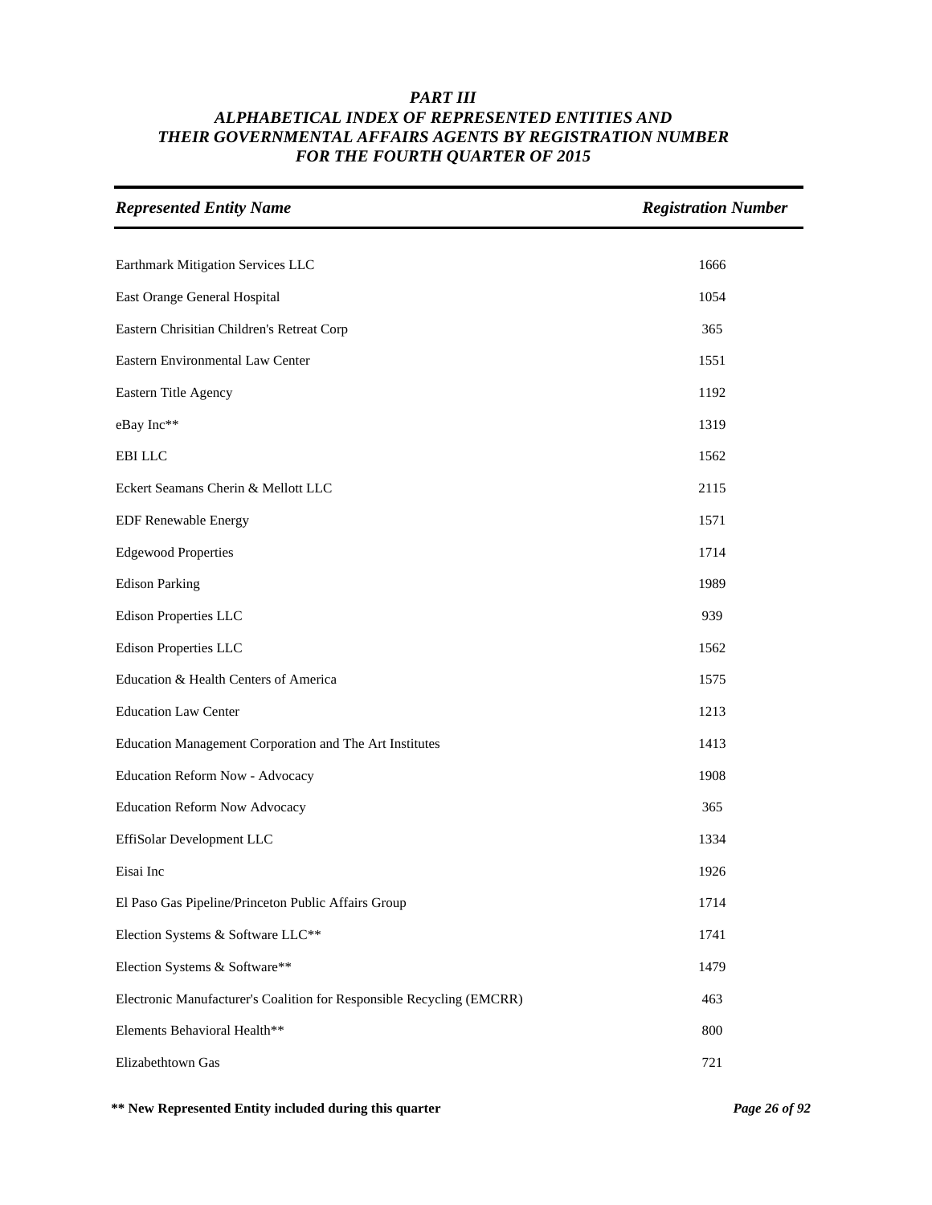***PART III***
***ALPHABETICAL INDEX OF REPRESENTED ENTITIES AND THEIR GOVERNMENTAL AFFAIRS AGENTS BY REGISTRATION NUMBER FOR THE FOURTH QUARTER OF 2015***

| *Represented Entity Name* | *Registration Number* |
| --- | --- |
| Earthmark Mitigation Services LLC | 1666 |
| East Orange General Hospital | 1054 |
| Eastern Chrisitian Children's Retreat Corp | 365 |
| Eastern Environmental Law Center | 1551 |
| Eastern Title Agency | 1192 |
| eBay Inc** | 1319 |
| EBI LLC | 1562 |
| Eckert Seamans Cherin & Mellott LLC | 2115 |
| EDF Renewable Energy | 1571 |
| Edgewood Properties | 1714 |
| Edison Parking | 1989 |
| Edison Properties LLC | 939 |
| Edison Properties LLC | 1562 |
| Education & Health Centers of America | 1575 |
| Education Law Center | 1213 |
| Education Management Corporation and The Art Institutes | 1413 |
| Education Reform Now - Advocacy | 1908 |
| Education Reform Now Advocacy | 365 |
| EffiSolar Development LLC | 1334 |
| Eisai Inc | 1926 |
| El Paso Gas Pipeline/Princeton Public Affairs Group | 1714 |
| Election Systems & Software LLC** | 1741 |
| Election Systems & Software** | 1479 |
| Electronic Manufacturer's Coalition for Responsible Recycling (EMCRR) | 463 |
| Elements Behavioral Health** | 800 |
| Elizabethtown Gas | 721 |

**** New Represented Entity included during this quarter**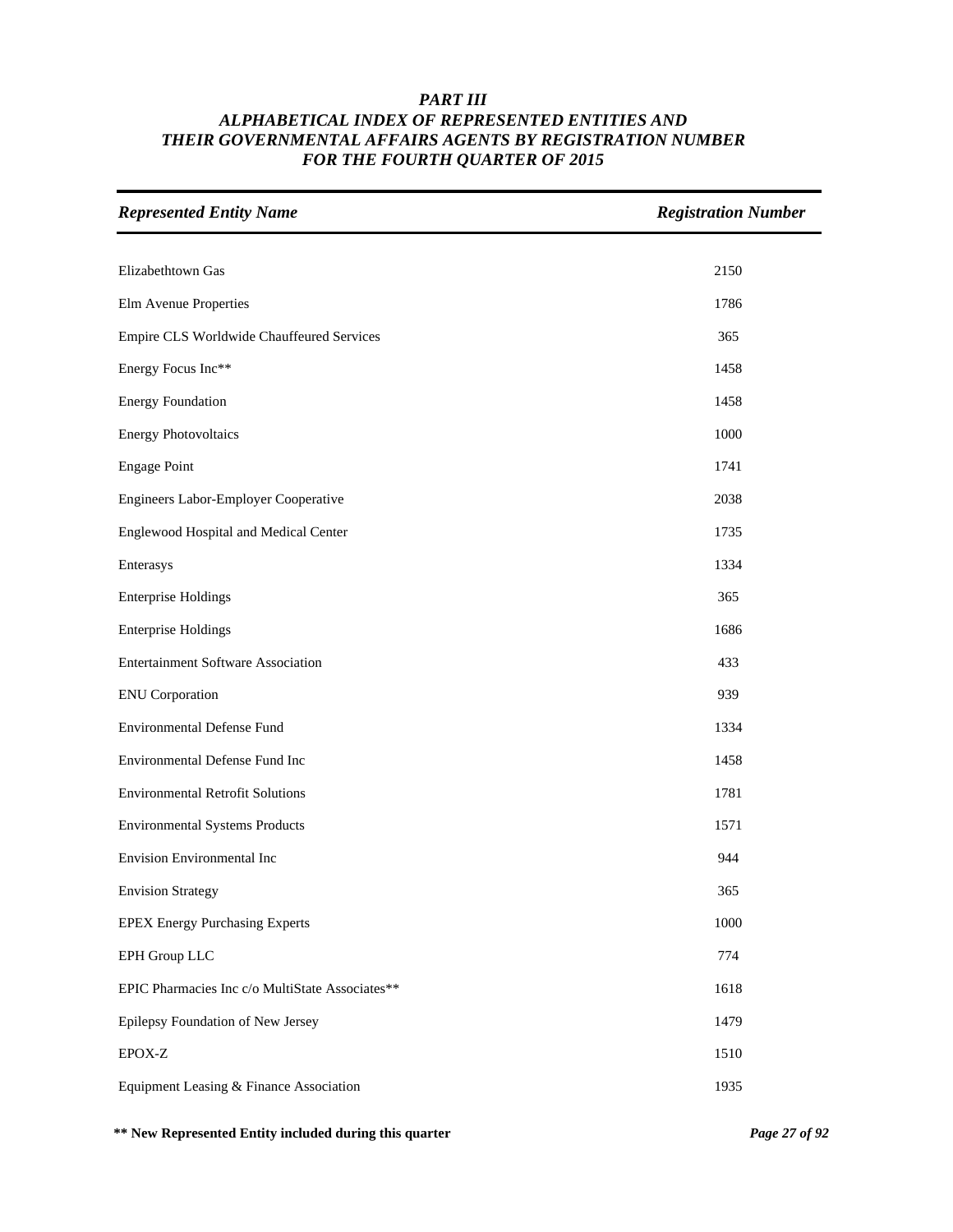# PART III
## ALPHABETICAL INDEX OF REPRESENTED ENTITIES AND THEIR GOVERNMENTAL AFFAIRS AGENTS BY REGISTRATION NUMBER FOR THE FOURTH QUARTER OF 2015

| *Represented Entity Name* | *Registration Number* |
|---|---|
| Elizabethtown Gas | 2150 |
| Elm Avenue Properties | 1786 |
| Empire CLS Worldwide Chauffeured Services | 365 |
| Energy Focus Inc** | 1458 |
| Energy Foundation | 1458 |
| Energy Photovoltaics | 1000 |
| Engage Point | 1741 |
| Engineers Labor-Employer Cooperative | 2038 |
| Englewood Hospital and Medical Center | 1735 |
| Enterasys | 1334 |
| Enterprise Holdings | 365 |
| Enterprise Holdings | 1686 |
| Entertainment Software Association | 433 |
| ENU Corporation | 939 |
| Environmental Defense Fund | 1334 |
| Environmental Defense Fund Inc | 1458 |
| Environmental Retrofit Solutions | 1781 |
| Environmental Systems Products | 1571 |
| Envision Environmental Inc | 944 |
| Envision Strategy | 365 |
| EPEX Energy Purchasing Experts | 1000 |
| EPH Group LLC | 774 |
| EPIC Pharmacies Inc c/o MultiState Associates** | 1618 |
| Epilepsy Foundation of New Jersey | 1479 |
| EPOX-Z | 1510 |
| Equipment Leasing & Finance Association | 1935 |

**** New Represented Entity included during this quarter**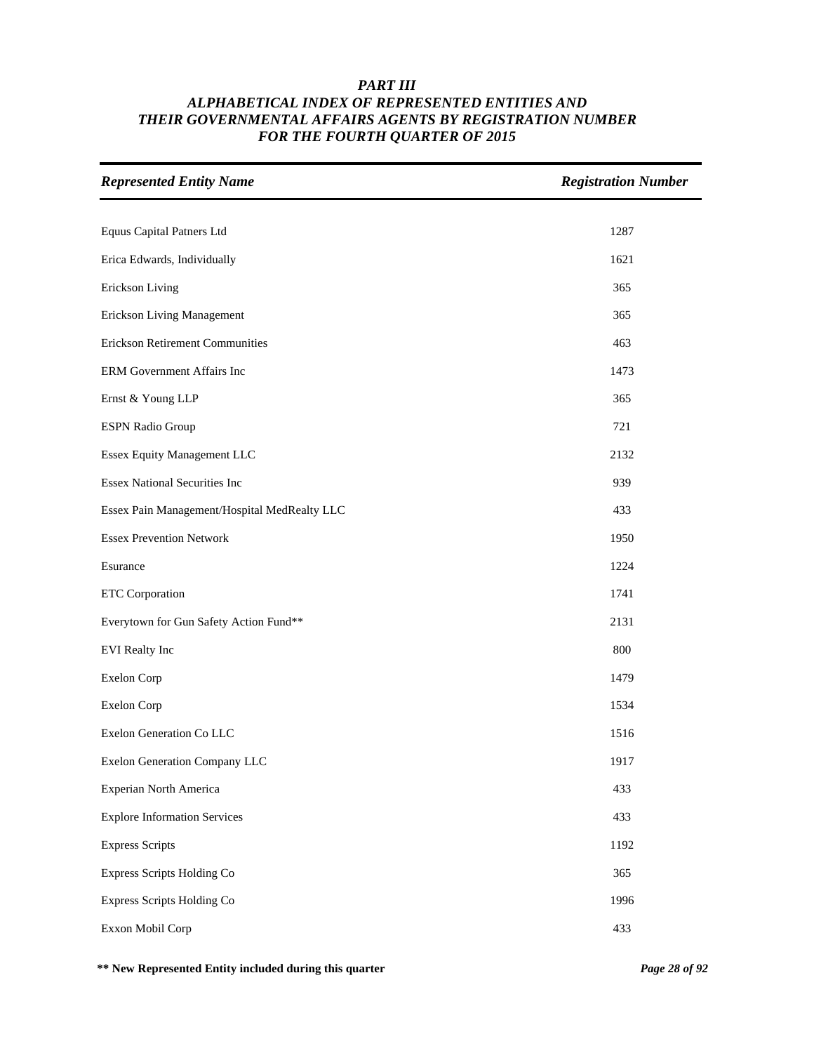# *PART III*
## *ALPHABETICAL INDEX OF REPRESENTED ENTITIES AND THEIR GOVERNMENTAL AFFAIRS AGENTS BY REGISTRATION NUMBER FOR THE FOURTH QUARTER OF 2015*

| *Represented Entity Name* | *Registration Number* |
|---|---|
| Equus Capital Patners Ltd | 1287 |
| Erica Edwards, Individually | 1621 |
| Erickson Living | 365 |
| Erickson Living Management | 365 |
| Erickson Retirement Communities | 463 |
| ERM Government Affairs Inc | 1473 |
| Ernst & Young LLP | 365 |
| ESPN Radio Group | 721 |
| Essex Equity Management LLC | 2132 |
| Essex National Securities Inc | 939 |
| Essex Pain Management/Hospital MedRealty LLC | 433 |
| Essex Prevention Network | 1950 |
| Esurance | 1224 |
| ETC Corporation | 1741 |
| Everytown for Gun Safety Action Fund** | 2131 |
| EVI Realty Inc | 800 |
| Exelon Corp | 1479 |
| Exelon Corp | 1534 |
| Exelon Generation Co LLC | 1516 |
| Exelon Generation Company LLC | 1917 |
| Experian North America | 433 |
| Explore Information Services | 433 |
| Express Scripts | 1192 |
| Express Scripts Holding Co | 365 |
| Express Scripts Holding Co | 1996 |
| Exxon Mobil Corp | 433 |

**** New Represented Entity included during this quarter**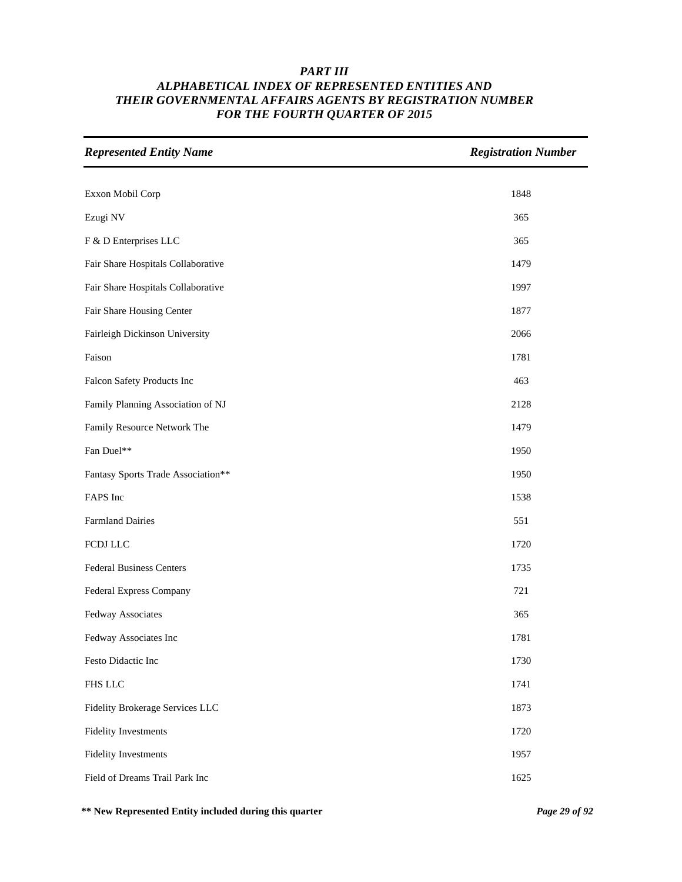# PART III
# ALPHABETICAL INDEX OF REPRESENTED ENTITIES AND THEIR GOVERNMENTAL AFFAIRS AGENTS BY REGISTRATION NUMBER FOR THE FOURTH QUARTER OF 2015

| *Represented Entity Name* | *Registration Number* |
| --- | --- |
| Exxon Mobil Corp | 1848 |
| Ezugi NV | 365 |
| F & D Enterprises LLC | 365 |
| Fair Share Hospitals Collaborative | 1479 |
| Fair Share Hospitals Collaborative | 1997 |
| Fair Share Housing Center | 1877 |
| Fairleigh Dickinson University | 2066 |
| Faison | 1781 |
| Falcon Safety Products Inc | 463 |
| Family Planning Association of NJ | 2128 |
| Family Resource Network The | 1479 |
| Fan Duel** | 1950 |
| Fantasy Sports Trade Association** | 1950 |
| FAPS Inc | 1538 |
| Farmland Dairies | 551 |
| FCDJ LLC | 1720 |
| Federal Business Centers | 1735 |
| Federal Express Company | 721 |
| Fedway Associates | 365 |
| Fedway Associates Inc | 1781 |
| Festo Didactic Inc | 1730 |
| FHS LLC | 1741 |
| Fidelity Brokerage Services LLC | 1873 |
| Fidelity Investments | 1720 |
| Fidelity Investments | 1957 |
| Field of Dreams Trail Park Inc | 1625 |

**** New Represented Entity included during this quarter**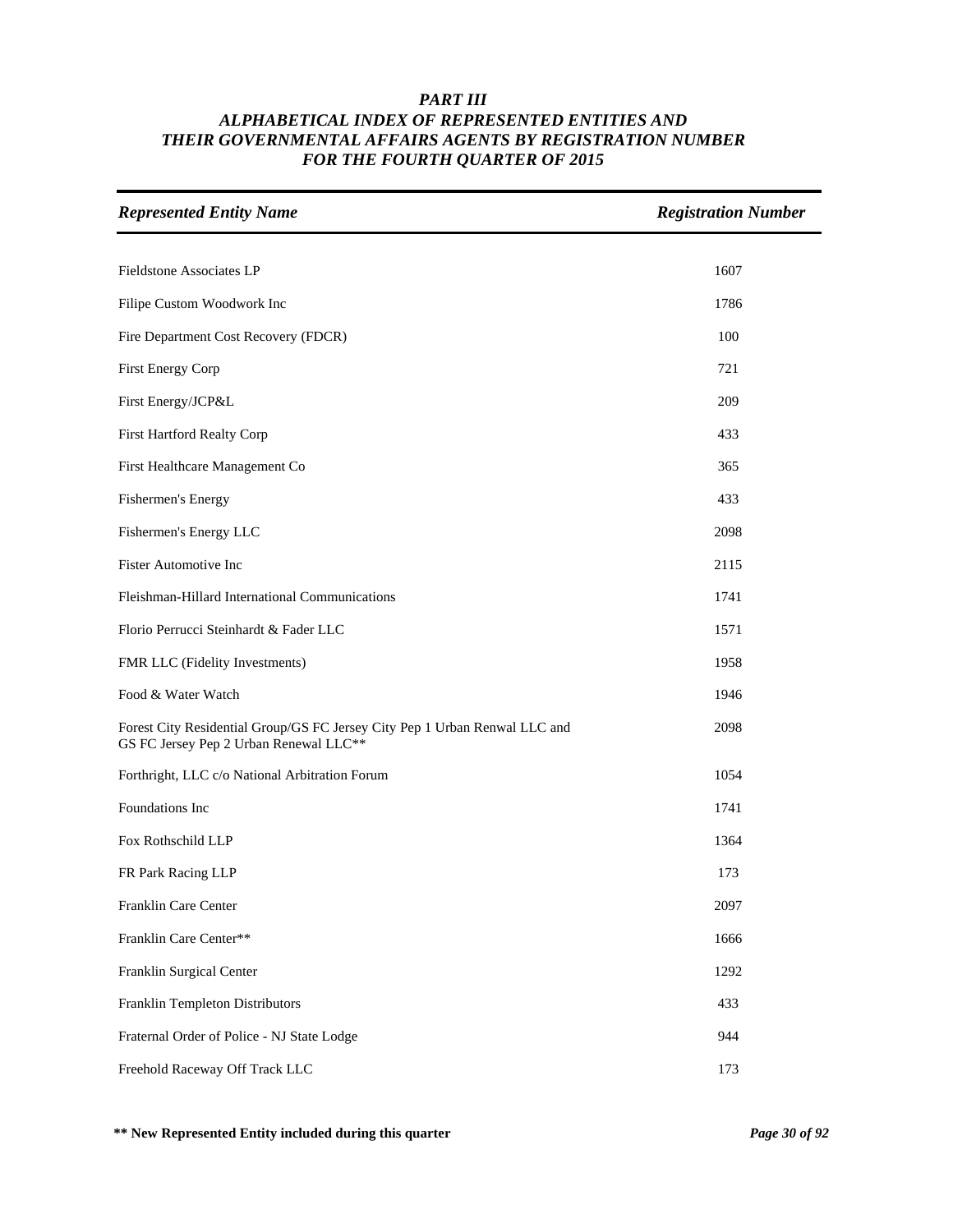# *PART III*
## *ALPHABETICAL INDEX OF REPRESENTED ENTITIES AND THEIR GOVERNMENTAL AFFAIRS AGENTS BY REGISTRATION NUMBER FOR THE FOURTH QUARTER OF 2015*

| *Represented Entity Name* | *Registration Number* |
|---|---|
| Fieldstone Associates LP | 1607 |
| Filipe Custom Woodwork Inc | 1786 |
| Fire Department Cost Recovery (FDCR) | 100 |
| First Energy Corp | 721 |
| First Energy/JCP&L | 209 |
| First Hartford Realty Corp | 433 |
| First Healthcare Management Co | 365 |
| Fishermen's Energy | 433 |
| Fishermen's Energy LLC | 2098 |
| Fister Automotive Inc | 2115 |
| Fleishman-Hillard International Communications | 1741 |
| Florio Perrucci Steinhardt & Fader LLC | 1571 |
| FMR LLC (Fidelity Investments) | 1958 |
| Food & Water Watch | 1946 |
| Forest City Residential Group/GS FC Jersey City Pep 1 Urban Renwal LLC and GS FC Jersey Pep 2 Urban Renewal LLC** | 2098 |
| Forthright, LLC c/o National Arbitration Forum | 1054 |
| Foundations Inc | 1741 |
| Fox Rothschild LLP | 1364 |
| FR Park Racing LLP | 173 |
| Franklin Care Center | 2097 |
| Franklin Care Center** | 1666 |
| Franklin Surgical Center | 1292 |
| Franklin Templeton Distributors | 433 |
| Fraternal Order of Police - NJ State Lodge | 944 |
| Freehold Raceway Off Track LLC | 173 |

**\*\* New Represented Entity included during this quarter**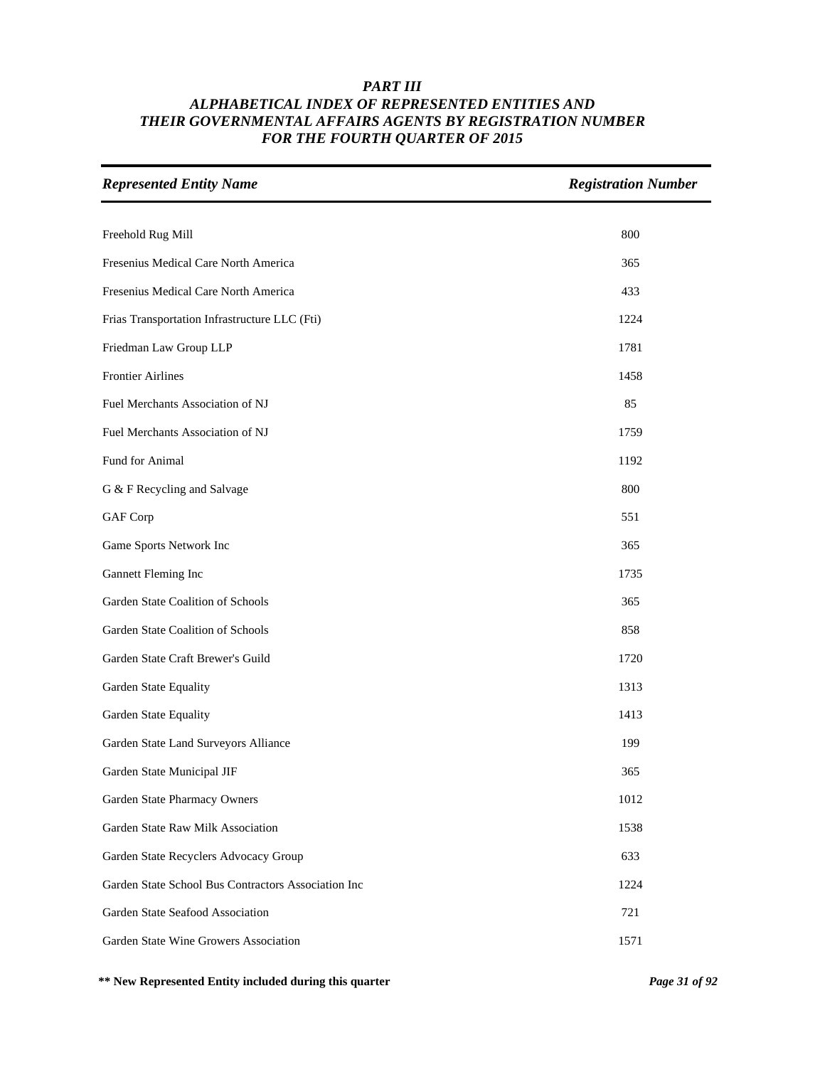# *PART III*
# *ALPHABETICAL INDEX OF REPRESENTED ENTITIES AND THEIR GOVERNMENTAL AFFAIRS AGENTS BY REGISTRATION NUMBER FOR THE FOURTH QUARTER OF 2015*

| *Represented Entity Name* | *Registration Number* |
|---|---|
| Freehold Rug Mill | 800 |
| Fresenius Medical Care North America | 365 |
| Fresenius Medical Care North America | 433 |
| Frias Transportation Infrastructure LLC (Fti) | 1224 |
| Friedman Law Group LLP | 1781 |
| Frontier Airlines | 1458 |
| Fuel Merchants Association of NJ | 85 |
| Fuel Merchants Association of NJ | 1759 |
| Fund for Animal | 1192 |
| G & F Recycling and Salvage | 800 |
| GAF Corp | 551 |
| Game Sports Network Inc | 365 |
| Gannett Fleming Inc | 1735 |
| Garden State Coalition of Schools | 365 |
| Garden State Coalition of Schools | 858 |
| Garden State Craft Brewer's Guild | 1720 |
| Garden State Equality | 1313 |
| Garden State Equality | 1413 |
| Garden State Land Surveyors Alliance | 199 |
| Garden State Municipal JIF | 365 |
| Garden State Pharmacy Owners | 1012 |
| Garden State Raw Milk Association | 1538 |
| Garden State Recyclers Advocacy Group | 633 |
| Garden State School Bus Contractors Association Inc | 1224 |
| Garden State Seafood Association | 721 |
| Garden State Wine Growers Association | 1571 |

**\*\* New Represented Entity included during this quarter**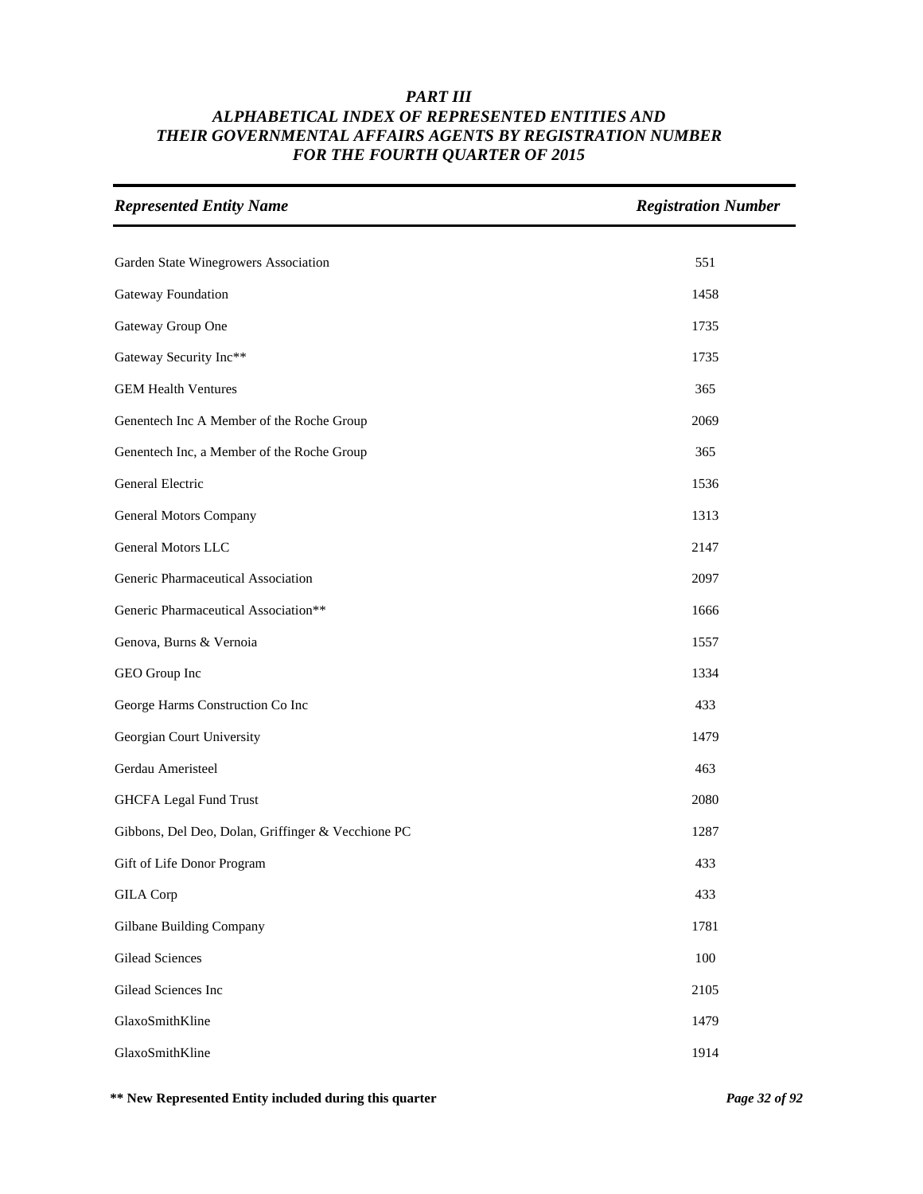# PART III
## ALPHABETICAL INDEX OF REPRESENTED ENTITIES AND THEIR GOVERNMENTAL AFFAIRS AGENTS BY REGISTRATION NUMBER FOR THE FOURTH QUARTER OF 2015

| *Represented Entity Name* | *Registration Number* |
|---|---|
| Garden State Winegrowers Association | 551 |
| Gateway Foundation | 1458 |
| Gateway Group One | 1735 |
| Gateway Security Inc** | 1735 |
| GEM Health Ventures | 365 |
| Genentech Inc A Member of the Roche Group | 2069 |
| Genentech Inc, a Member of the Roche Group | 365 |
| General Electric | 1536 |
| General Motors Company | 1313 |
| General Motors LLC | 2147 |
| Generic Pharmaceutical Association | 2097 |
| Generic Pharmaceutical Association** | 1666 |
| Genova, Burns & Vernoia | 1557 |
| GEO Group Inc | 1334 |
| George Harms Construction Co Inc | 433 |
| Georgian Court University | 1479 |
| Gerdau Ameristeel | 463 |
| GHCFA Legal Fund Trust | 2080 |
| Gibbons, Del Deo, Dolan, Griffinger & Vecchione PC | 1287 |
| Gift of Life Donor Program | 433 |
| GILA Corp | 433 |
| Gilbane Building Company | 1781 |
| Gilead Sciences | 100 |
| Gilead Sciences Inc | 2105 |
| GlaxoSmithKline | 1479 |
| GlaxoSmithKline | 1914 |

**** New Represented Entity included during this quarter**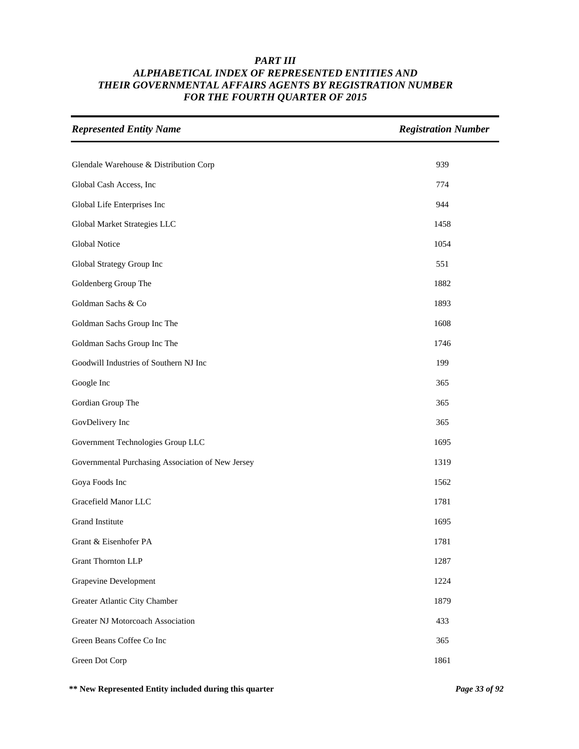# *PART III*
## *ALPHABETICAL INDEX OF REPRESENTED ENTITIES AND THEIR GOVERNMENTAL AFFAIRS AGENTS BY REGISTRATION NUMBER FOR THE FOURTH QUARTER OF 2015*

| *Represented Entity Name* | *Registration Number* |
|---|---|
| Glendale Warehouse & Distribution Corp | 939 |
| Global Cash Access, Inc | 774 |
| Global Life Enterprises Inc | 944 |
| Global Market Strategies LLC | 1458 |
| Global Notice | 1054 |
| Global Strategy Group Inc | 551 |
| Goldenberg Group The | 1882 |
| Goldman Sachs & Co | 1893 |
| Goldman Sachs Group Inc The | 1608 |
| Goldman Sachs Group Inc The | 1746 |
| Goodwill Industries of Southern NJ Inc | 199 |
| Google Inc | 365 |
| Gordian Group The | 365 |
| GovDelivery Inc | 365 |
| Government Technologies Group LLC | 1695 |
| Governmental Purchasing Association of New Jersey | 1319 |
| Goya Foods Inc | 1562 |
| Gracefield Manor LLC | 1781 |
| Grand Institute | 1695 |
| Grant & Eisenhofer PA | 1781 |
| Grant Thornton LLP | 1287 |
| Grapevine Development | 1224 |
| Greater Atlantic City Chamber | 1879 |
| Greater NJ Motorcoach Association | 433 |
| Green Beans Coffee Co Inc | 365 |
| Green Dot Corp | 1861 |

**** New Represented Entity included during this quarter**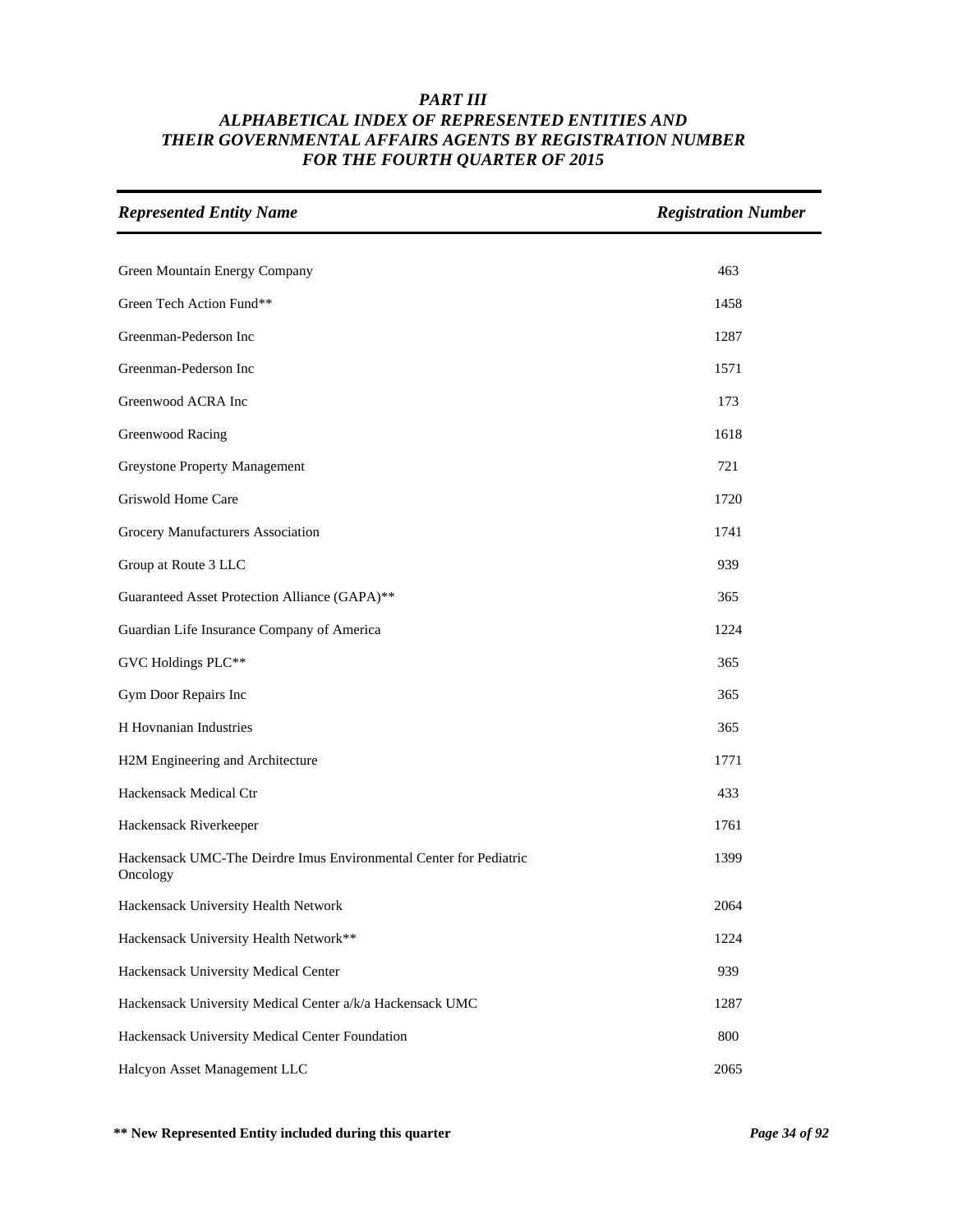# *PART III*
# *ALPHABETICAL INDEX OF REPRESENTED ENTITIES AND THEIR GOVERNMENTAL AFFAIRS AGENTS BY REGISTRATION NUMBER FOR THE FOURTH QUARTER OF 2015*

| *Represented Entity Name* | *Registration Number* |
|---|---|
| Green Mountain Energy Company | 463 |
| Green Tech Action Fund** | 1458 |
| Greenman-Pederson Inc | 1287 |
| Greenman-Pederson Inc | 1571 |
| Greenwood ACRA Inc | 173 |
| Greenwood Racing | 1618 |
| Greystone Property Management | 721 |
| Griswold Home Care | 1720 |
| Grocery Manufacturers Association | 1741 |
| Group at Route 3 LLC | 939 |
| Guaranteed Asset Protection Alliance (GAPA)** | 365 |
| Guardian Life Insurance Company of America | 1224 |
| GVC Holdings PLC** | 365 |
| Gym Door Repairs Inc | 365 |
| H Hovnanian Industries | 365 |
| H2M Engineering and Architecture | 1771 |
| Hackensack Medical Ctr | 433 |
| Hackensack Riverkeeper | 1761 |
| Hackensack UMC-The Deirdre Imus Environmental Center for Pediatric Oncology | 1399 |
| Hackensack University Health Network | 2064 |
| Hackensack University Health Network** | 1224 |
| Hackensack University Medical Center | 939 |
| Hackensack University Medical Center a/k/a Hackensack UMC | 1287 |
| Hackensack University Medical Center Foundation | 800 |
| Halcyon Asset Management LLC | 2065 |

**\*\* New Represented Entity included during this quarter**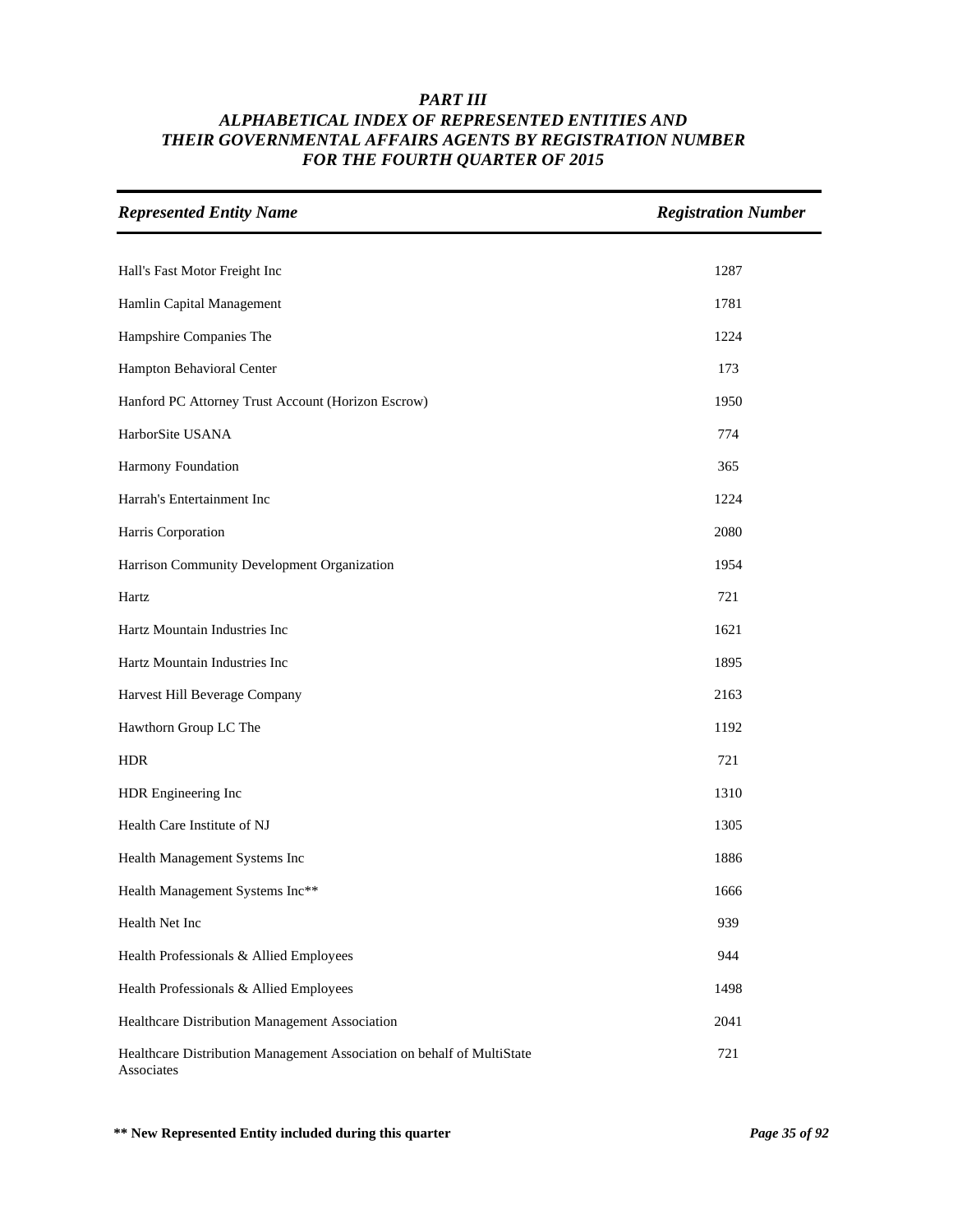# *PART III*
## *ALPHABETICAL INDEX OF REPRESENTED ENTITIES AND THEIR GOVERNMENTAL AFFAIRS AGENTS BY REGISTRATION NUMBER FOR THE FOURTH QUARTER OF 2015*

| *Represented Entity Name* | *Registration Number* |
|---|---|
| Hall's Fast Motor Freight Inc | 1287 |
| Hamlin Capital Management | 1781 |
| Hampshire Companies The | 1224 |
| Hampton Behavioral Center | 173 |
| Hanford PC Attorney Trust Account (Horizon Escrow) | 1950 |
| HarborSite USANA | 774 |
| Harmony Foundation | 365 |
| Harrah's Entertainment Inc | 1224 |
| Harris Corporation | 2080 |
| Harrison Community Development Organization | 1954 |
| Hartz | 721 |
| Hartz Mountain Industries Inc | 1621 |
| Hartz Mountain Industries Inc | 1895 |
| Harvest Hill Beverage Company | 2163 |
| Hawthorn Group LC The | 1192 |
| HDR | 721 |
| HDR Engineering Inc | 1310 |
| Health Care Institute of NJ | 1305 |
| Health Management Systems Inc | 1886 |
| Health Management Systems Inc** | 1666 |
| Health Net Inc | 939 |
| Health Professionals & Allied Employees | 944 |
| Health Professionals & Allied Employees | 1498 |
| Healthcare Distribution Management Association | 2041 |
| Healthcare Distribution Management Association on behalf of MultiState Associates | 721 |

**** New Represented Entity included during this quarter**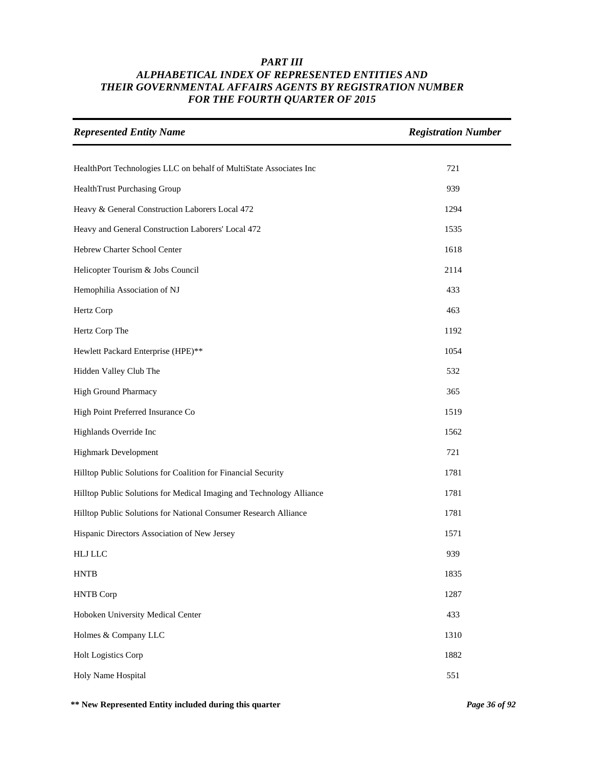# PART III
## ALPHABETICAL INDEX OF REPRESENTED ENTITIES AND THEIR GOVERNMENTAL AFFAIRS AGENTS BY REGISTRATION NUMBER FOR THE FOURTH QUARTER OF 2015

| Represented Entity Name | Registration Number |
|---|---|
| HealthPort Technologies LLC on behalf of MultiState Associates Inc | 721 |
| HealthTrust Purchasing Group | 939 |
| Heavy & General Construction Laborers Local 472 | 1294 |
| Heavy and General Construction Laborers' Local 472 | 1535 |
| Hebrew Charter School Center | 1618 |
| Helicopter Tourism & Jobs Council | 2114 |
| Hemophilia Association of NJ | 433 |
| Hertz Corp | 463 |
| Hertz Corp The | 1192 |
| Hewlett Packard Enterprise (HPE)** | 1054 |
| Hidden Valley Club The | 532 |
| High Ground Pharmacy | 365 |
| High Point Preferred Insurance Co | 1519 |
| Highlands Override Inc | 1562 |
| Highmark Development | 721 |
| Hilltop Public Solutions for Coalition for Financial Security | 1781 |
| Hilltop Public Solutions for Medical Imaging and Technology Alliance | 1781 |
| Hilltop Public Solutions for National Consumer Research Alliance | 1781 |
| Hispanic Directors Association of New Jersey | 1571 |
| HLJ LLC | 939 |
| HNTB | 1835 |
| HNTB Corp | 1287 |
| Hoboken University Medical Center | 433 |
| Holmes & Company LLC | 1310 |
| Holt Logistics Corp | 1882 |
| Holy Name Hospital | 551 |

**** New Represented Entity included during this quarter**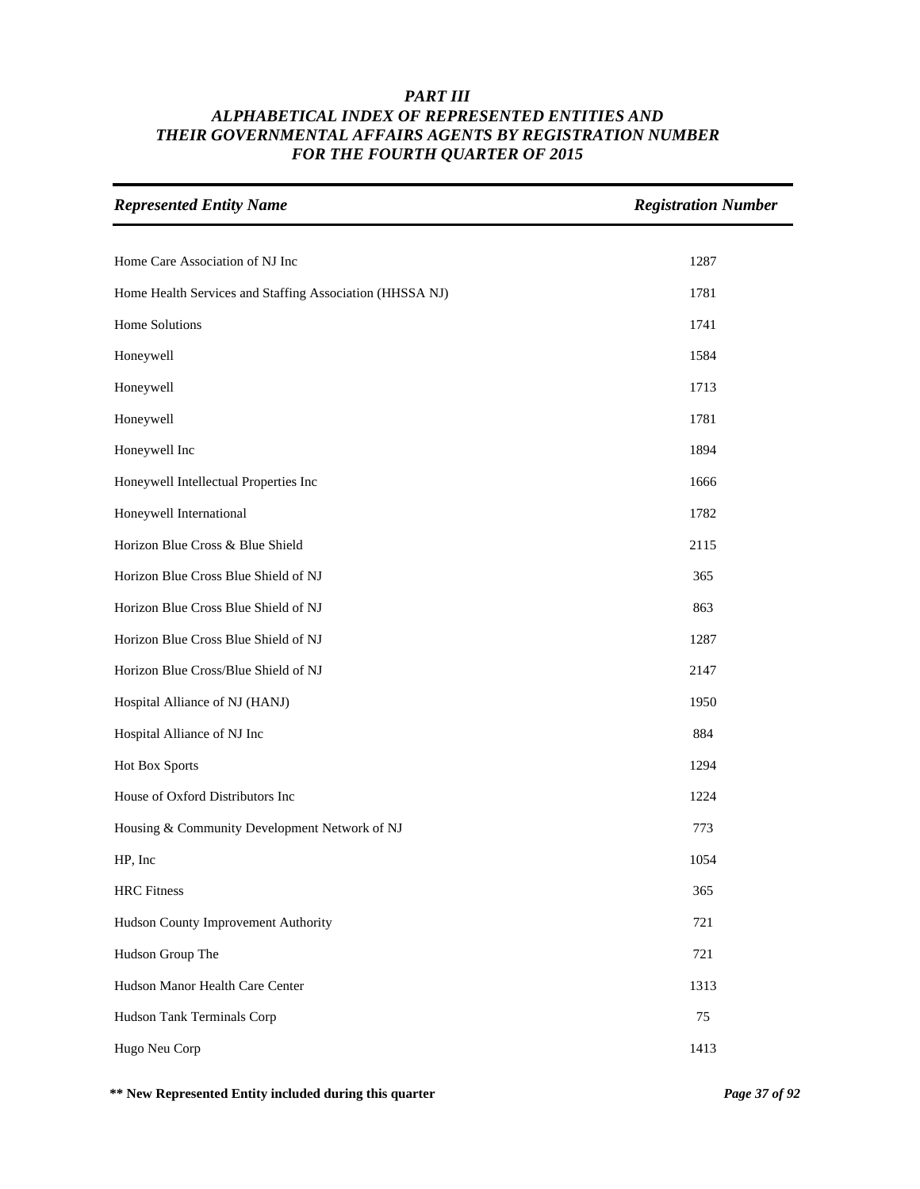# *PART III*
## *ALPHABETICAL INDEX OF REPRESENTED ENTITIES AND THEIR GOVERNMENTAL AFFAIRS AGENTS BY REGISTRATION NUMBER FOR THE FOURTH QUARTER OF 2015*

| *Represented Entity Name* | *Registration Number* |
|---|---|
| Home Care Association of NJ Inc | 1287 |
| Home Health Services and Staffing Association (HHSSA NJ) | 1781 |
| Home Solutions | 1741 |
| Honeywell | 1584 |
| Honeywell | 1713 |
| Honeywell | 1781 |
| Honeywell Inc | 1894 |
| Honeywell Intellectual Properties Inc | 1666 |
| Honeywell International | 1782 |
| Horizon Blue Cross & Blue Shield | 2115 |
| Horizon Blue Cross Blue Shield of NJ | 365 |
| Horizon Blue Cross Blue Shield of NJ | 863 |
| Horizon Blue Cross Blue Shield of NJ | 1287 |
| Horizon Blue Cross/Blue Shield of NJ | 2147 |
| Hospital Alliance of NJ (HANJ) | 1950 |
| Hospital Alliance of NJ Inc | 884 |
| Hot Box Sports | 1294 |
| House of Oxford Distributors Inc | 1224 |
| Housing & Community Development Network of NJ | 773 |
| HP, Inc | 1054 |
| HRC Fitness | 365 |
| Hudson County Improvement Authority | 721 |
| Hudson Group The | 721 |
| Hudson Manor Health Care Center | 1313 |
| Hudson Tank Terminals Corp | 75 |
| Hugo Neu Corp | 1413 |

**** New Represented Entity included during this quarter**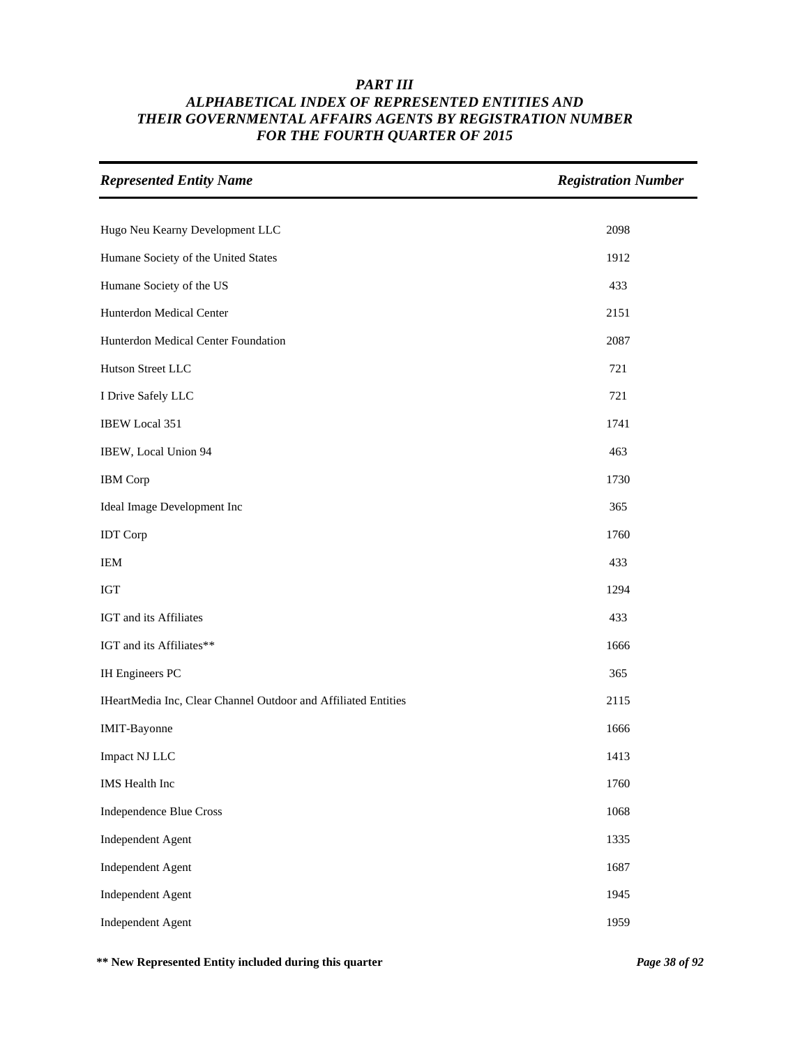# PART III
## ALPHABETICAL INDEX OF REPRESENTED ENTITIES AND THEIR GOVERNMENTAL AFFAIRS AGENTS BY REGISTRATION NUMBER FOR THE FOURTH QUARTER OF 2015

| Represented Entity Name | Registration Number |
| --- | --- |
| Hugo Neu Kearny Development LLC | 2098 |
| Humane Society of the United States | 1912 |
| Humane Society of the US | 433 |
| Hunterdon Medical Center | 2151 |
| Hunterdon Medical Center Foundation | 2087 |
| Hutson Street LLC | 721 |
| I Drive Safely LLC | 721 |
| IBEW Local 351 | 1741 |
| IBEW, Local Union 94 | 463 |
| IBM Corp | 1730 |
| Ideal Image Development Inc | 365 |
| IDT Corp | 1760 |
| IEM | 433 |
| IGT | 1294 |
| IGT and its Affiliates | 433 |
| IGT and its Affiliates** | 1666 |
| IH Engineers PC | 365 |
| IHeartMedia Inc, Clear Channel Outdoor and Affiliated Entities | 2115 |
| IMIT-Bayonne | 1666 |
| Impact NJ LLC | 1413 |
| IMS Health Inc | 1760 |
| Independence Blue Cross | 1068 |
| Independent Agent | 1335 |
| Independent Agent | 1687 |
| Independent Agent | 1945 |
| Independent Agent | 1959 |

** New Represented Entity included during this quarter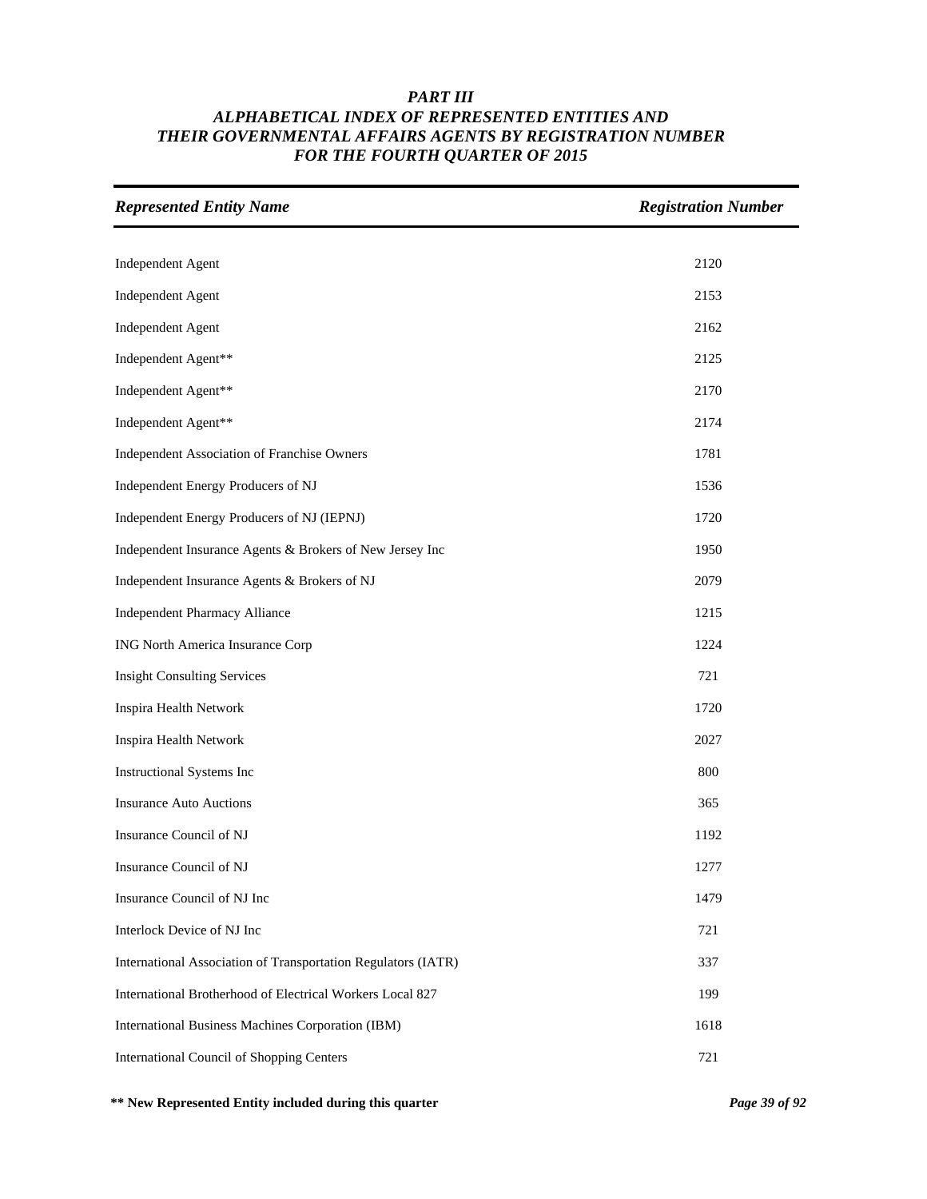## *PART III*
## *ALPHABETICAL INDEX OF REPRESENTED ENTITIES AND THEIR GOVERNMENTAL AFFAIRS AGENTS BY REGISTRATION NUMBER FOR THE FOURTH QUARTER OF 2015*

| *Represented Entity Name* | *Registration Number* |
|---|---|
| Independent Agent | 2120 |
| Independent Agent | 2153 |
| Independent Agent | 2162 |
| Independent Agent** | 2125 |
| Independent Agent** | 2170 |
| Independent Agent** | 2174 |
| Independent Association of Franchise Owners | 1781 |
| Independent Energy Producers of NJ | 1536 |
| Independent Energy Producers of NJ (IEPNJ) | 1720 |
| Independent Insurance Agents & Brokers of New Jersey Inc | 1950 |
| Independent Insurance Agents & Brokers of NJ | 2079 |
| Independent Pharmacy Alliance | 1215 |
| ING North America Insurance Corp | 1224 |
| Insight Consulting Services | 721 |
| Inspira Health Network | 1720 |
| Inspira Health Network | 2027 |
| Instructional Systems Inc | 800 |
| Insurance Auto Auctions | 365 |
| Insurance Council of NJ | 1192 |
| Insurance Council of NJ | 1277 |
| Insurance Council of NJ Inc | 1479 |
| Interlock Device of NJ Inc | 721 |
| International Association of Transportation Regulators (IATR) | 337 |
| International Brotherhood of Electrical Workers Local 827 | 199 |
| International Business Machines Corporation (IBM) | 1618 |
| International Council of Shopping Centers | 721 |

**** New Represented Entity included during this quarter**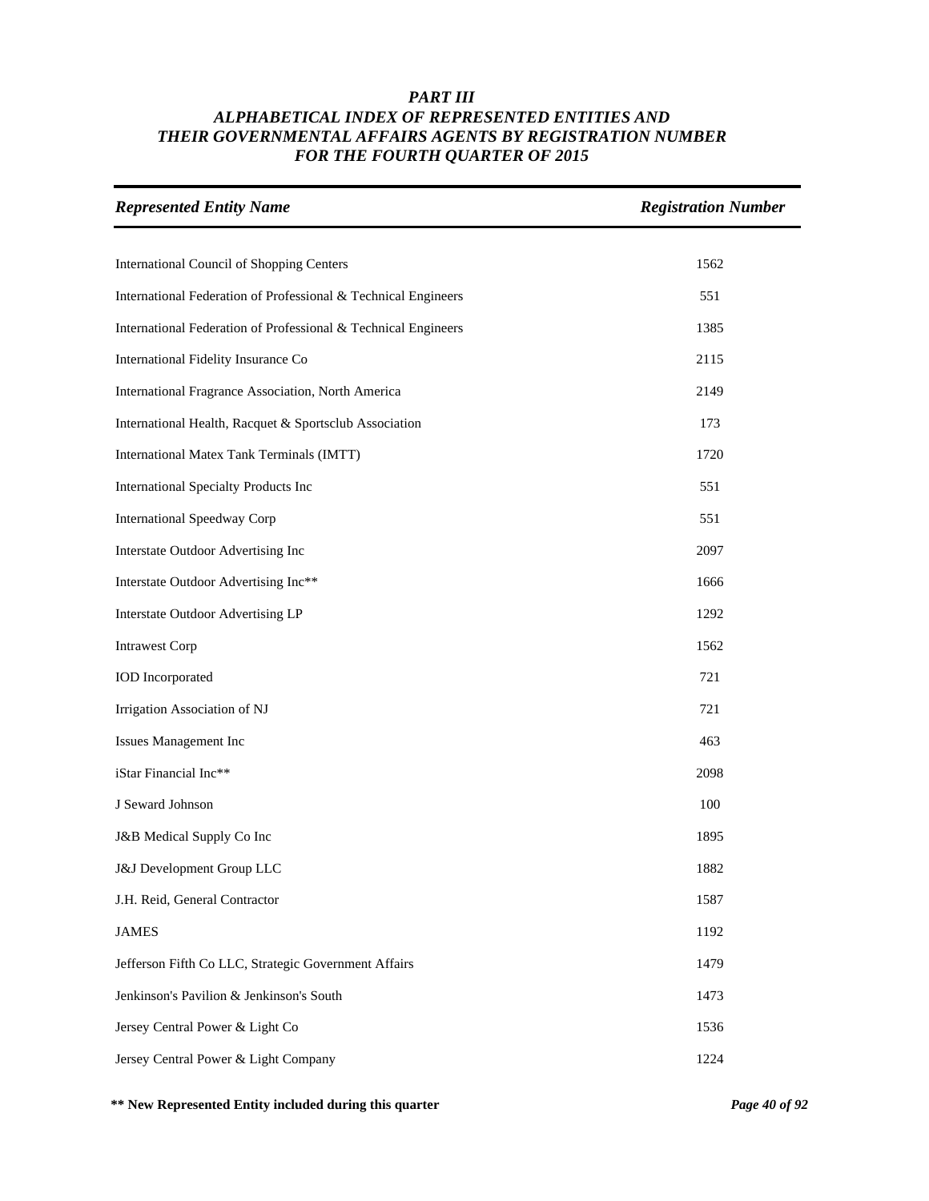# PART III
## ALPHABETICAL INDEX OF REPRESENTED ENTITIES AND THEIR GOVERNMENTAL AFFAIRS AGENTS BY REGISTRATION NUMBER FOR THE FOURTH QUARTER OF 2015

| Represented Entity Name | Registration Number |
|---|---|
| International Council of Shopping Centers | 1562 |
| International Federation of Professional & Technical Engineers | 551 |
| International Federation of Professional & Technical Engineers | 1385 |
| International Fidelity Insurance Co | 2115 |
| International Fragrance Association, North America | 2149 |
| International Health, Racquet & Sportsclub Association | 173 |
| International Matex Tank Terminals (IMTT) | 1720 |
| International Specialty Products Inc | 551 |
| International Speedway Corp | 551 |
| Interstate Outdoor Advertising Inc | 2097 |
| Interstate Outdoor Advertising Inc** | 1666 |
| Interstate Outdoor Advertising LP | 1292 |
| Intrawest Corp | 1562 |
| IOD Incorporated | 721 |
| Irrigation Association of NJ | 721 |
| Issues Management Inc | 463 |
| iStar Financial Inc** | 2098 |
| J Seward Johnson | 100 |
| J&B Medical Supply Co Inc | 1895 |
| J&J Development Group LLC | 1882 |
| J.H. Reid, General Contractor | 1587 |
| JAMES | 1192 |
| Jefferson Fifth Co LLC, Strategic Government Affairs | 1479 |
| Jenkinson's Pavilion & Jenkinson's South | 1473 |
| Jersey Central Power & Light Co | 1536 |
| Jersey Central Power & Light Company | 1224 |

**** New Represented Entity included during this quarter**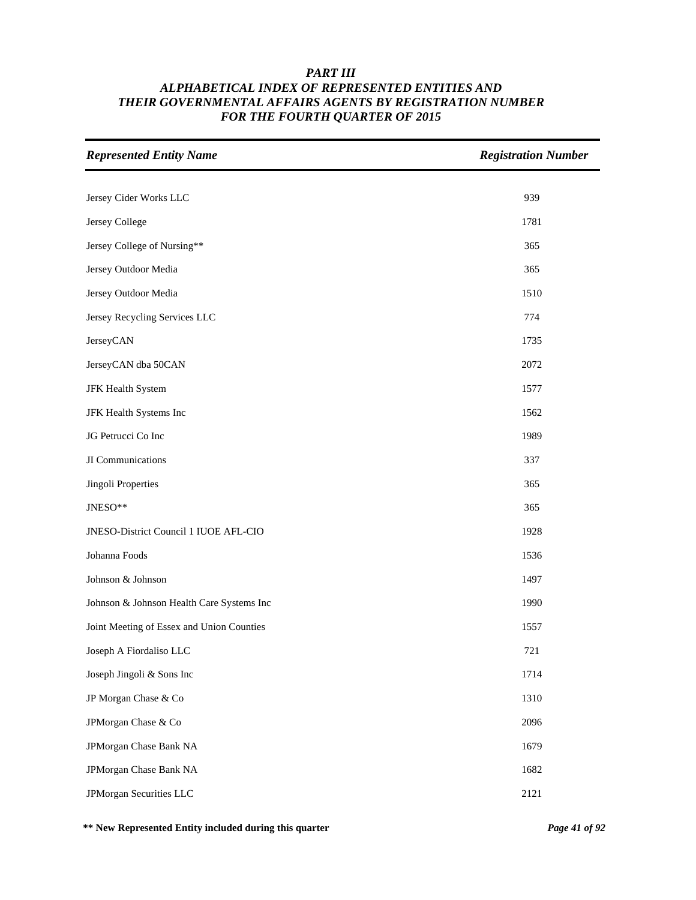## PART III
## ALPHABETICAL INDEX OF REPRESENTED ENTITIES AND THEIR GOVERNMENTAL AFFAIRS AGENTS BY REGISTRATION NUMBER FOR THE FOURTH QUARTER OF 2015

| Represented Entity Name | Registration Number |
|---|---|
| Jersey Cider Works LLC | 939 |
| Jersey College | 1781 |
| Jersey College of Nursing** | 365 |
| Jersey Outdoor Media | 365 |
| Jersey Outdoor Media | 1510 |
| Jersey Recycling Services LLC | 774 |
| JerseyCAN | 1735 |
| JerseyCAN dba 50CAN | 2072 |
| JFK Health System | 1577 |
| JFK Health Systems Inc | 1562 |
| JG Petrucci Co Inc | 1989 |
| JI Communications | 337 |
| Jingoli Properties | 365 |
| JNESO** | 365 |
| JNESO-District Council 1 IUOE AFL-CIO | 1928 |
| Johanna Foods | 1536 |
| Johnson & Johnson | 1497 |
| Johnson & Johnson Health Care Systems Inc | 1990 |
| Joint Meeting of Essex and Union Counties | 1557 |
| Joseph A Fiordaliso LLC | 721 |
| Joseph Jingoli & Sons Inc | 1714 |
| JP Morgan Chase & Co | 1310 |
| JPMorgan Chase & Co | 2096 |
| JPMorgan Chase Bank NA | 1679 |
| JPMorgan Chase Bank NA | 1682 |
| JPMorgan Securities LLC | 2121 |

**** New Represented Entity included during this quarter**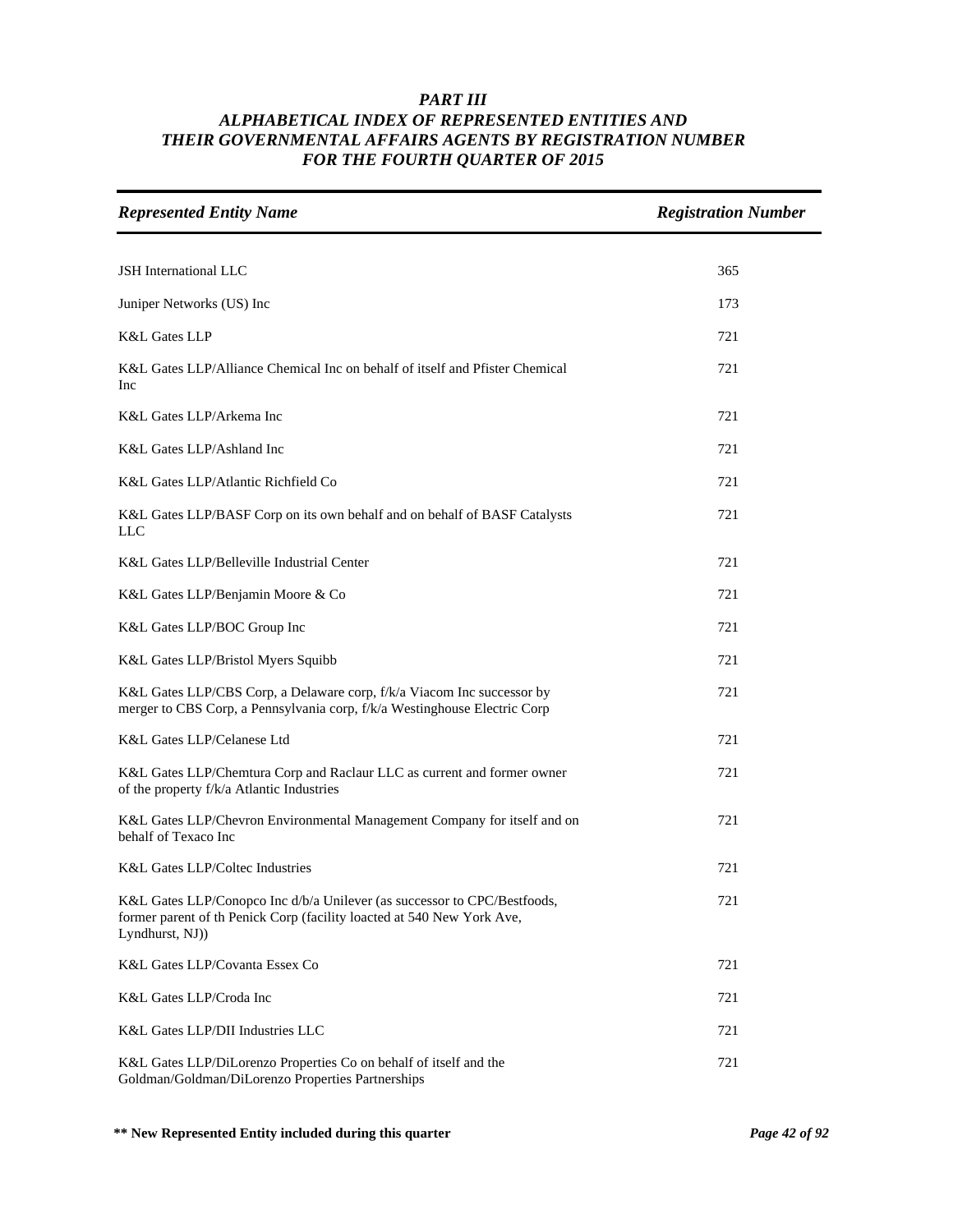## *PART III*
## *ALPHABETICAL INDEX OF REPRESENTED ENTITIES AND THEIR GOVERNMENTAL AFFAIRS AGENTS BY REGISTRATION NUMBER FOR THE FOURTH QUARTER OF 2015*

| *Represented Entity Name* | *Registration Number* |
|---|---|
| JSH International LLC | 365 |
| Juniper Networks (US) Inc | 173 |
| K&L Gates LLP | 721 |
| K&L Gates LLP/Alliance Chemical Inc on behalf of itself and Pfister Chemical Inc | 721 |
| K&L Gates LLP/Arkema Inc | 721 |
| K&L Gates LLP/Ashland Inc | 721 |
| K&L Gates LLP/Atlantic Richfield Co | 721 |
| K&L Gates LLP/BASF Corp on its own behalf and on behalf of BASF Catalysts LLC | 721 |
| K&L Gates LLP/Belleville Industrial Center | 721 |
| K&L Gates LLP/Benjamin Moore & Co | 721 |
| K&L Gates LLP/BOC Group Inc | 721 |
| K&L Gates LLP/Bristol Myers Squibb | 721 |
| K&L Gates LLP/CBS Corp, a Delaware corp, f/k/a Viacom Inc successor by merger to CBS Corp, a Pennsylvania corp, f/k/a Westinghouse Electric Corp | 721 |
| K&L Gates LLP/Celanese Ltd | 721 |
| K&L Gates LLP/Chemtura Corp and Raclaur LLC as current and former owner of the property f/k/a Atlantic Industries | 721 |
| K&L Gates LLP/Chevron Environmental Management Company for itself and on behalf of Texaco Inc | 721 |
| K&L Gates LLP/Coltec Industries | 721 |
| K&L Gates LLP/Conopco Inc d/b/a Unilever (as successor to CPC/Bestfoods, former parent of th Penick Corp (facility loacted at 540 New York Ave, Lyndhurst, NJ)) | 721 |
| K&L Gates LLP/Covanta Essex Co | 721 |
| K&L Gates LLP/Croda Inc | 721 |
| K&L Gates LLP/DII Industries LLC | 721 |
| K&L Gates LLP/DiLorenzo Properties Co on behalf of itself and the Goldman/Goldman/DiLorenzo Properties Partnerships | 721 |

**\*\* New Represented Entity included during this quarter**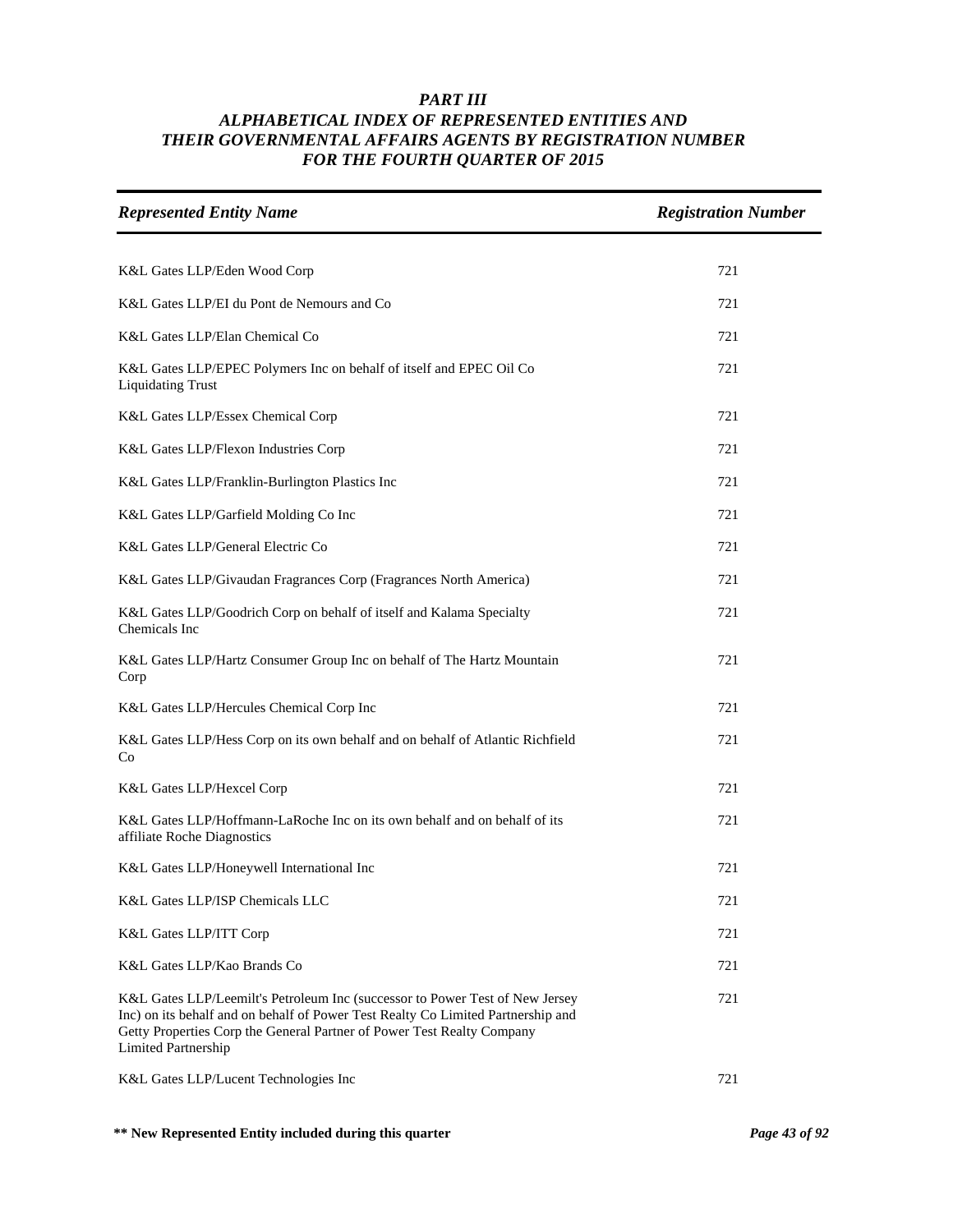# *PART III*
## *ALPHABETICAL INDEX OF REPRESENTED ENTITIES AND THEIR GOVERNMENTAL AFFAIRS AGENTS BY REGISTRATION NUMBER FOR THE FOURTH QUARTER OF 2015*

| *Represented Entity Name* | *Registration Number* |
|---|---|
| K&L Gates LLP/Eden Wood Corp | 721 |
| K&L Gates LLP/EI du Pont de Nemours and Co | 721 |
| K&L Gates LLP/Elan Chemical Co | 721 |
| K&L Gates LLP/EPEC Polymers Inc on behalf of itself and EPEC Oil Co Liquidating Trust | 721 |
| K&L Gates LLP/Essex Chemical Corp | 721 |
| K&L Gates LLP/Flexon Industries Corp | 721 |
| K&L Gates LLP/Franklin-Burlington Plastics Inc | 721 |
| K&L Gates LLP/Garfield Molding Co Inc | 721 |
| K&L Gates LLP/General Electric Co | 721 |
| K&L Gates LLP/Givaudan Fragrances Corp (Fragrances North America) | 721 |
| K&L Gates LLP/Goodrich Corp on behalf of itself and Kalama Specialty Chemicals Inc | 721 |
| K&L Gates LLP/Hartz Consumer Group Inc on behalf of The Hartz Mountain Corp | 721 |
| K&L Gates LLP/Hercules Chemical Corp Inc | 721 |
| K&L Gates LLP/Hess Corp on its own behalf and on behalf of Atlantic Richfield Co | 721 |
| K&L Gates LLP/Hexcel Corp | 721 |
| K&L Gates LLP/Hoffmann-LaRoche Inc on its own behalf and on behalf of its affiliate Roche Diagnostics | 721 |
| K&L Gates LLP/Honeywell International Inc | 721 |
| K&L Gates LLP/ISP Chemicals LLC | 721 |
| K&L Gates LLP/ITT Corp | 721 |
| K&L Gates LLP/Kao Brands Co | 721 |
| K&L Gates LLP/Leemilt's Petroleum Inc (successor to Power Test of New Jersey Inc) on its behalf and on behalf of Power Test Realty Co Limited Partnership and Getty Properties Corp the General Partner of Power Test Realty Company Limited Partnership | 721 |
| K&L Gates LLP/Lucent Technologies Inc | 721 |

**\*\* New Represented Entity included during this quarter**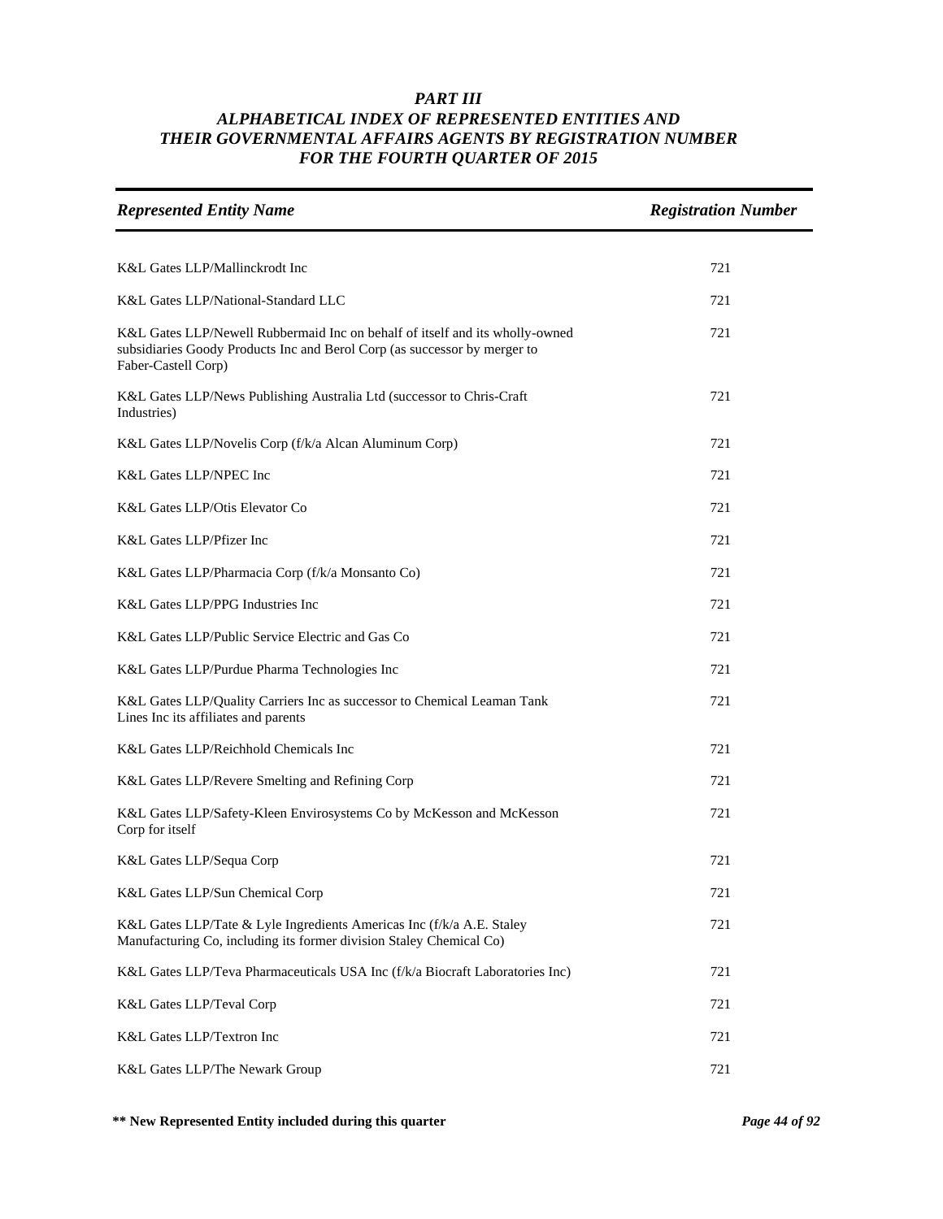# *PART III*
# *ALPHABETICAL INDEX OF REPRESENTED ENTITIES AND THEIR GOVERNMENTAL AFFAIRS AGENTS BY REGISTRATION NUMBER FOR THE FOURTH QUARTER OF 2015*

| *Represented Entity Name* | *Registration Number* |
|---|---|
| K&L Gates LLP/Mallinckrodt Inc | 721 |
| K&L Gates LLP/National-Standard LLC | 721 |
| K&L Gates LLP/Newell Rubbermaid Inc on behalf of itself and its wholly-owned subsidiaries Goody Products Inc and Berol Corp (as successor by merger to Faber-Castell Corp) | 721 |
| K&L Gates LLP/News Publishing Australia Ltd (successor to Chris-Craft Industries) | 721 |
| K&L Gates LLP/Novelis Corp (f/k/a Alcan Aluminum Corp) | 721 |
| K&L Gates LLP/NPEC Inc | 721 |
| K&L Gates LLP/Otis Elevator Co | 721 |
| K&L Gates LLP/Pfizer Inc | 721 |
| K&L Gates LLP/Pharmacia Corp (f/k/a Monsanto Co) | 721 |
| K&L Gates LLP/PPG Industries Inc | 721 |
| K&L Gates LLP/Public Service Electric and Gas Co | 721 |
| K&L Gates LLP/Purdue Pharma Technologies Inc | 721 |
| K&L Gates LLP/Quality Carriers Inc as successor to Chemical Leaman Tank Lines Inc its affiliates and parents | 721 |
| K&L Gates LLP/Reichhold Chemicals Inc | 721 |
| K&L Gates LLP/Revere Smelting and Refining Corp | 721 |
| K&L Gates LLP/Safety-Kleen Envirosystems Co by McKesson and McKesson Corp for itself | 721 |
| K&L Gates LLP/Sequa Corp | 721 |
| K&L Gates LLP/Sun Chemical Corp | 721 |
| K&L Gates LLP/Tate & Lyle Ingredients Americas Inc (f/k/a A.E. Staley Manufacturing Co, including its former division Staley Chemical Co) | 721 |
| K&L Gates LLP/Teva Pharmaceuticals USA Inc (f/k/a Biocraft Laboratories Inc) | 721 |
| K&L Gates LLP/Teval Corp | 721 |
| K&L Gates LLP/Textron Inc | 721 |
| K&L Gates LLP/The Newark Group | 721 |

**\*\* New Represented Entity included during this quarter**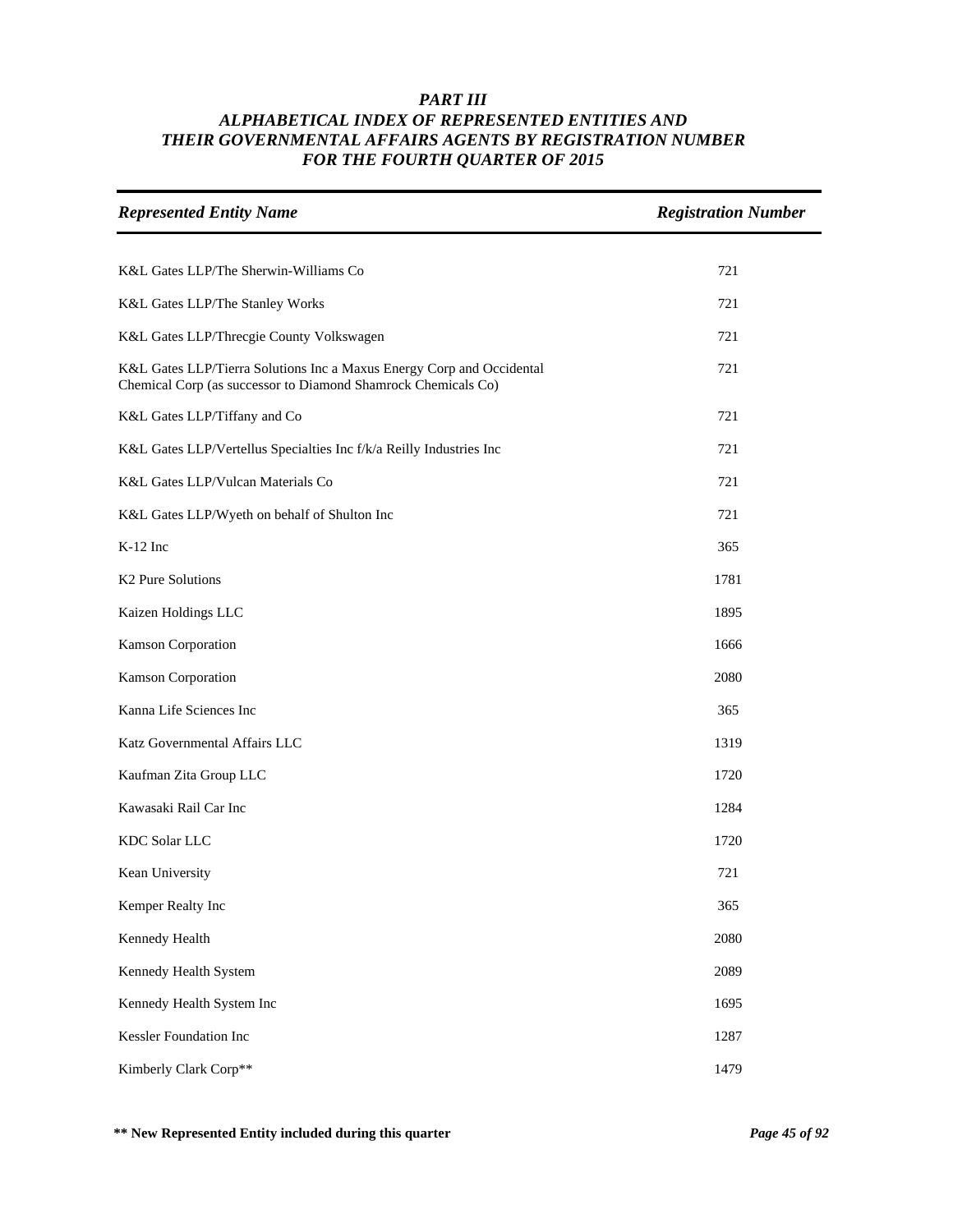# *PART III*
# *ALPHABETICAL INDEX OF REPRESENTED ENTITIES AND THEIR GOVERNMENTAL AFFAIRS AGENTS BY REGISTRATION NUMBER FOR THE FOURTH QUARTER OF 2015*

| *Represented Entity Name* | *Registration Number* |
|---|---|
| K&L Gates LLP/The Sherwin-Williams Co | 721 |
| K&L Gates LLP/The Stanley Works | 721 |
| K&L Gates LLP/Threcgie County Volkswagen | 721 |
| K&L Gates LLP/Tierra Solutions Inc a Maxus Energy Corp and Occidental Chemical Corp (as successor to Diamond Shamrock Chemicals Co) | 721 |
| K&L Gates LLP/Tiffany and Co | 721 |
| K&L Gates LLP/Vertellus Specialties Inc f/k/a Reilly Industries Inc | 721 |
| K&L Gates LLP/Vulcan Materials Co | 721 |
| K&L Gates LLP/Wyeth on behalf of Shulton Inc | 721 |
| K-12 Inc | 365 |
| K2 Pure Solutions | 1781 |
| Kaizen Holdings LLC | 1895 |
| Kamson Corporation | 1666 |
| Kamson Corporation | 2080 |
| Kanna Life Sciences Inc | 365 |
| Katz Governmental Affairs LLC | 1319 |
| Kaufman Zita Group LLC | 1720 |
| Kawasaki Rail Car Inc | 1284 |
| KDC Solar LLC | 1720 |
| Kean University | 721 |
| Kemper Realty Inc | 365 |
| Kennedy Health | 2080 |
| Kennedy Health System | 2089 |
| Kennedy Health System Inc | 1695 |
| Kessler Foundation Inc | 1287 |
| Kimberly Clark Corp** | 1479 |

**\*\* New Represented Entity included during this quarter**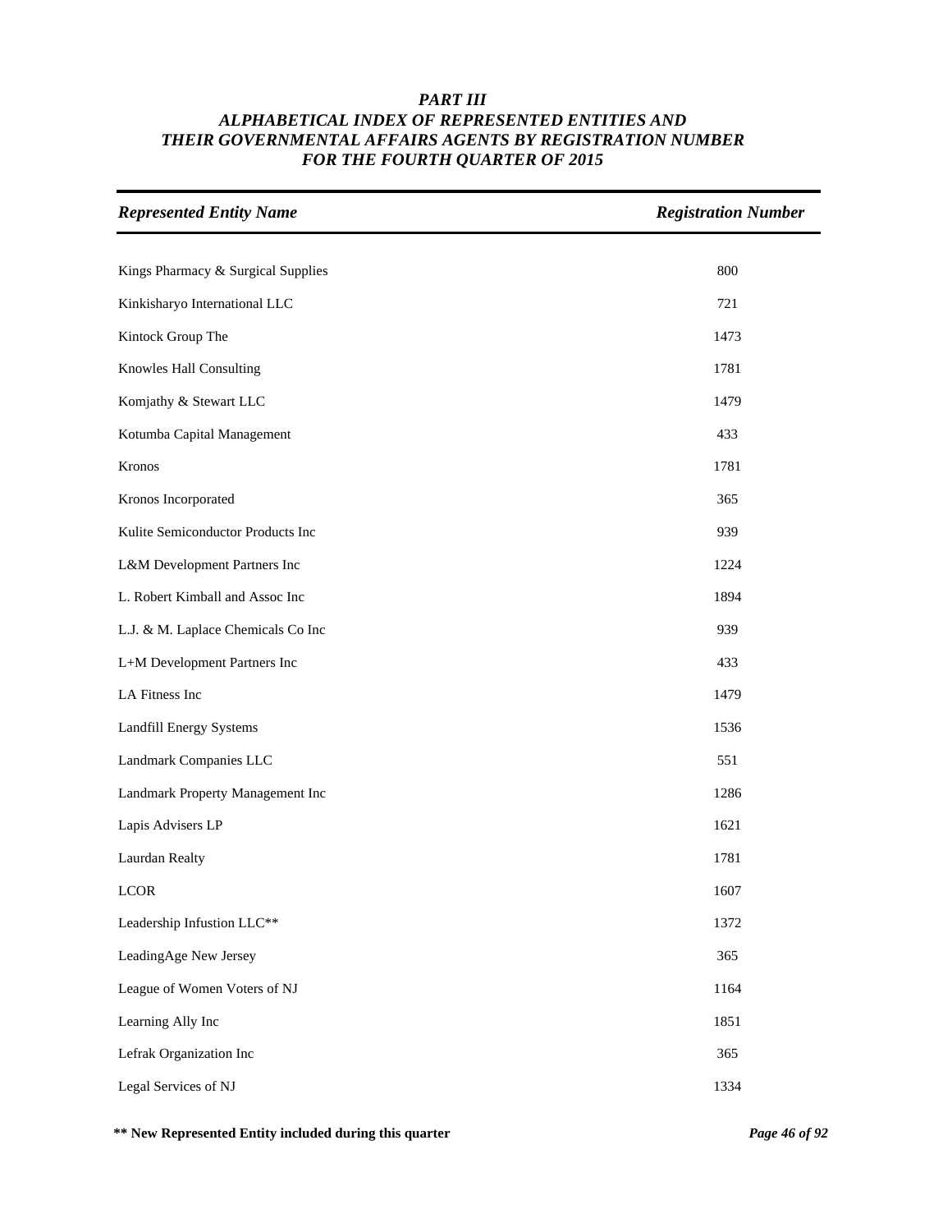# *PART III*
## *ALPHABETICAL INDEX OF REPRESENTED ENTITIES AND THEIR GOVERNMENTAL AFFAIRS AGENTS BY REGISTRATION NUMBER FOR THE FOURTH QUARTER OF 2015*

| *Represented Entity Name* | *Registration Number* |
|---|---|
| Kings Pharmacy & Surgical Supplies | 800 |
| Kinkisharyo International LLC | 721 |
| Kintock Group The | 1473 |
| Knowles Hall Consulting | 1781 |
| Komjathy & Stewart LLC | 1479 |
| Kotumba Capital Management | 433 |
| Kronos | 1781 |
| Kronos Incorporated | 365 |
| Kulite Semiconductor Products Inc | 939 |
| L&M Development Partners Inc | 1224 |
| L. Robert Kimball and Assoc Inc | 1894 |
| L.J. & M. Laplace Chemicals Co Inc | 939 |
| L+M Development Partners Inc | 433 |
| LA Fitness Inc | 1479 |
| Landfill Energy Systems | 1536 |
| Landmark Companies LLC | 551 |
| Landmark Property Management Inc | 1286 |
| Lapis Advisers LP | 1621 |
| Laurdan Realty | 1781 |
| LCOR | 1607 |
| Leadership Infustion LLC** | 1372 |
| LeadingAge New Jersey | 365 |
| League of Women Voters of NJ | 1164 |
| Learning Ally Inc | 1851 |
| Lefrak Organization Inc | 365 |
| Legal Services of NJ | 1334 |

**** New Represented Entity included during this quarter**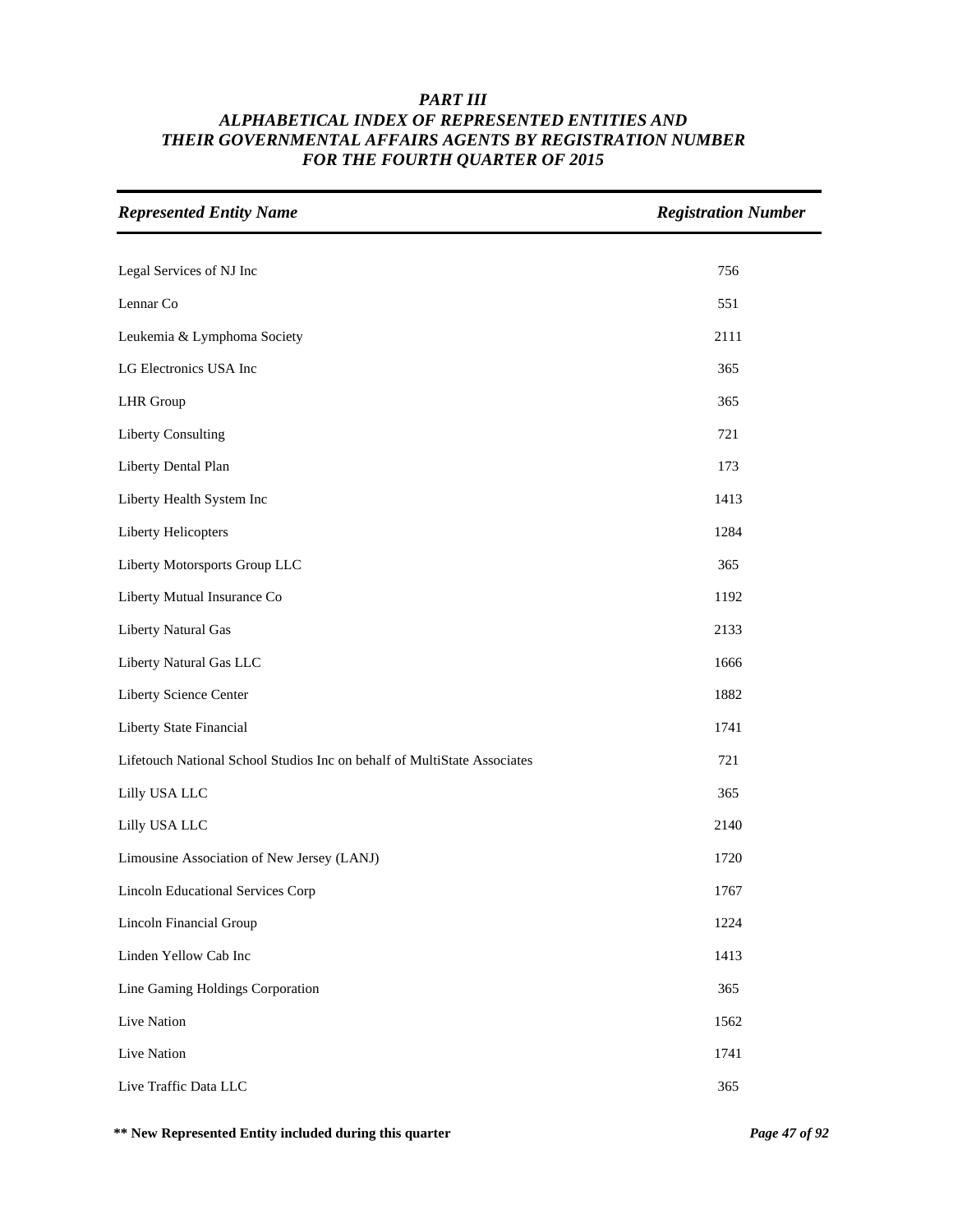# *PART III*
## *ALPHABETICAL INDEX OF REPRESENTED ENTITIES AND THEIR GOVERNMENTAL AFFAIRS AGENTS BY REGISTRATION NUMBER FOR THE FOURTH QUARTER OF 2015*

| *Represented Entity Name* | *Registration Number* |
|---|---|
| Legal Services of NJ Inc | 756 |
| Lennar Co | 551 |
| Leukemia & Lymphoma Society | 2111 |
| LG Electronics USA Inc | 365 |
| LHR Group | 365 |
| Liberty Consulting | 721 |
| Liberty Dental Plan | 173 |
| Liberty Health System Inc | 1413 |
| Liberty Helicopters | 1284 |
| Liberty Motorsports Group LLC | 365 |
| Liberty Mutual Insurance Co | 1192 |
| Liberty Natural Gas | 2133 |
| Liberty Natural Gas LLC | 1666 |
| Liberty Science Center | 1882 |
| Liberty State Financial | 1741 |
| Lifetouch National School Studios Inc on behalf of MultiState Associates | 721 |
| Lilly USA LLC | 365 |
| Lilly USA LLC | 2140 |
| Limousine Association of New Jersey (LANJ) | 1720 |
| Lincoln Educational Services Corp | 1767 |
| Lincoln Financial Group | 1224 |
| Linden Yellow Cab Inc | 1413 |
| Line Gaming Holdings Corporation | 365 |
| Live Nation | 1562 |
| Live Nation | 1741 |
| Live Traffic Data LLC | 365 |

**\*\* New Represented Entity included during this quarter**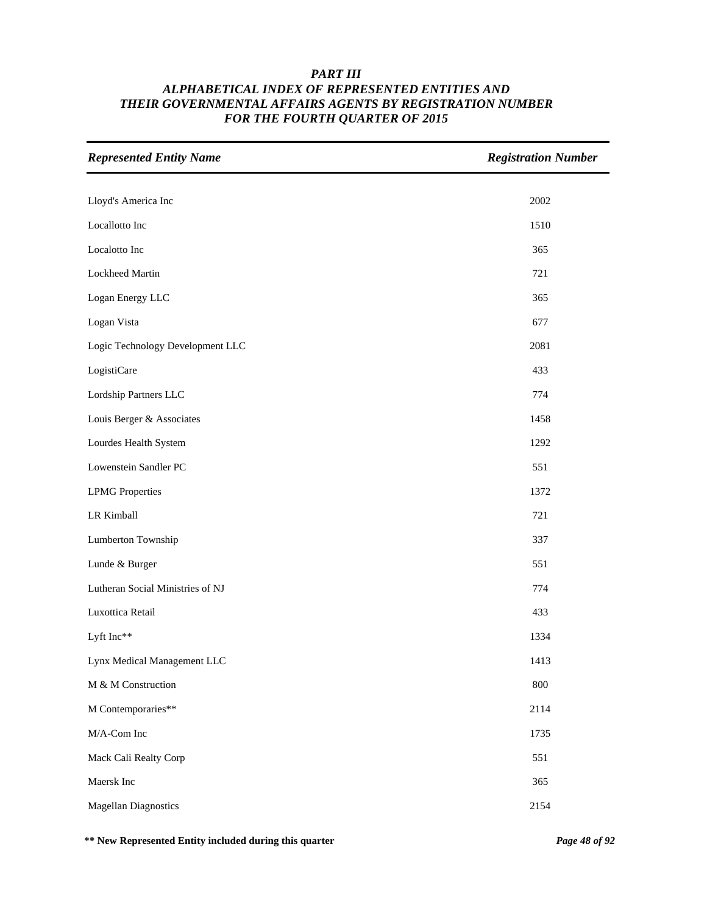# PART III
## ALPHABETICAL INDEX OF REPRESENTED ENTITIES AND THEIR GOVERNMENTAL AFFAIRS AGENTS BY REGISTRATION NUMBER FOR THE FOURTH QUARTER OF 2015

| Represented Entity Name | Registration Number |
|---|---|
| Lloyd's America Inc | 2002 |
| Locallotto Inc | 1510 |
| Localotto Inc | 365 |
| Lockheed Martin | 721 |
| Logan Energy LLC | 365 |
| Logan Vista | 677 |
| Logic Technology Development LLC | 2081 |
| LogistiCare | 433 |
| Lordship Partners LLC | 774 |
| Louis Berger & Associates | 1458 |
| Lourdes Health System | 1292 |
| Lowenstein Sandler PC | 551 |
| LPMG Properties | 1372 |
| LR Kimball | 721 |
| Lumberton Township | 337 |
| Lunde & Burger | 551 |
| Lutheran Social Ministries of NJ | 774 |
| Luxottica Retail | 433 |
| Lyft Inc** | 1334 |
| Lynx Medical Management LLC | 1413 |
| M & M Construction | 800 |
| M Contemporaries** | 2114 |
| M/A-Com Inc | 1735 |
| Mack Cali Realty Corp | 551 |
| Maersk Inc | 365 |
| Magellan Diagnostics | 2154 |

**** New Represented Entity included during this quarter**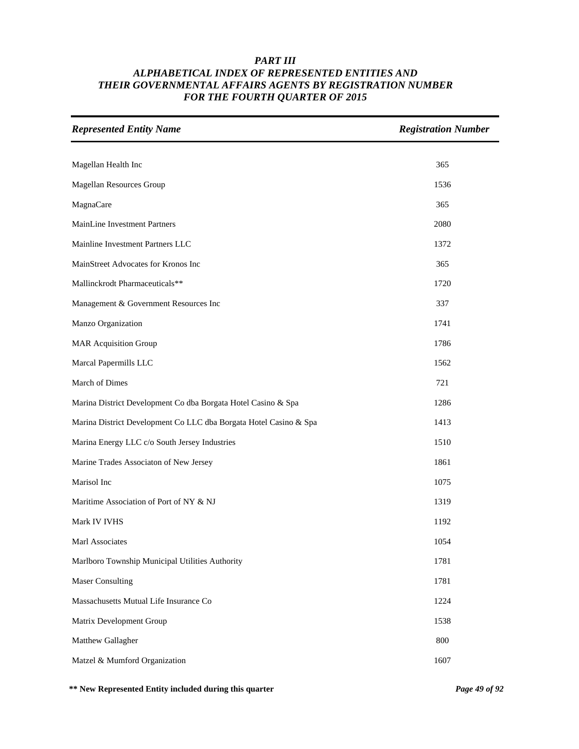# PART III
## ALPHABETICAL INDEX OF REPRESENTED ENTITIES AND THEIR GOVERNMENTAL AFFAIRS AGENTS BY REGISTRATION NUMBER FOR THE FOURTH QUARTER OF 2015

| *Represented Entity Name* | *Registration Number* |
|---|---|
| Magellan Health Inc | 365 |
| Magellan Resources Group | 1536 |
| MagnaCare | 365 |
| MainLine Investment Partners | 2080 |
| Mainline Investment Partners LLC | 1372 |
| MainStreet Advocates for Kronos Inc | 365 |
| Mallinckrodt Pharmaceuticals** | 1720 |
| Management & Government Resources Inc | 337 |
| Manzo Organization | 1741 |
| MAR Acquisition Group | 1786 |
| Marcal Papermills LLC | 1562 |
| March of Dimes | 721 |
| Marina District Development Co dba Borgata Hotel Casino & Spa | 1286 |
| Marina District Development Co LLC dba Borgata Hotel Casino & Spa | 1413 |
| Marina Energy LLC c/o South Jersey Industries | 1510 |
| Marine Trades Associaton of New Jersey | 1861 |
| Marisol Inc | 1075 |
| Maritime Association of Port of NY & NJ | 1319 |
| Mark IV IVHS | 1192 |
| Marl Associates | 1054 |
| Marlboro Township Municipal Utilities Authority | 1781 |
| Maser Consulting | 1781 |
| Massachusetts Mutual Life Insurance Co | 1224 |
| Matrix Development Group | 1538 |
| Matthew Gallagher | 800 |
| Matzel & Mumford Organization | 1607 |

**** New Represented Entity included during this quarter**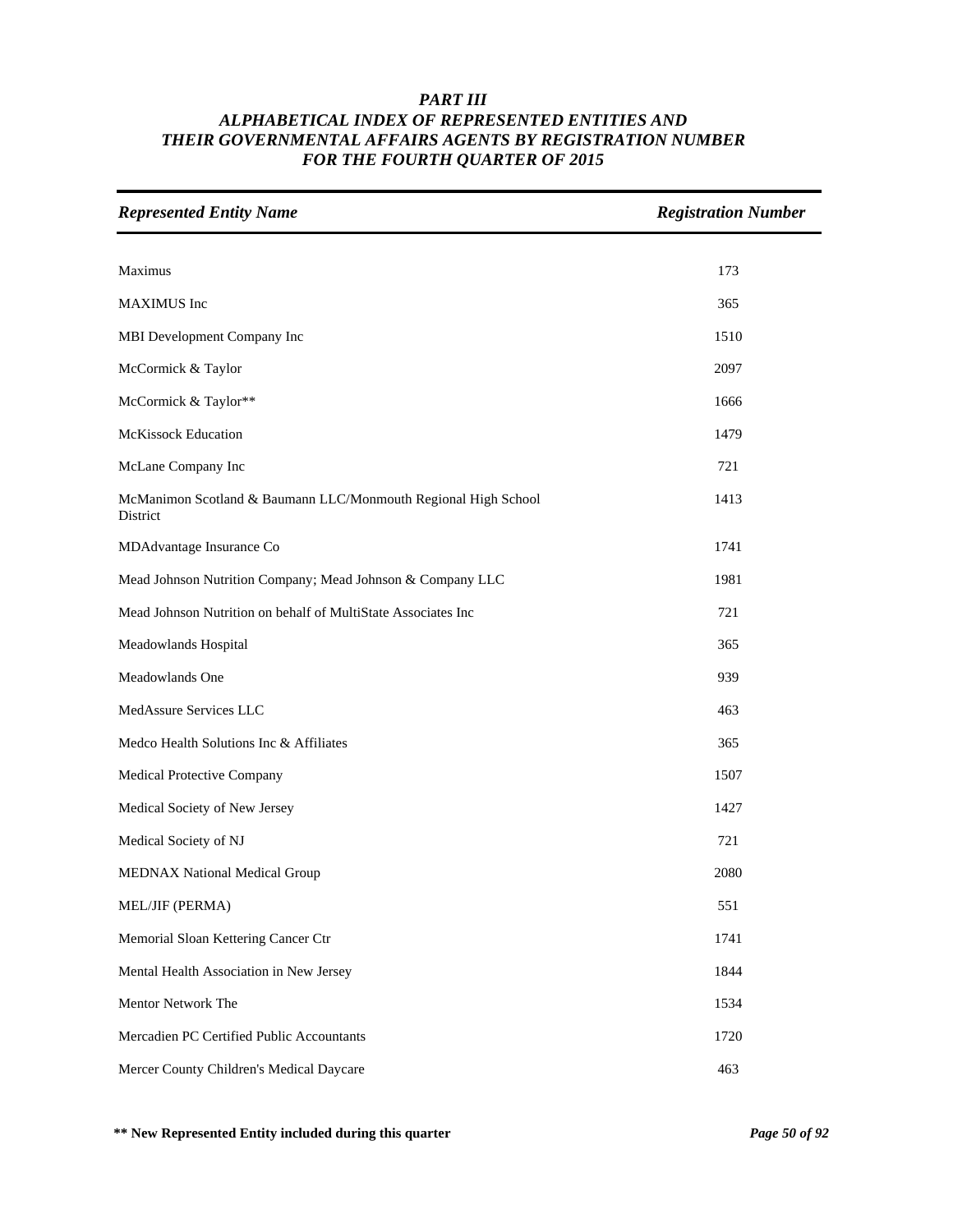# *PART III*
## *ALPHABETICAL INDEX OF REPRESENTED ENTITIES AND THEIR GOVERNMENTAL AFFAIRS AGENTS BY REGISTRATION NUMBER FOR THE FOURTH QUARTER OF 2015*

| *Represented Entity Name* | *Registration Number* |
|---|---|
| Maximus | 173 |
| MAXIMUS Inc | 365 |
| MBI Development Company Inc | 1510 |
| McCormick & Taylor | 2097 |
| McCormick & Taylor** | 1666 |
| McKissock Education | 1479 |
| McLane Company Inc | 721 |
| McManimon Scotland & Baumann LLC/Monmouth Regional High School District | 1413 |
| MDAdvantage Insurance Co | 1741 |
| Mead Johnson Nutrition Company; Mead Johnson & Company LLC | 1981 |
| Mead Johnson Nutrition on behalf of MultiState Associates Inc | 721 |
| Meadowlands Hospital | 365 |
| Meadowlands One | 939 |
| MedAssure Services LLC | 463 |
| Medco Health Solutions Inc & Affiliates | 365 |
| Medical Protective Company | 1507 |
| Medical Society of New Jersey | 1427 |
| Medical Society of NJ | 721 |
| MEDNAX National Medical Group | 2080 |
| MEL/JIF (PERMA) | 551 |
| Memorial Sloan Kettering Cancer Ctr | 1741 |
| Mental Health Association in New Jersey | 1844 |
| Mentor Network The | 1534 |
| Mercadien PC Certified Public Accountants | 1720 |
| Mercer County Children's Medical Daycare | 463 |

**\*\* New Represented Entity included during this quarter**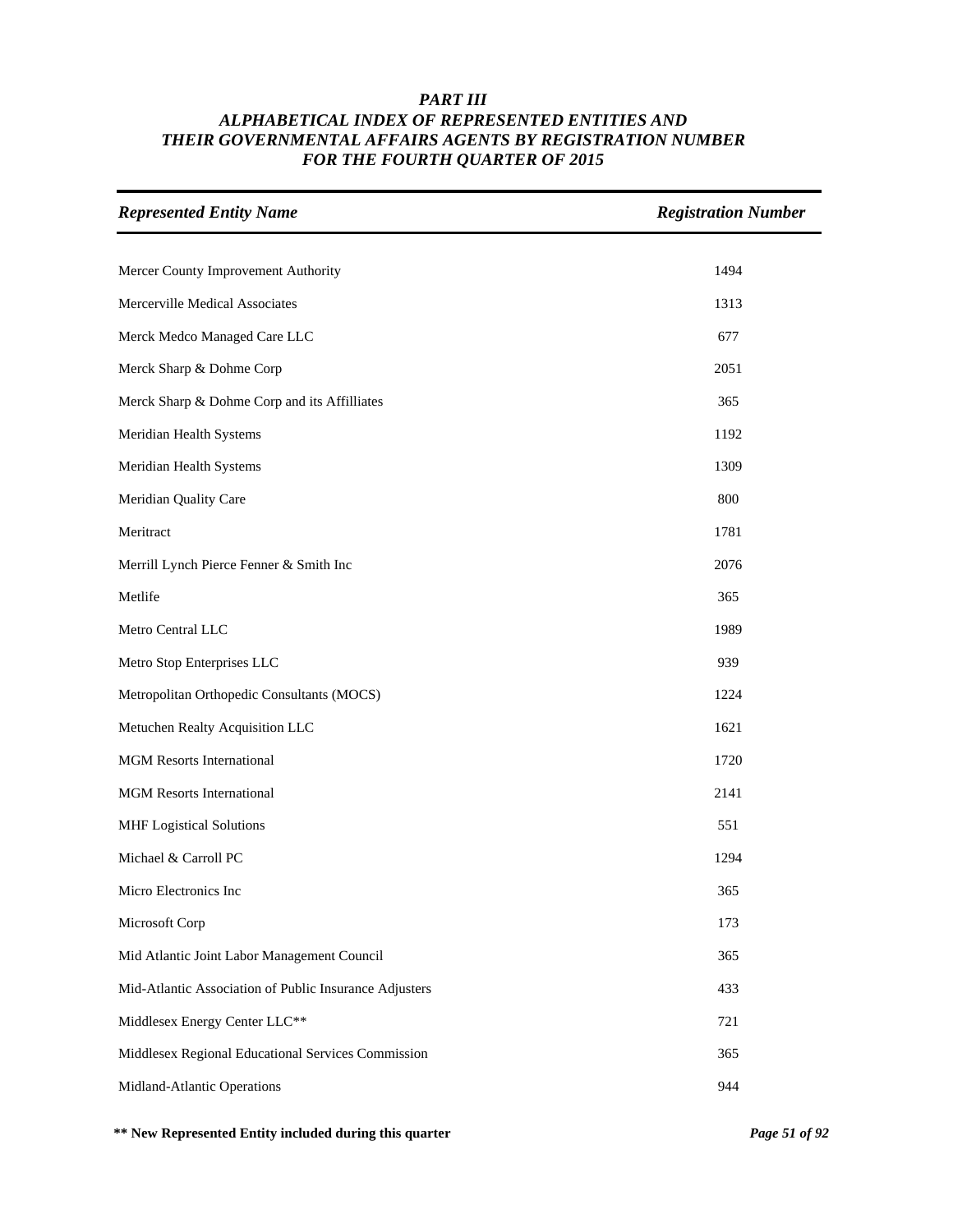# *PART III*
# *ALPHABETICAL INDEX OF REPRESENTED ENTITIES AND THEIR GOVERNMENTAL AFFAIRS AGENTS BY REGISTRATION NUMBER FOR THE FOURTH QUARTER OF 2015*

| *Represented Entity Name* | *Registration Number* |
|---|---|
| Mercer County Improvement Authority | 1494 |
| Mercerville Medical Associates | 1313 |
| Merck Medco Managed Care LLC | 677 |
| Merck Sharp & Dohme Corp | 2051 |
| Merck Sharp & Dohme Corp and its Affilliates | 365 |
| Meridian Health Systems | 1192 |
| Meridian Health Systems | 1309 |
| Meridian Quality Care | 800 |
| Meritract | 1781 |
| Merrill Lynch Pierce Fenner & Smith Inc | 2076 |
| Metlife | 365 |
| Metro Central LLC | 1989 |
| Metro Stop Enterprises LLC | 939 |
| Metropolitan Orthopedic Consultants (MOCS) | 1224 |
| Metuchen Realty Acquisition LLC | 1621 |
| MGM Resorts International | 1720 |
| MGM Resorts International | 2141 |
| MHF Logistical Solutions | 551 |
| Michael & Carroll PC | 1294 |
| Micro Electronics Inc | 365 |
| Microsoft Corp | 173 |
| Mid Atlantic Joint Labor Management Council | 365 |
| Mid-Atlantic Association of Public Insurance Adjusters | 433 |
| Middlesex Energy Center LLC** | 721 |
| Middlesex Regional Educational Services Commission | 365 |
| Midland-Atlantic Operations | 944 |

**** New Represented Entity included during this quarter**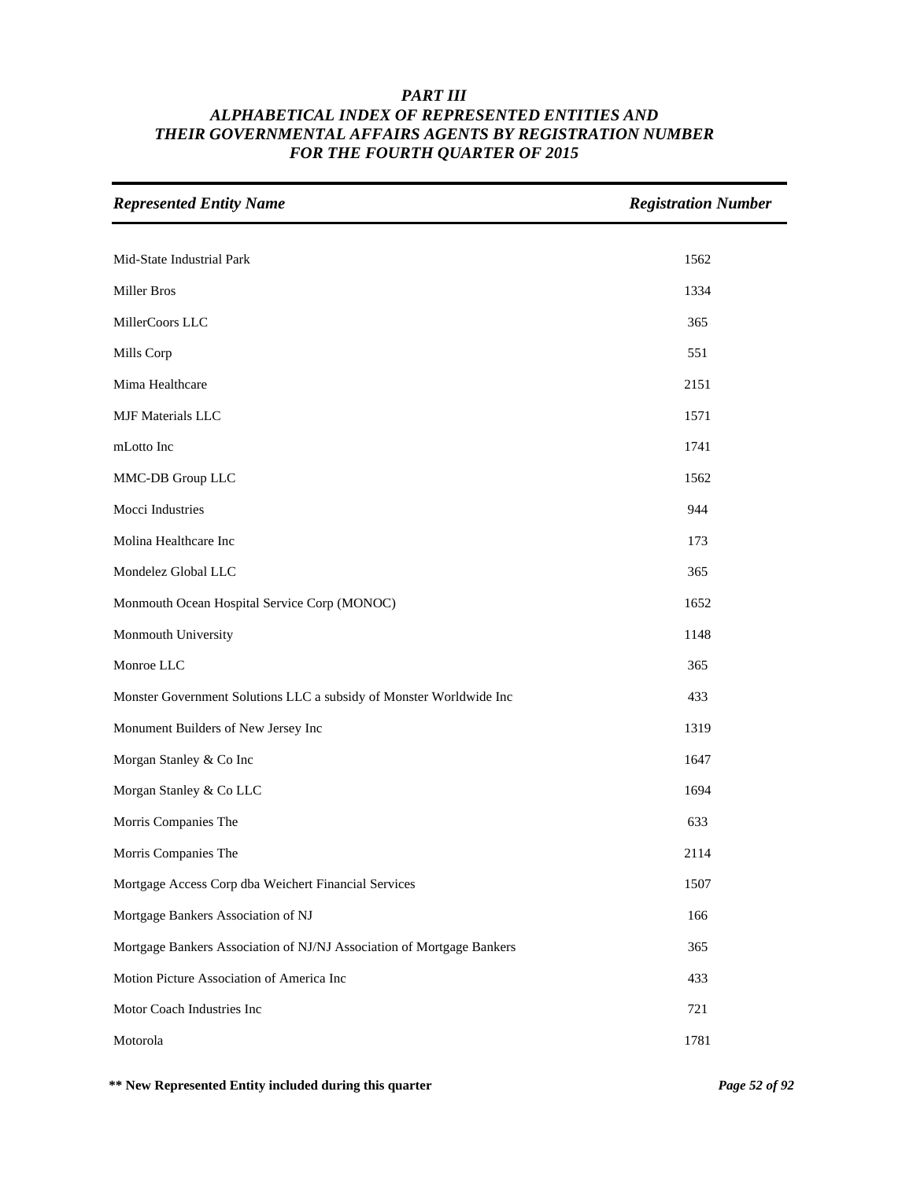# *PART III*
# *ALPHABETICAL INDEX OF REPRESENTED ENTITIES AND THEIR GOVERNMENTAL AFFAIRS AGENTS BY REGISTRATION NUMBER FOR THE FOURTH QUARTER OF 2015*

| *Represented Entity Name* | *Registration Number* |
|---|---|
| Mid-State Industrial Park | 1562 |
| Miller Bros | 1334 |
| MillerCoors LLC | 365 |
| Mills Corp | 551 |
| Mima Healthcare | 2151 |
| MJF Materials LLC | 1571 |
| mLotto Inc | 1741 |
| MMC-DB Group LLC | 1562 |
| Mocci Industries | 944 |
| Molina Healthcare Inc | 173 |
| Mondelez Global LLC | 365 |
| Monmouth Ocean Hospital Service Corp (MONOC) | 1652 |
| Monmouth University | 1148 |
| Monroe LLC | 365 |
| Monster Government Solutions LLC a subsidy of Monster Worldwide Inc | 433 |
| Monument Builders of New Jersey Inc | 1319 |
| Morgan Stanley & Co Inc | 1647 |
| Morgan Stanley & Co LLC | 1694 |
| Morris Companies The | 633 |
| Morris Companies The | 2114 |
| Mortgage Access Corp dba Weichert Financial Services | 1507 |
| Mortgage Bankers Association of NJ | 166 |
| Mortgage Bankers Association of NJ/NJ Association of Mortgage Bankers | 365 |
| Motion Picture Association of America Inc | 433 |
| Motor Coach Industries Inc | 721 |
| Motorola | 1781 |

**\*\* New Represented Entity included during this quarter**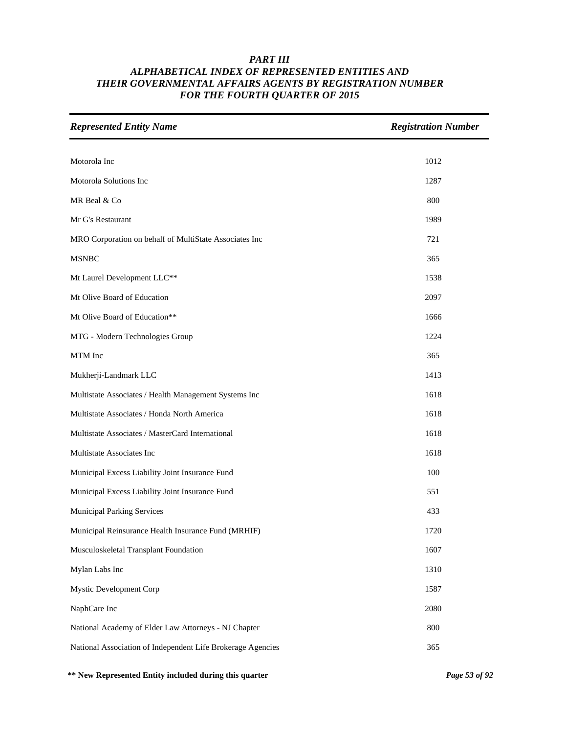### *PART III*
### *ALPHABETICAL INDEX OF REPRESENTED ENTITIES AND THEIR GOVERNMENTAL AFFAIRS AGENTS BY REGISTRATION NUMBER FOR THE FOURTH QUARTER OF 2015*

| *Represented Entity Name* | *Registration Number* |
|---|---|
| Motorola Inc | 1012 |
| Motorola Solutions Inc | 1287 |
| MR Beal & Co | 800 |
| Mr G's Restaurant | 1989 |
| MRO Corporation on behalf of MultiState Associates Inc | 721 |
| MSNBC | 365 |
| Mt Laurel Development LLC** | 1538 |
| Mt Olive Board of Education | 2097 |
| Mt Olive Board of Education** | 1666 |
| MTG - Modern Technologies Group | 1224 |
| MTM Inc | 365 |
| Mukherji-Landmark LLC | 1413 |
| Multistate Associates / Health Management Systems Inc | 1618 |
| Multistate Associates / Honda North America | 1618 |
| Multistate Associates / MasterCard International | 1618 |
| Multistate Associates Inc | 1618 |
| Municipal Excess Liability Joint Insurance Fund | 100 |
| Municipal Excess Liability Joint Insurance Fund | 551 |
| Municipal Parking Services | 433 |
| Municipal Reinsurance Health Insurance Fund (MRHIF) | 1720 |
| Musculoskeletal Transplant Foundation | 1607 |
| Mylan Labs Inc | 1310 |
| Mystic Development Corp | 1587 |
| NaphCare Inc | 2080 |
| National Academy of Elder Law Attorneys - NJ Chapter | 800 |
| National Association of Independent Life Brokerage Agencies | 365 |

**** New Represented Entity included during this quarter**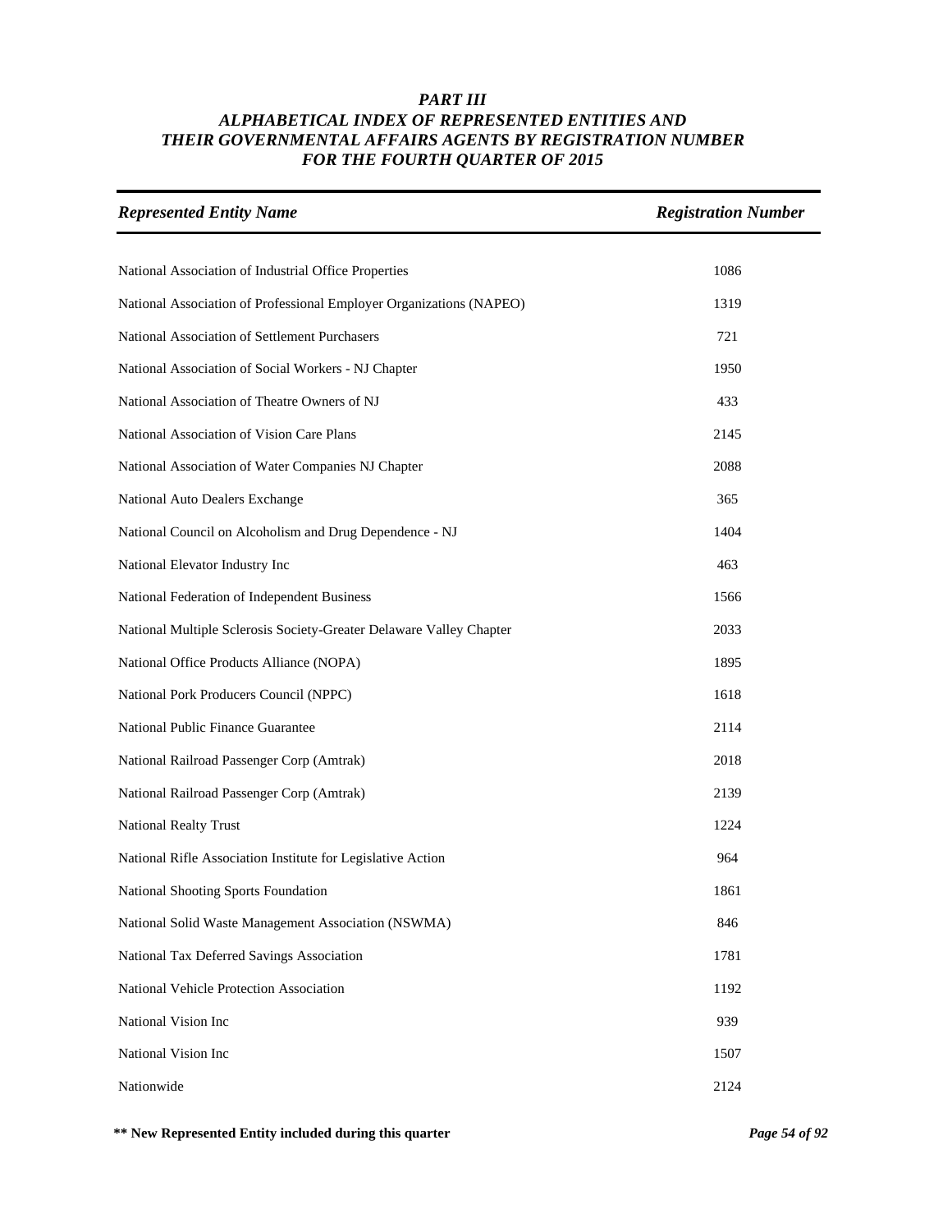# PART III
# ALPHABETICAL INDEX OF REPRESENTED ENTITIES AND THEIR GOVERNMENTAL AFFAIRS AGENTS BY REGISTRATION NUMBER FOR THE FOURTH QUARTER OF 2015

| *Represented Entity Name* | *Registration Number* |
|---|---|
| National Association of Industrial Office Properties | 1086 |
| National Association of Professional Employer Organizations (NAPEO) | 1319 |
| National Association of Settlement Purchasers | 721 |
| National Association of Social Workers - NJ Chapter | 1950 |
| National Association of Theatre Owners of NJ | 433 |
| National Association of Vision Care Plans | 2145 |
| National Association of Water Companies NJ Chapter | 2088 |
| National Auto Dealers Exchange | 365 |
| National Council on Alcoholism and Drug Dependence - NJ | 1404 |
| National Elevator Industry Inc | 463 |
| National Federation of Independent Business | 1566 |
| National Multiple Sclerosis Society-Greater Delaware Valley Chapter | 2033 |
| National Office Products Alliance (NOPA) | 1895 |
| National Pork Producers Council (NPPC) | 1618 |
| National Public Finance Guarantee | 2114 |
| National Railroad Passenger Corp (Amtrak) | 2018 |
| National Railroad Passenger Corp (Amtrak) | 2139 |
| National Realty Trust | 1224 |
| National Rifle Association Institute for Legislative Action | 964 |
| National Shooting Sports Foundation | 1861 |
| National Solid Waste Management Association (NSWMA) | 846 |
| National Tax Deferred Savings Association | 1781 |
| National Vehicle Protection Association | 1192 |
| National Vision Inc | 939 |
| National Vision Inc | 1507 |
| Nationwide | 2124 |

**\*\* New Represented Entity included during this quarter**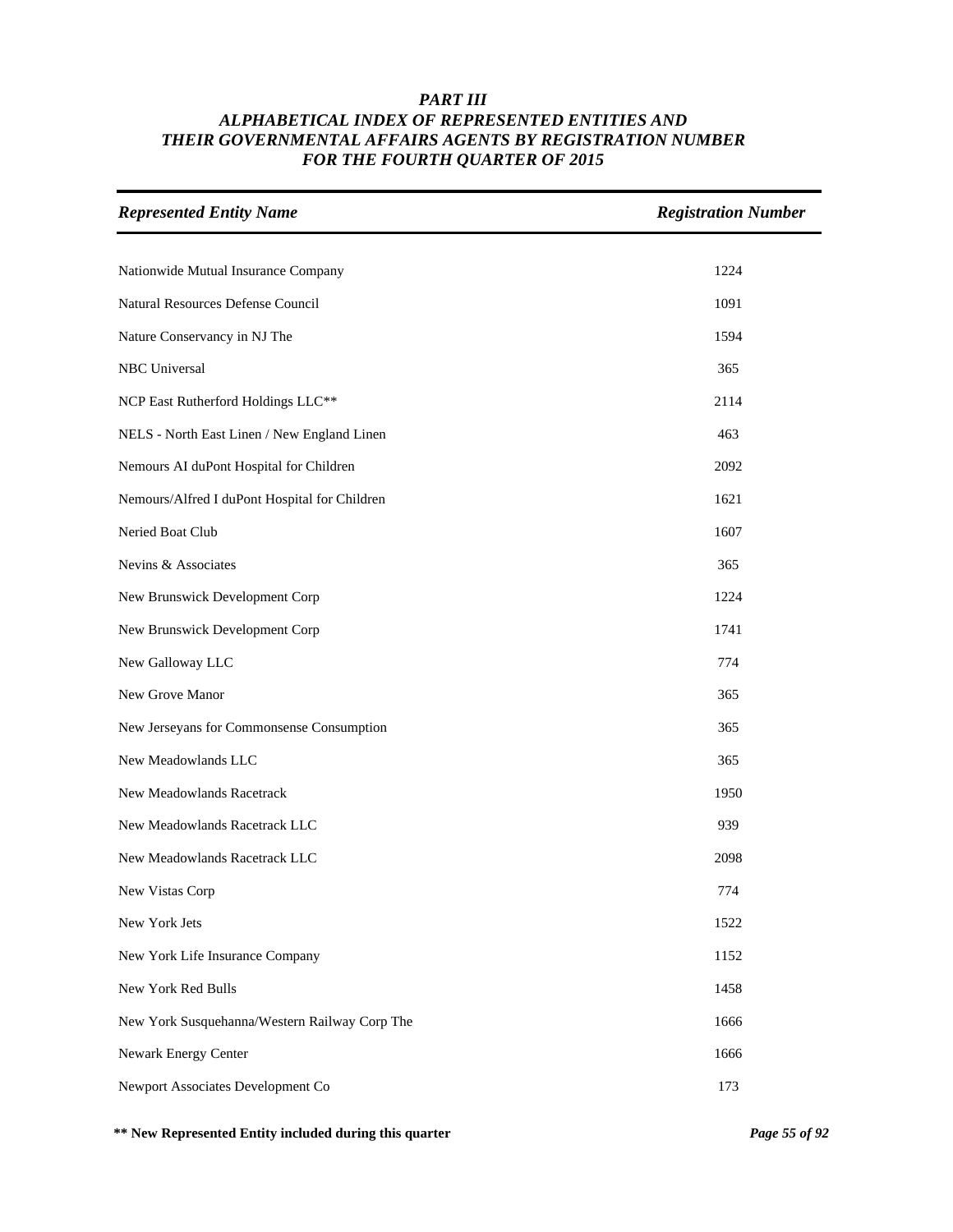# PART III
## ALPHABETICAL INDEX OF REPRESENTED ENTITIES AND THEIR GOVERNMENTAL AFFAIRS AGENTS BY REGISTRATION NUMBER FOR THE FOURTH QUARTER OF 2015

| *Represented Entity Name* | *Registration Number* |
|---|---|
| Nationwide Mutual Insurance Company | 1224 |
| Natural Resources Defense Council | 1091 |
| Nature Conservancy in NJ The | 1594 |
| NBC Universal | 365 |
| NCP East Rutherford Holdings LLC** | 2114 |
| NELS - North East Linen / New England Linen | 463 |
| Nemours AI duPont Hospital for Children | 2092 |
| Nemours/Alfred I duPont Hospital for Children | 1621 |
| Neried Boat Club | 1607 |
| Nevins & Associates | 365 |
| New Brunswick Development Corp | 1224 |
| New Brunswick Development Corp | 1741 |
| New Galloway LLC | 774 |
| New Grove Manor | 365 |
| New Jerseyans for Commonsense Consumption | 365 |
| New Meadowlands LLC | 365 |
| New Meadowlands Racetrack | 1950 |
| New Meadowlands Racetrack LLC | 939 |
| New Meadowlands Racetrack LLC | 2098 |
| New Vistas Corp | 774 |
| New York Jets | 1522 |
| New York Life Insurance Company | 1152 |
| New York Red Bulls | 1458 |
| New York Susquehanna/Western Railway Corp The | 1666 |
| Newark Energy Center | 1666 |
| Newport Associates Development Co | 173 |

**\*\* New Represented Entity included during this quarter**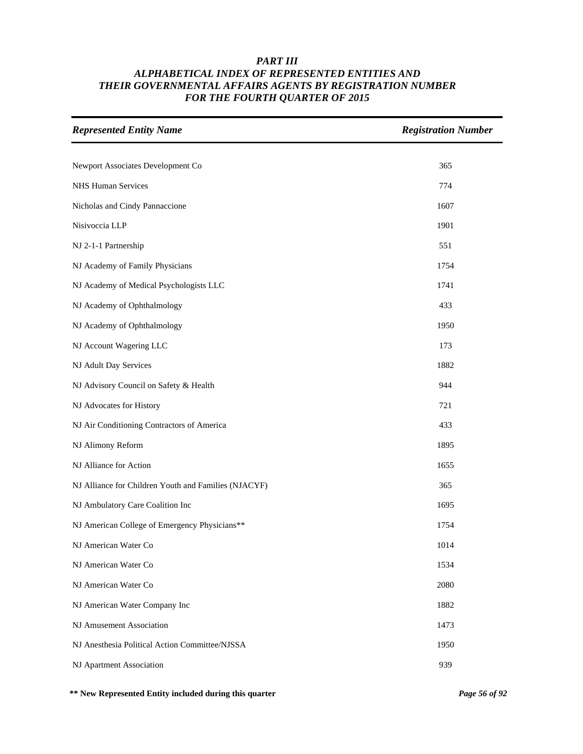## *PART III*
## *ALPHABETICAL INDEX OF REPRESENTED ENTITIES AND THEIR GOVERNMENTAL AFFAIRS AGENTS BY REGISTRATION NUMBER FOR THE FOURTH QUARTER OF 2015*

| *Represented Entity Name* | *Registration Number* |
|---|---|
| Newport Associates Development Co | 365 |
| NHS Human Services | 774 |
| Nicholas and Cindy Pannaccione | 1607 |
| Nisivoccia LLP | 1901 |
| NJ 2-1-1 Partnership | 551 |
| NJ Academy of Family Physicians | 1754 |
| NJ Academy of Medical Psychologists LLC | 1741 |
| NJ Academy of Ophthalmology | 433 |
| NJ Academy of Ophthalmology | 1950 |
| NJ Account Wagering LLC | 173 |
| NJ Adult Day Services | 1882 |
| NJ Advisory Council on Safety & Health | 944 |
| NJ Advocates for History | 721 |
| NJ Air Conditioning Contractors of America | 433 |
| NJ Alimony Reform | 1895 |
| NJ Alliance for Action | 1655 |
| NJ Alliance for Children Youth and Families (NJACYF) | 365 |
| NJ Ambulatory Care Coalition Inc | 1695 |
| NJ American College of Emergency Physicians** | 1754 |
| NJ American Water Co | 1014 |
| NJ American Water Co | 1534 |
| NJ American Water Co | 2080 |
| NJ American Water Company Inc | 1882 |
| NJ Amusement Association | 1473 |
| NJ Anesthesia Political Action Committee/NJSSA | 1950 |
| NJ Apartment Association | 939 |

**\*\* New Represented Entity included during this quarter**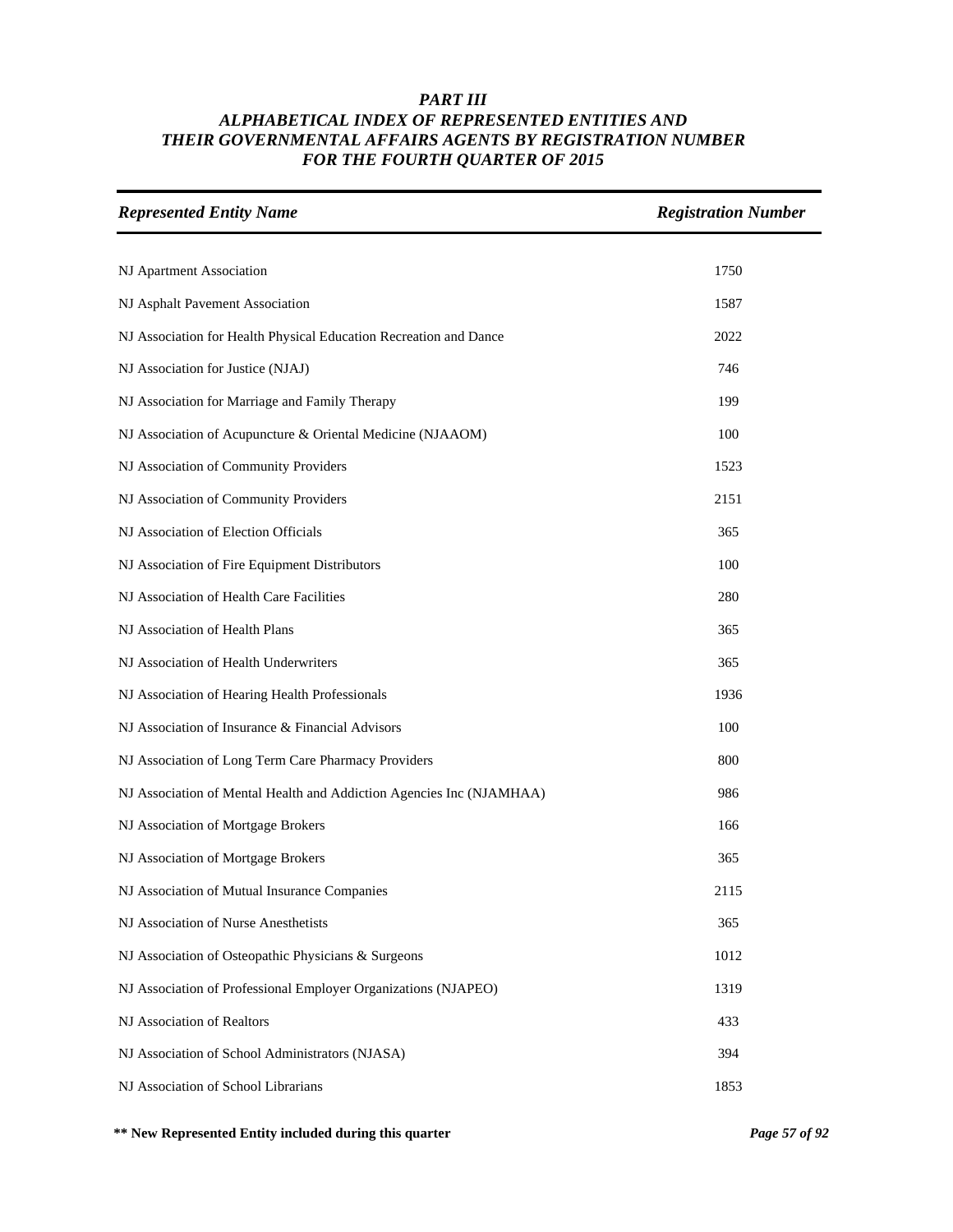# PART III
# ALPHABETICAL INDEX OF REPRESENTED ENTITIES AND THEIR GOVERNMENTAL AFFAIRS AGENTS BY REGISTRATION NUMBER FOR THE FOURTH QUARTER OF 2015

| *Represented Entity Name* | *Registration Number* |
|---|---|
| NJ Apartment Association | 1750 |
| NJ Asphalt Pavement Association | 1587 |
| NJ Association for Health Physical Education Recreation and Dance | 2022 |
| NJ Association for Justice (NJAJ) | 746 |
| NJ Association for Marriage and Family Therapy | 199 |
| NJ Association of Acupuncture & Oriental Medicine (NJAAOM) | 100 |
| NJ Association of Community Providers | 1523 |
| NJ Association of Community Providers | 2151 |
| NJ Association of Election Officials | 365 |
| NJ Association of Fire Equipment Distributors | 100 |
| NJ Association of Health Care Facilities | 280 |
| NJ Association of Health Plans | 365 |
| NJ Association of Health Underwriters | 365 |
| NJ Association of Hearing Health Professionals | 1936 |
| NJ Association of Insurance & Financial Advisors | 100 |
| NJ Association of Long Term Care Pharmacy Providers | 800 |
| NJ Association of Mental Health and Addiction Agencies Inc (NJAMHAA) | 986 |
| NJ Association of Mortgage Brokers | 166 |
| NJ Association of Mortgage Brokers | 365 |
| NJ Association of Mutual Insurance Companies | 2115 |
| NJ Association of Nurse Anesthetists | 365 |
| NJ Association of Osteopathic Physicians & Surgeons | 1012 |
| NJ Association of Professional Employer Organizations (NJAPEO) | 1319 |
| NJ Association of Realtors | 433 |
| NJ Association of School Administrators (NJASA) | 394 |
| NJ Association of School Librarians | 1853 |

**\*\* New Represented Entity included during this quarter**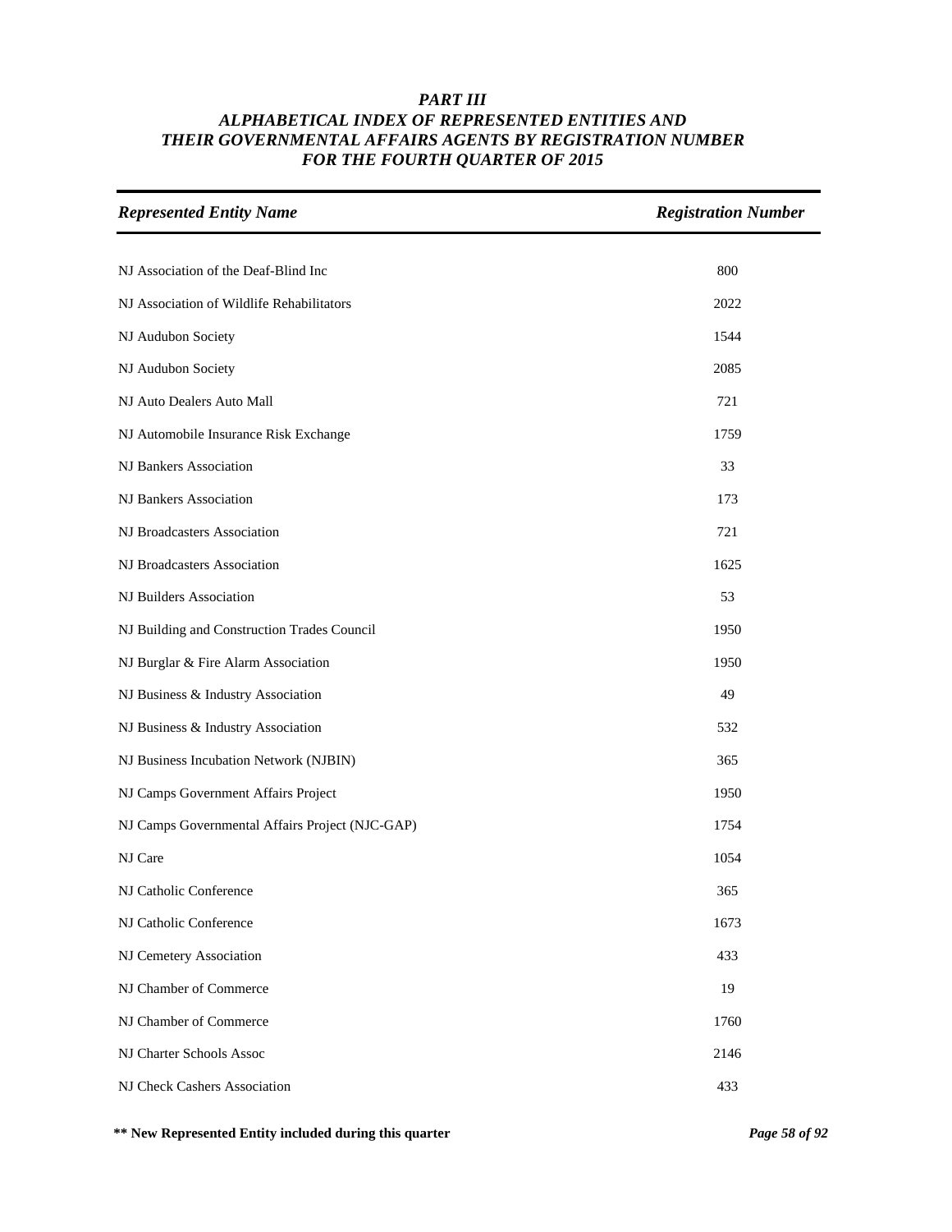# *PART III*
## *ALPHABETICAL INDEX OF REPRESENTED ENTITIES AND THEIR GOVERNMENTAL AFFAIRS AGENTS BY REGISTRATION NUMBER FOR THE FOURTH QUARTER OF 2015*

| *Represented Entity Name* | *Registration Number* |
|---|---|
| NJ Association of the Deaf-Blind Inc | 800 |
| NJ Association of Wildlife Rehabilitators | 2022 |
| NJ Audubon Society | 1544 |
| NJ Audubon Society | 2085 |
| NJ Auto Dealers Auto Mall | 721 |
| NJ Automobile Insurance Risk Exchange | 1759 |
| NJ Bankers Association | 33 |
| NJ Bankers Association | 173 |
| NJ Broadcasters Association | 721 |
| NJ Broadcasters Association | 1625 |
| NJ Builders Association | 53 |
| NJ Building and Construction Trades Council | 1950 |
| NJ Burglar & Fire Alarm Association | 1950 |
| NJ Business & Industry Association | 49 |
| NJ Business & Industry Association | 532 |
| NJ Business Incubation Network (NJBIN) | 365 |
| NJ Camps Government Affairs Project | 1950 |
| NJ Camps Governmental Affairs Project (NJC-GAP) | 1754 |
| NJ Care | 1054 |
| NJ Catholic Conference | 365 |
| NJ Catholic Conference | 1673 |
| NJ Cemetery Association | 433 |
| NJ Chamber of Commerce | 19 |
| NJ Chamber of Commerce | 1760 |
| NJ Charter Schools Assoc | 2146 |
| NJ Check Cashers Association | 433 |

**** New Represented Entity included during this quarter**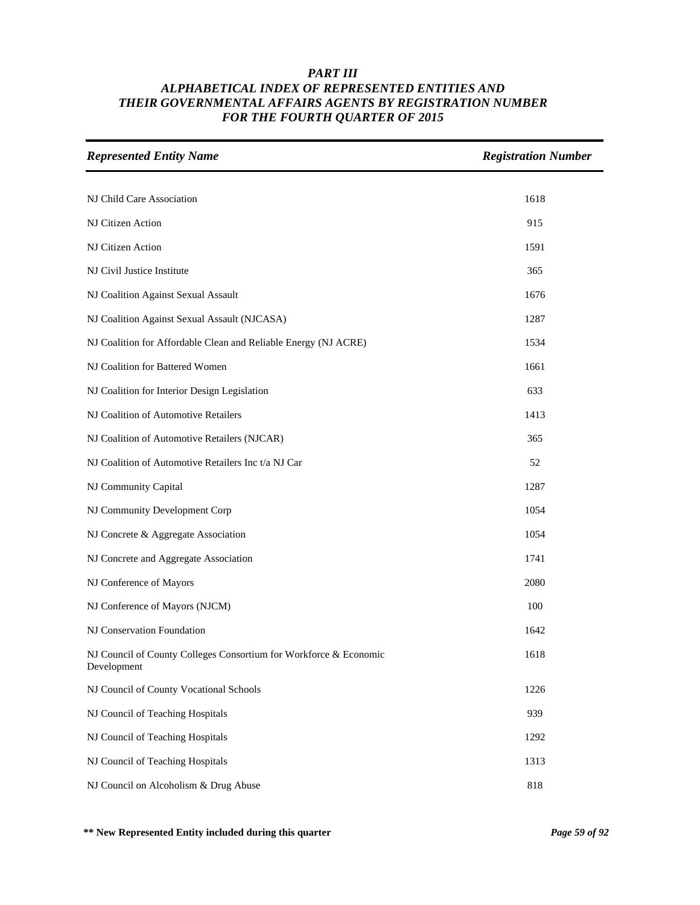# *PART III*
## *ALPHABETICAL INDEX OF REPRESENTED ENTITIES AND THEIR GOVERNMENTAL AFFAIRS AGENTS BY REGISTRATION NUMBER FOR THE FOURTH QUARTER OF 2015*

| *Represented Entity Name* | *Registration Number* |
|---|---|
| NJ Child Care Association | 1618 |
| NJ Citizen Action | 915 |
| NJ Citizen Action | 1591 |
| NJ Civil Justice Institute | 365 |
| NJ Coalition Against Sexual Assault | 1676 |
| NJ Coalition Against Sexual Assault (NJCASA) | 1287 |
| NJ Coalition for Affordable Clean and Reliable Energy (NJ ACRE) | 1534 |
| NJ Coalition for Battered Women | 1661 |
| NJ Coalition for Interior Design Legislation | 633 |
| NJ Coalition of Automotive Retailers | 1413 |
| NJ Coalition of Automotive Retailers (NJCAR) | 365 |
| NJ Coalition of Automotive Retailers Inc t/a NJ Car | 52 |
| NJ Community Capital | 1287 |
| NJ Community Development Corp | 1054 |
| NJ Concrete & Aggregate Association | 1054 |
| NJ Concrete and Aggregate Association | 1741 |
| NJ Conference of Mayors | 2080 |
| NJ Conference of Mayors (NJCM) | 100 |
| NJ Conservation Foundation | 1642 |
| NJ Council of County Colleges Consortium for Workforce & Economic Development | 1618 |
| NJ Council of County Vocational Schools | 1226 |
| NJ Council of Teaching Hospitals | 939 |
| NJ Council of Teaching Hospitals | 1292 |
| NJ Council of Teaching Hospitals | 1313 |
| NJ Council on Alcoholism & Drug Abuse | 818 |

**\*\* New Represented Entity included during this quarter**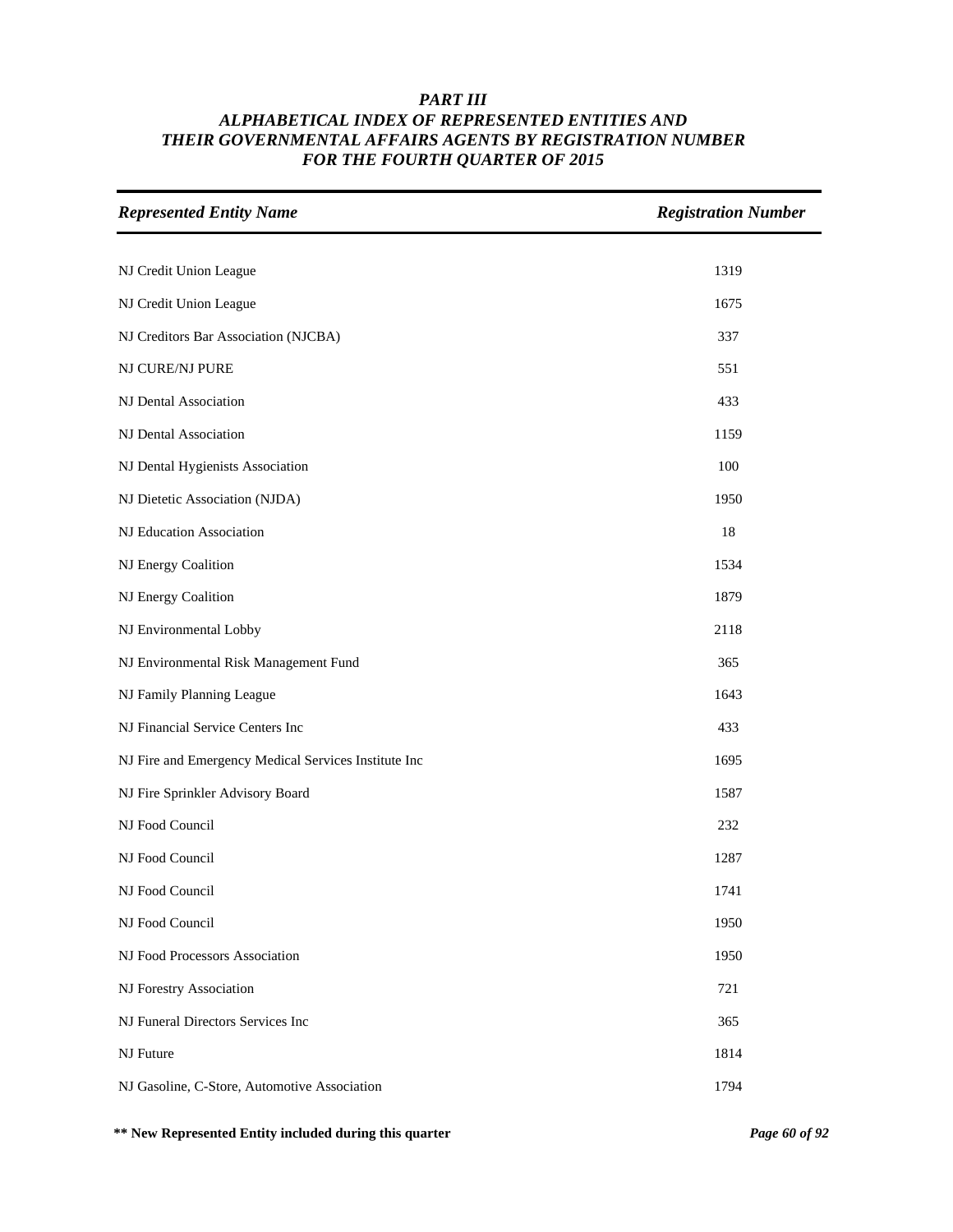# *PART III*
## *ALPHABETICAL INDEX OF REPRESENTED ENTITIES AND THEIR GOVERNMENTAL AFFAIRS AGENTS BY REGISTRATION NUMBER FOR THE FOURTH QUARTER OF 2015*

| *Represented Entity Name* | *Registration Number* |
|---|---|
| NJ Credit Union League | 1319 |
| NJ Credit Union League | 1675 |
| NJ Creditors Bar Association (NJCBA) | 337 |
| NJ CURE/NJ PURE | 551 |
| NJ Dental Association | 433 |
| NJ Dental Association | 1159 |
| NJ Dental Hygienists Association | 100 |
| NJ Dietetic Association (NJDA) | 1950 |
| NJ Education Association | 18 |
| NJ Energy Coalition | 1534 |
| NJ Energy Coalition | 1879 |
| NJ Environmental Lobby | 2118 |
| NJ Environmental Risk Management Fund | 365 |
| NJ Family Planning League | 1643 |
| NJ Financial Service Centers Inc | 433 |
| NJ Fire and Emergency Medical Services Institute Inc | 1695 |
| NJ Fire Sprinkler Advisory Board | 1587 |
| NJ Food Council | 232 |
| NJ Food Council | 1287 |
| NJ Food Council | 1741 |
| NJ Food Council | 1950 |
| NJ Food Processors Association | 1950 |
| NJ Forestry Association | 721 |
| NJ Funeral Directors Services Inc | 365 |
| NJ Future | 1814 |
| NJ Gasoline, C-Store, Automotive Association | 1794 |

**\*\* New Represented Entity included during this quarter**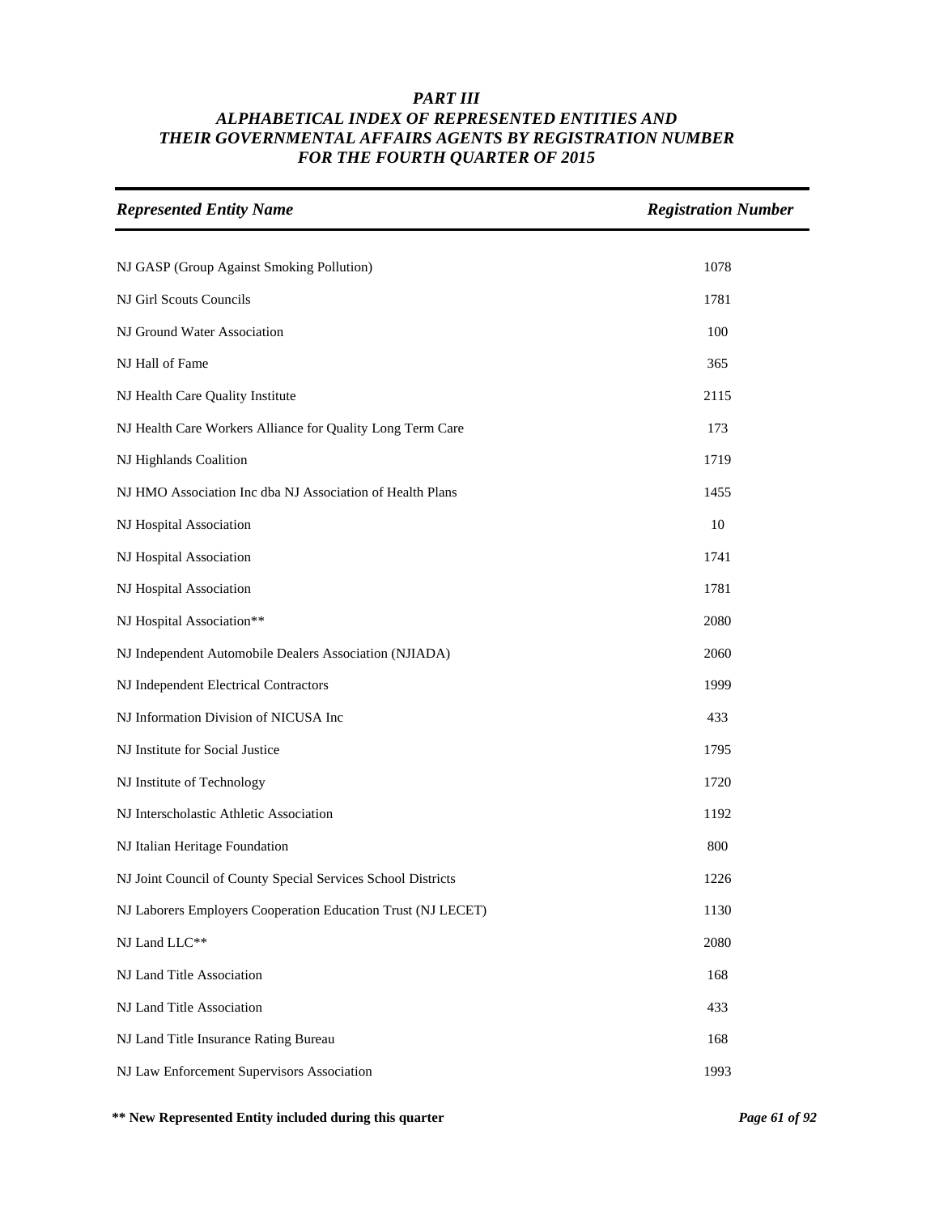# *PART III*
## *ALPHABETICAL INDEX OF REPRESENTED ENTITIES AND THEIR GOVERNMENTAL AFFAIRS AGENTS BY REGISTRATION NUMBER FOR THE FOURTH QUARTER OF 2015*

| *Represented Entity Name* | *Registration Number* |
|---|---|
| NJ GASP (Group Against Smoking Pollution) | 1078 |
| NJ Girl Scouts Councils | 1781 |
| NJ Ground Water Association | 100 |
| NJ Hall of Fame | 365 |
| NJ Health Care Quality Institute | 2115 |
| NJ Health Care Workers Alliance for Quality Long Term Care | 173 |
| NJ Highlands Coalition | 1719 |
| NJ HMO Association Inc dba NJ Association of Health Plans | 1455 |
| NJ Hospital Association | 10 |
| NJ Hospital Association | 1741 |
| NJ Hospital Association | 1781 |
| NJ Hospital Association** | 2080 |
| NJ Independent Automobile Dealers Association (NJIADA) | 2060 |
| NJ Independent Electrical Contractors | 1999 |
| NJ Information Division of NICUSA Inc | 433 |
| NJ Institute for Social Justice | 1795 |
| NJ Institute of Technology | 1720 |
| NJ Interscholastic Athletic Association | 1192 |
| NJ Italian Heritage Foundation | 800 |
| NJ Joint Council of County Special Services School Districts | 1226 |
| NJ Laborers Employers Cooperation Education Trust (NJ LECET) | 1130 |
| NJ Land LLC** | 2080 |
| NJ Land Title Association | 168 |
| NJ Land Title Association | 433 |
| NJ Land Title Insurance Rating Bureau | 168 |
| NJ Law Enforcement Supervisors Association | 1993 |

**** New Represented Entity included during this quarter**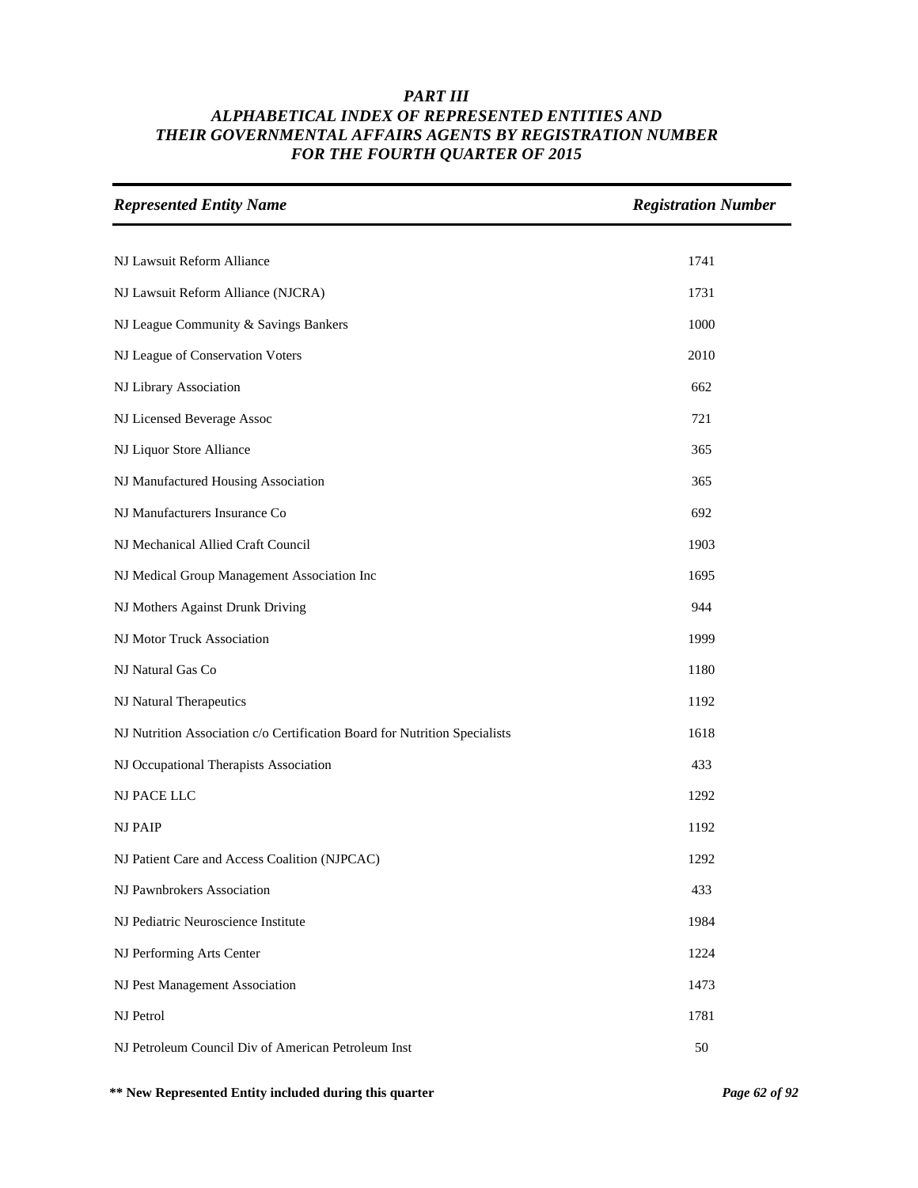# *PART III*
## *ALPHABETICAL INDEX OF REPRESENTED ENTITIES AND THEIR GOVERNMENTAL AFFAIRS AGENTS BY REGISTRATION NUMBER FOR THE FOURTH QUARTER OF 2015*

| *Represented Entity Name* | *Registration Number* |
|---|---|
| NJ Lawsuit Reform Alliance | 1741 |
| NJ Lawsuit Reform Alliance (NJCRA) | 1731 |
| NJ League Community & Savings Bankers | 1000 |
| NJ League of Conservation Voters | 2010 |
| NJ Library Association | 662 |
| NJ Licensed Beverage Assoc | 721 |
| NJ Liquor Store Alliance | 365 |
| NJ Manufactured Housing Association | 365 |
| NJ Manufacturers Insurance Co | 692 |
| NJ Mechanical Allied Craft Council | 1903 |
| NJ Medical Group Management Association Inc | 1695 |
| NJ Mothers Against Drunk Driving | 944 |
| NJ Motor Truck Association | 1999 |
| NJ Natural Gas Co | 1180 |
| NJ Natural Therapeutics | 1192 |
| NJ Nutrition Association c/o Certification Board for Nutrition Specialists | 1618 |
| NJ Occupational Therapists Association | 433 |
| NJ PACE LLC | 1292 |
| NJ PAIP | 1192 |
| NJ Patient Care and Access Coalition (NJPCAC) | 1292 |
| NJ Pawnbrokers Association | 433 |
| NJ Pediatric Neuroscience Institute | 1984 |
| NJ Performing Arts Center | 1224 |
| NJ Pest Management Association | 1473 |
| NJ Petrol | 1781 |
| NJ Petroleum Council Div of American Petroleum Inst | 50 |

**\*\* New Represented Entity included during this quarter**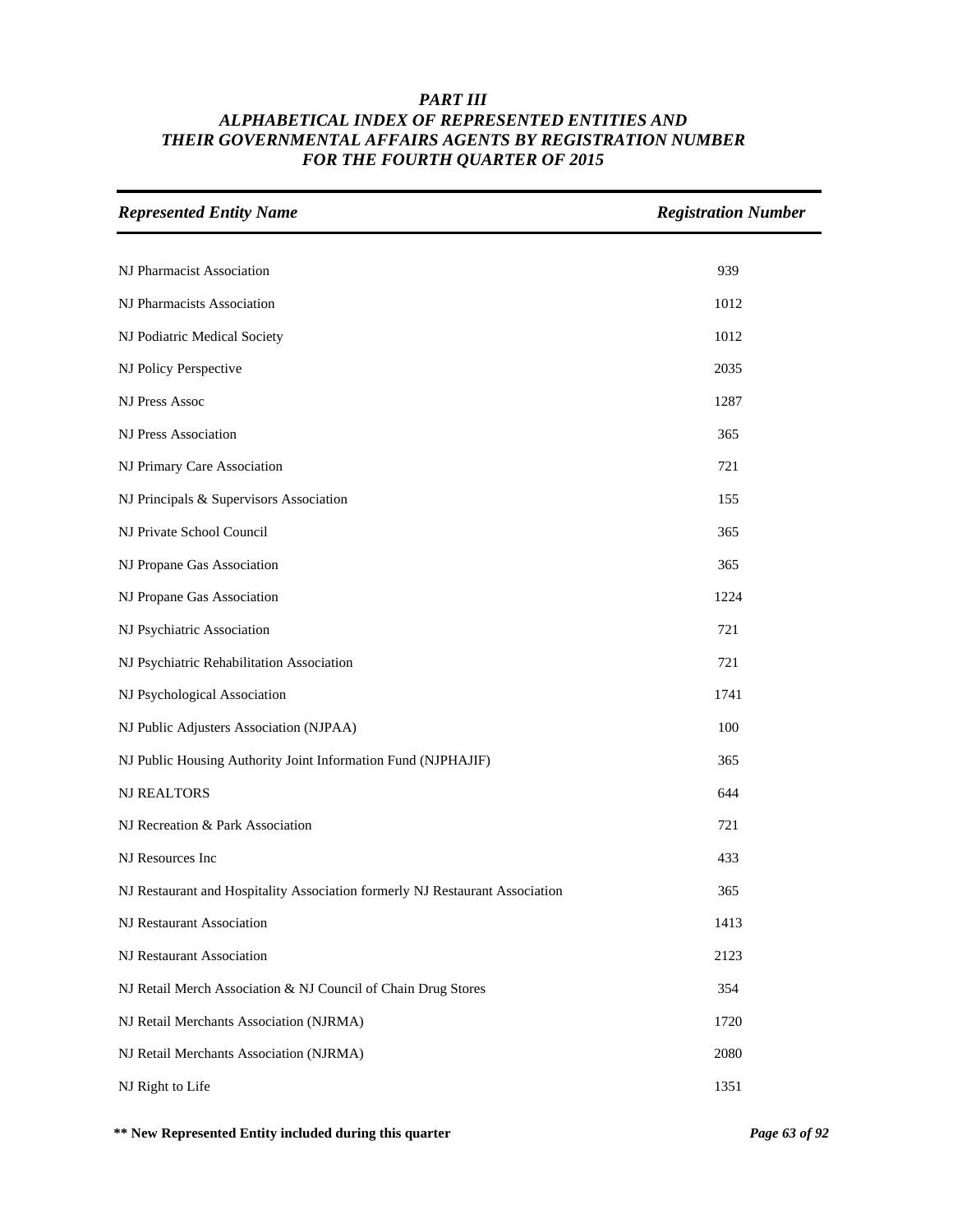# *PART III*
## *ALPHABETICAL INDEX OF REPRESENTED ENTITIES AND THEIR GOVERNMENTAL AFFAIRS AGENTS BY REGISTRATION NUMBER FOR THE FOURTH QUARTER OF 2015*

| *Represented Entity Name* | *Registration Number* |
|---|---|
| NJ Pharmacist Association | 939 |
| NJ Pharmacists Association | 1012 |
| NJ Podiatric Medical Society | 1012 |
| NJ Policy Perspective | 2035 |
| NJ Press Assoc | 1287 |
| NJ Press Association | 365 |
| NJ Primary Care Association | 721 |
| NJ Principals & Supervisors Association | 155 |
| NJ Private School Council | 365 |
| NJ Propane Gas Association | 365 |
| NJ Propane Gas Association | 1224 |
| NJ Psychiatric Association | 721 |
| NJ Psychiatric Rehabilitation Association | 721 |
| NJ Psychological Association | 1741 |
| NJ Public Adjusters Association (NJPAA) | 100 |
| NJ Public Housing Authority Joint Information Fund (NJPHAJIF) | 365 |
| NJ REALTORS | 644 |
| NJ Recreation & Park Association | 721 |
| NJ Resources Inc | 433 |
| NJ Restaurant and Hospitality Association formerly NJ Restaurant Association | 365 |
| NJ Restaurant Association | 1413 |
| NJ Restaurant Association | 2123 |
| NJ Retail Merch Association & NJ Council of Chain Drug Stores | 354 |
| NJ Retail Merchants Association (NJRMA) | 1720 |
| NJ Retail Merchants Association (NJRMA) | 2080 |
| NJ Right to Life | 1351 |

**\*\* New Represented Entity included during this quarter**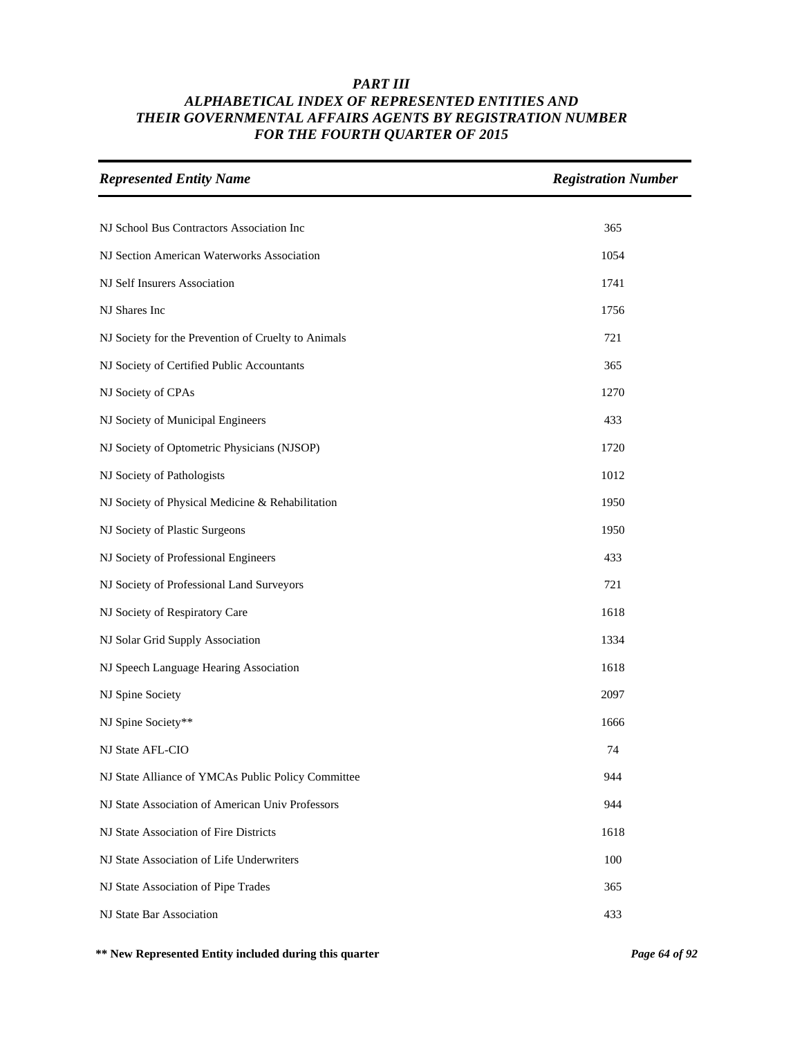# *PART III*
# *ALPHABETICAL INDEX OF REPRESENTED ENTITIES AND THEIR GOVERNMENTAL AFFAIRS AGENTS BY REGISTRATION NUMBER FOR THE FOURTH QUARTER OF 2015*

| *Represented Entity Name* | *Registration Number* |
|---|---|
| NJ School Bus Contractors Association Inc | 365 |
| NJ Section American Waterworks Association | 1054 |
| NJ Self Insurers Association | 1741 |
| NJ Shares Inc | 1756 |
| NJ Society for the Prevention of Cruelty to Animals | 721 |
| NJ Society of Certified Public Accountants | 365 |
| NJ Society of CPAs | 1270 |
| NJ Society of Municipal Engineers | 433 |
| NJ Society of Optometric Physicians (NJSOP) | 1720 |
| NJ Society of Pathologists | 1012 |
| NJ Society of Physical Medicine & Rehabilitation | 1950 |
| NJ Society of Plastic Surgeons | 1950 |
| NJ Society of Professional Engineers | 433 |
| NJ Society of Professional Land Surveyors | 721 |
| NJ Society of Respiratory Care | 1618 |
| NJ Solar Grid Supply Association | 1334 |
| NJ Speech Language Hearing Association | 1618 |
| NJ Spine Society | 2097 |
| NJ Spine Society** | 1666 |
| NJ State AFL-CIO | 74 |
| NJ State Alliance of YMCAs Public Policy Committee | 944 |
| NJ State Association of American Univ Professors | 944 |
| NJ State Association of Fire Districts | 1618 |
| NJ State Association of Life Underwriters | 100 |
| NJ State Association of Pipe Trades | 365 |
| NJ State Bar Association | 433 |

**\*\* New Represented Entity included during this quarter**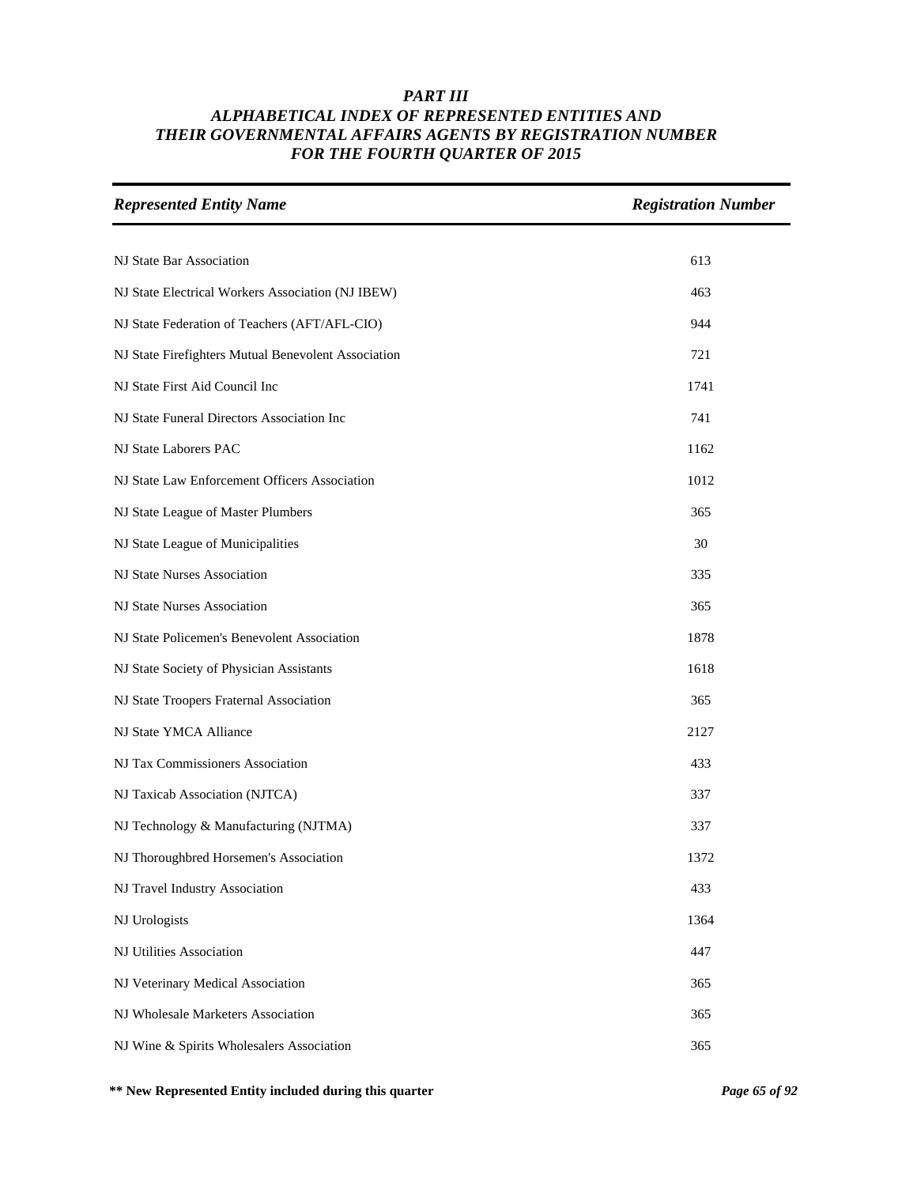## *PART III*
## *ALPHABETICAL INDEX OF REPRESENTED ENTITIES AND THEIR GOVERNMENTAL AFFAIRS AGENTS BY REGISTRATION NUMBER FOR THE FOURTH QUARTER OF 2015*

| *Represented Entity Name* | *Registration Number* |
|---|---|
| NJ State Bar Association | 613 |
| NJ State Electrical Workers Association (NJ IBEW) | 463 |
| NJ State Federation of Teachers (AFT/AFL-CIO) | 944 |
| NJ State Firefighters Mutual Benevolent Association | 721 |
| NJ State First Aid Council Inc | 1741 |
| NJ State Funeral Directors Association Inc | 741 |
| NJ State Laborers PAC | 1162 |
| NJ State Law Enforcement Officers Association | 1012 |
| NJ State League of Master Plumbers | 365 |
| NJ State League of Municipalities | 30 |
| NJ State Nurses Association | 335 |
| NJ State Nurses Association | 365 |
| NJ State Policemen's Benevolent Association | 1878 |
| NJ State Society of Physician Assistants | 1618 |
| NJ State Troopers Fraternal Association | 365 |
| NJ State YMCA Alliance | 2127 |
| NJ Tax Commissioners Association | 433 |
| NJ Taxicab Association (NJTCA) | 337 |
| NJ Technology & Manufacturing (NJTMA) | 337 |
| NJ Thoroughbred Horsemen's Association | 1372 |
| NJ Travel Industry Association | 433 |
| NJ Urologists | 1364 |
| NJ Utilities Association | 447 |
| NJ Veterinary Medical Association | 365 |
| NJ Wholesale Marketers Association | 365 |
| NJ Wine & Spirits Wholesalers Association | 365 |

**** New Represented Entity included during this quarter**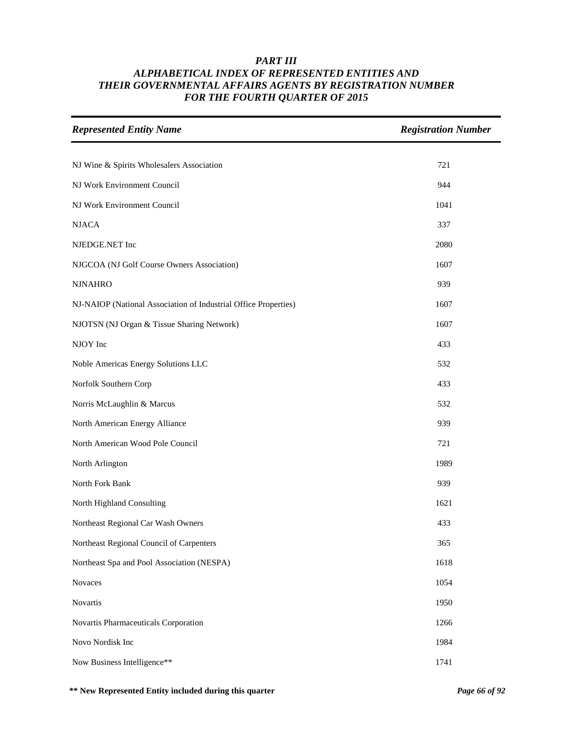# PART III
## ALPHABETICAL INDEX OF REPRESENTED ENTITIES AND THEIR GOVERNMENTAL AFFAIRS AGENTS BY REGISTRATION NUMBER FOR THE FOURTH QUARTER OF 2015

| *Represented Entity Name* | *Registration Number* |
|---|---|
| NJ Wine & Spirits Wholesalers Association | 721 |
| NJ Work Environment Council | 944 |
| NJ Work Environment Council | 1041 |
| NJACA | 337 |
| NJEDGE.NET Inc | 2080 |
| NJGCOA (NJ Golf Course Owners Association) | 1607 |
| NJNAHRO | 939 |
| NJ-NAIOP (National Association of Industrial Office Properties) | 1607 |
| NJOTSN (NJ Organ & Tissue Sharing Network) | 1607 |
| NJOY Inc | 433 |
| Noble Americas Energy Solutions LLC | 532 |
| Norfolk Southern Corp | 433 |
| Norris McLaughlin & Marcus | 532 |
| North American Energy Alliance | 939 |
| North American Wood Pole Council | 721 |
| North Arlington | 1989 |
| North Fork Bank | 939 |
| North Highland Consulting | 1621 |
| Northeast Regional Car Wash Owners | 433 |
| Northeast Regional Council of Carpenters | 365 |
| Northeast Spa and Pool Association (NESPA) | 1618 |
| Novaces | 1054 |
| Novartis | 1950 |
| Novartis Pharmaceuticals Corporation | 1266 |
| Novo Nordisk Inc | 1984 |
| Now Business Intelligence** | 1741 |

**** New Represented Entity included during this quarter**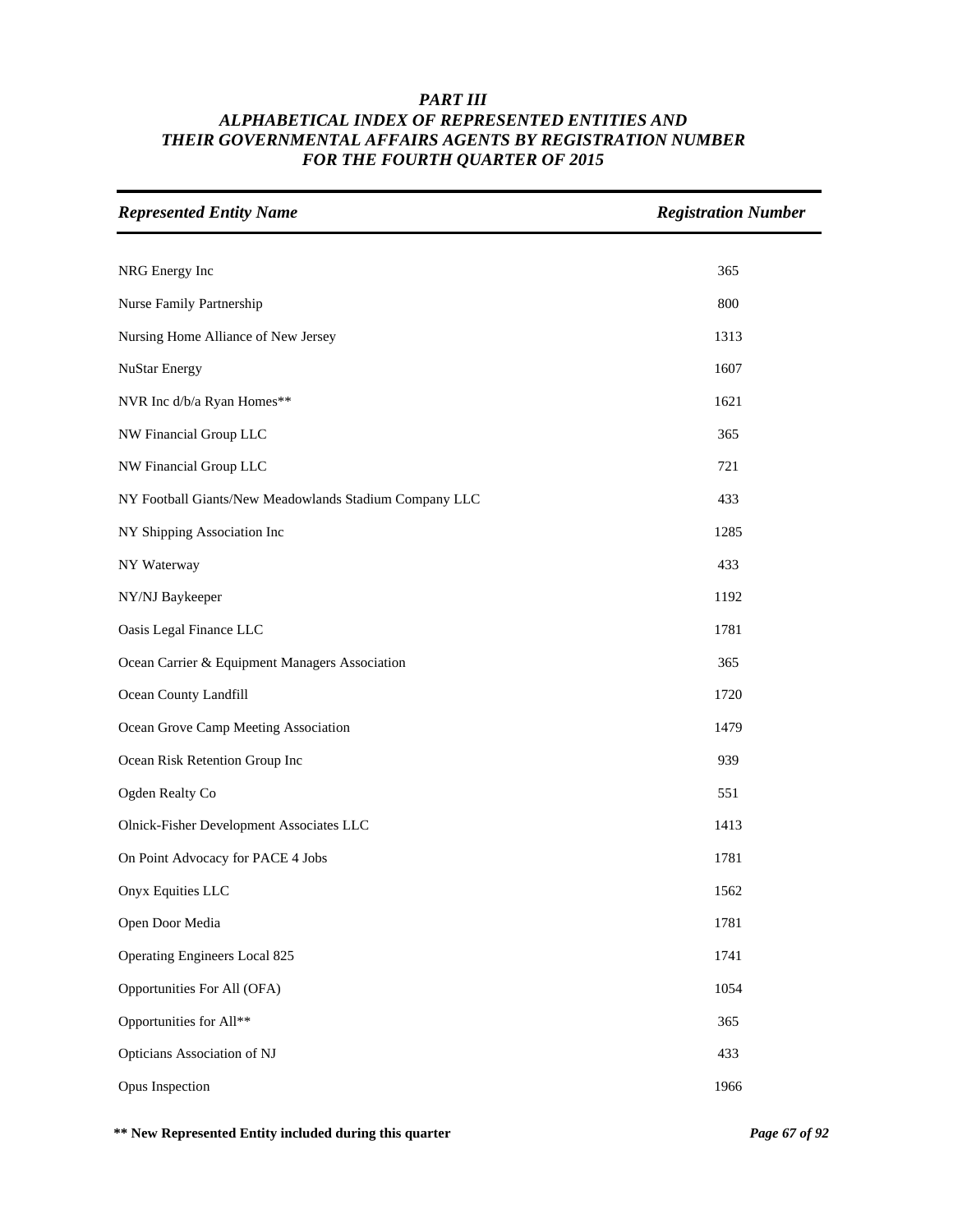# *PART III*
## *ALPHABETICAL INDEX OF REPRESENTED ENTITIES AND THEIR GOVERNMENTAL AFFAIRS AGENTS BY REGISTRATION NUMBER FOR THE FOURTH QUARTER OF 2015*

| *Represented Entity Name* | *Registration Number* |
|---|---|
| NRG Energy Inc | 365 |
| Nurse Family Partnership | 800 |
| Nursing Home Alliance of New Jersey | 1313 |
| NuStar Energy | 1607 |
| NVR Inc d/b/a Ryan Homes** | 1621 |
| NW Financial Group LLC | 365 |
| NW Financial Group LLC | 721 |
| NY Football Giants/New Meadowlands Stadium Company LLC | 433 |
| NY Shipping Association Inc | 1285 |
| NY Waterway | 433 |
| NY/NJ Baykeeper | 1192 |
| Oasis Legal Finance LLC | 1781 |
| Ocean Carrier & Equipment Managers Association | 365 |
| Ocean County Landfill | 1720 |
| Ocean Grove Camp Meeting Association | 1479 |
| Ocean Risk Retention Group Inc | 939 |
| Ogden Realty Co | 551 |
| Olnick-Fisher Development Associates LLC | 1413 |
| On Point Advocacy for PACE 4 Jobs | 1781 |
| Onyx Equities LLC | 1562 |
| Open Door Media | 1781 |
| Operating Engineers Local 825 | 1741 |
| Opportunities For All (OFA) | 1054 |
| Opportunities for All** | 365 |
| Opticians Association of NJ | 433 |
| Opus Inspection | 1966 |

**** New Represented Entity included during this quarter**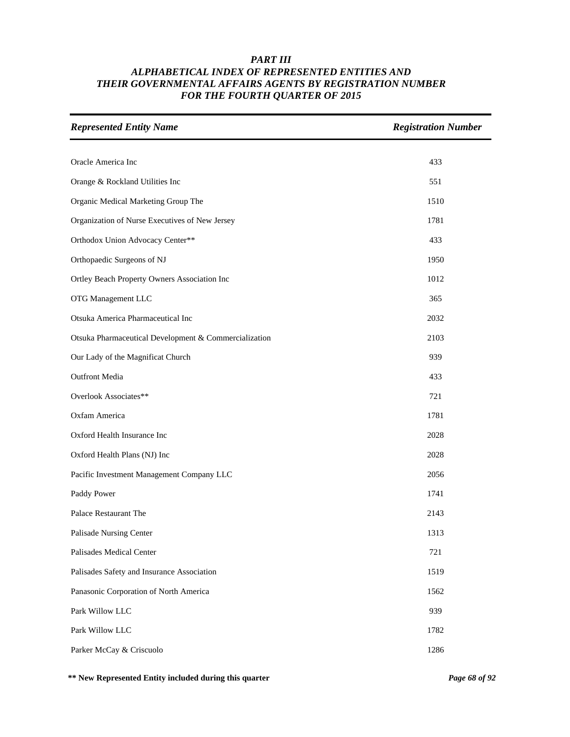# *PART III*
## *ALPHABETICAL INDEX OF REPRESENTED ENTITIES AND THEIR GOVERNMENTAL AFFAIRS AGENTS BY REGISTRATION NUMBER FOR THE FOURTH QUARTER OF 2015*

| *Represented Entity Name* | *Registration Number* |
|---|---|
| Oracle America Inc | 433 |
| Orange & Rockland Utilities Inc | 551 |
| Organic Medical Marketing Group The | 1510 |
| Organization of Nurse Executives of New Jersey | 1781 |
| Orthodox Union Advocacy Center** | 433 |
| Orthopaedic Surgeons of NJ | 1950 |
| Ortley Beach Property Owners Association Inc | 1012 |
| OTG Management LLC | 365 |
| Otsuka America Pharmaceutical Inc | 2032 |
| Otsuka Pharmaceutical Development & Commercialization | 2103 |
| Our Lady of the Magnificat Church | 939 |
| Outfront Media | 433 |
| Overlook Associates** | 721 |
| Oxfam America | 1781 |
| Oxford Health Insurance Inc | 2028 |
| Oxford Health Plans (NJ) Inc | 2028 |
| Pacific Investment Management Company LLC | 2056 |
| Paddy Power | 1741 |
| Palace Restaurant The | 2143 |
| Palisade Nursing Center | 1313 |
| Palisades Medical Center | 721 |
| Palisades Safety and Insurance Association | 1519 |
| Panasonic Corporation of North America | 1562 |
| Park Willow LLC | 939 |
| Park Willow LLC | 1782 |
| Parker McCay & Criscuolo | 1286 |

**\*\* New Represented Entity included during this quarter**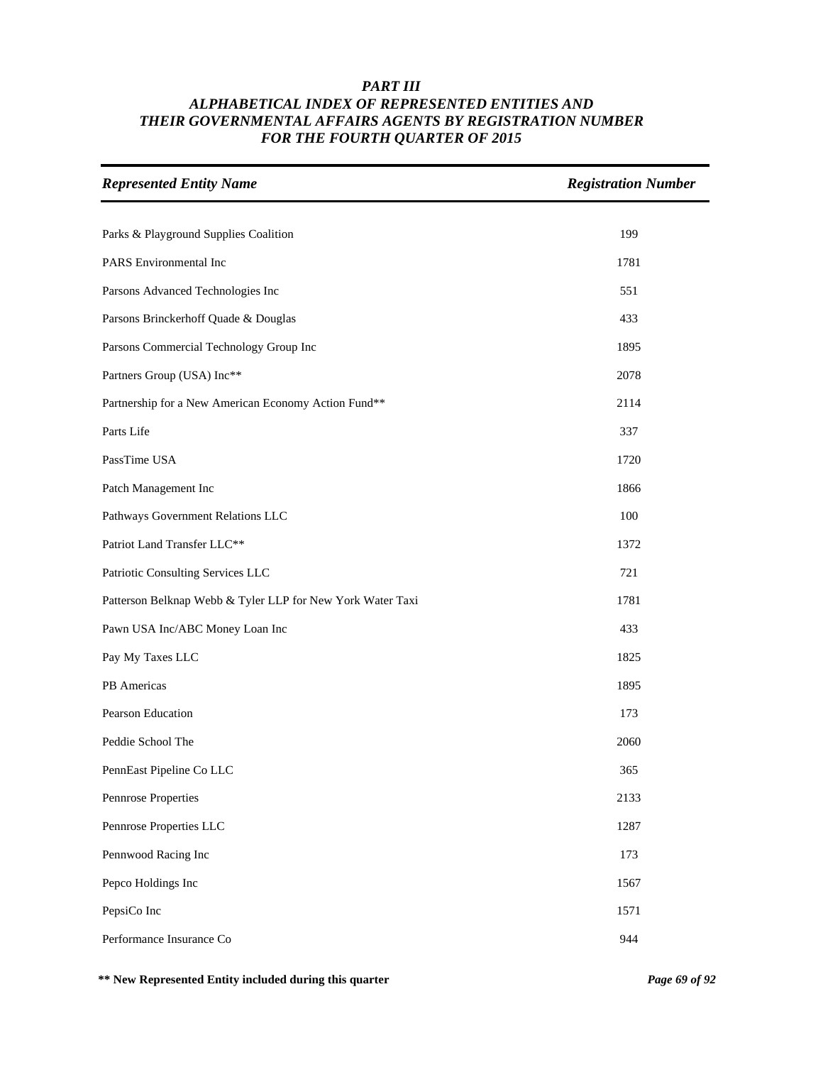# *PART III*
## *ALPHABETICAL INDEX OF REPRESENTED ENTITIES AND THEIR GOVERNMENTAL AFFAIRS AGENTS BY REGISTRATION NUMBER FOR THE FOURTH QUARTER OF 2015*

| *Represented Entity Name* | *Registration Number* |
|---|---|
| Parks & Playground Supplies Coalition | 199 |
| PARS Environmental Inc | 1781 |
| Parsons Advanced Technologies Inc | 551 |
| Parsons Brinckerhoff Quade & Douglas | 433 |
| Parsons Commercial Technology Group Inc | 1895 |
| Partners Group (USA) Inc** | 2078 |
| Partnership for a New American Economy Action Fund** | 2114 |
| Parts Life | 337 |
| PassTime USA | 1720 |
| Patch Management Inc | 1866 |
| Pathways Government Relations LLC | 100 |
| Patriot Land Transfer LLC** | 1372 |
| Patriotic Consulting Services LLC | 721 |
| Patterson Belknap Webb & Tyler LLP for New York Water Taxi | 1781 |
| Pawn USA Inc/ABC Money Loan Inc | 433 |
| Pay My Taxes LLC | 1825 |
| PB Americas | 1895 |
| Pearson Education | 173 |
| Peddie School The | 2060 |
| PennEast Pipeline Co LLC | 365 |
| Pennrose Properties | 2133 |
| Pennrose Properties LLC | 1287 |
| Pennwood Racing Inc | 173 |
| Pepco Holdings Inc | 1567 |
| PepsiCo Inc | 1571 |
| Performance Insurance Co | 944 |

**** New Represented Entity included during this quarter**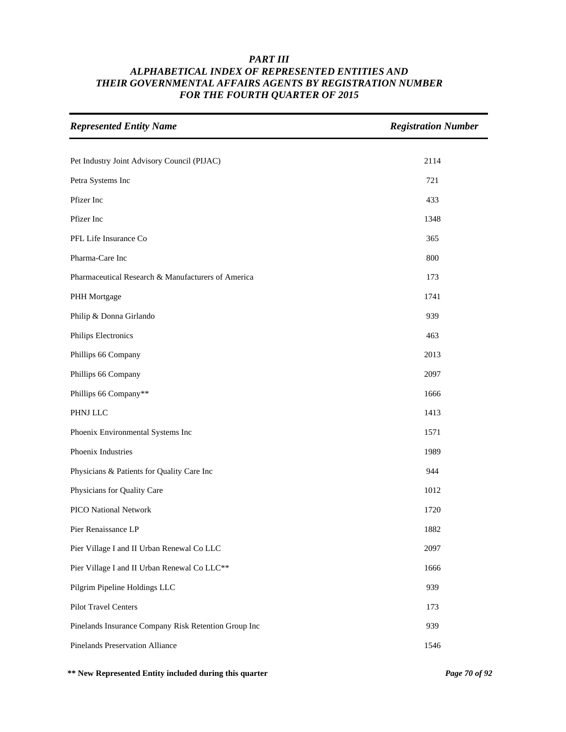# *PART III*
# *ALPHABETICAL INDEX OF REPRESENTED ENTITIES AND THEIR GOVERNMENTAL AFFAIRS AGENTS BY REGISTRATION NUMBER FOR THE FOURTH QUARTER OF 2015*

| *Represented Entity Name* | *Registration Number* |
|---|---|
| Pet Industry Joint Advisory Council (PIJAC) | 2114 |
| Petra Systems Inc | 721 |
| Pfizer Inc | 433 |
| Pfizer Inc | 1348 |
| PFL Life Insurance Co | 365 |
| Pharma-Care Inc | 800 |
| Pharmaceutical Research & Manufacturers of America | 173 |
| PHH Mortgage | 1741 |
| Philip & Donna Girlando | 939 |
| Philips Electronics | 463 |
| Phillips 66 Company | 2013 |
| Phillips 66 Company | 2097 |
| Phillips 66 Company** | 1666 |
| PHNJ LLC | 1413 |
| Phoenix Environmental Systems Inc | 1571 |
| Phoenix Industries | 1989 |
| Physicians & Patients for Quality Care Inc | 944 |
| Physicians for Quality Care | 1012 |
| PICO National Network | 1720 |
| Pier Renaissance LP | 1882 |
| Pier Village I and II Urban Renewal Co LLC | 2097 |
| Pier Village I and II Urban Renewal Co LLC** | 1666 |
| Pilgrim Pipeline Holdings LLC | 939 |
| Pilot Travel Centers | 173 |
| Pinelands Insurance Company Risk Retention Group Inc | 939 |
| Pinelands Preservation Alliance | 1546 |

**\*\* New Represented Entity included during this quarter**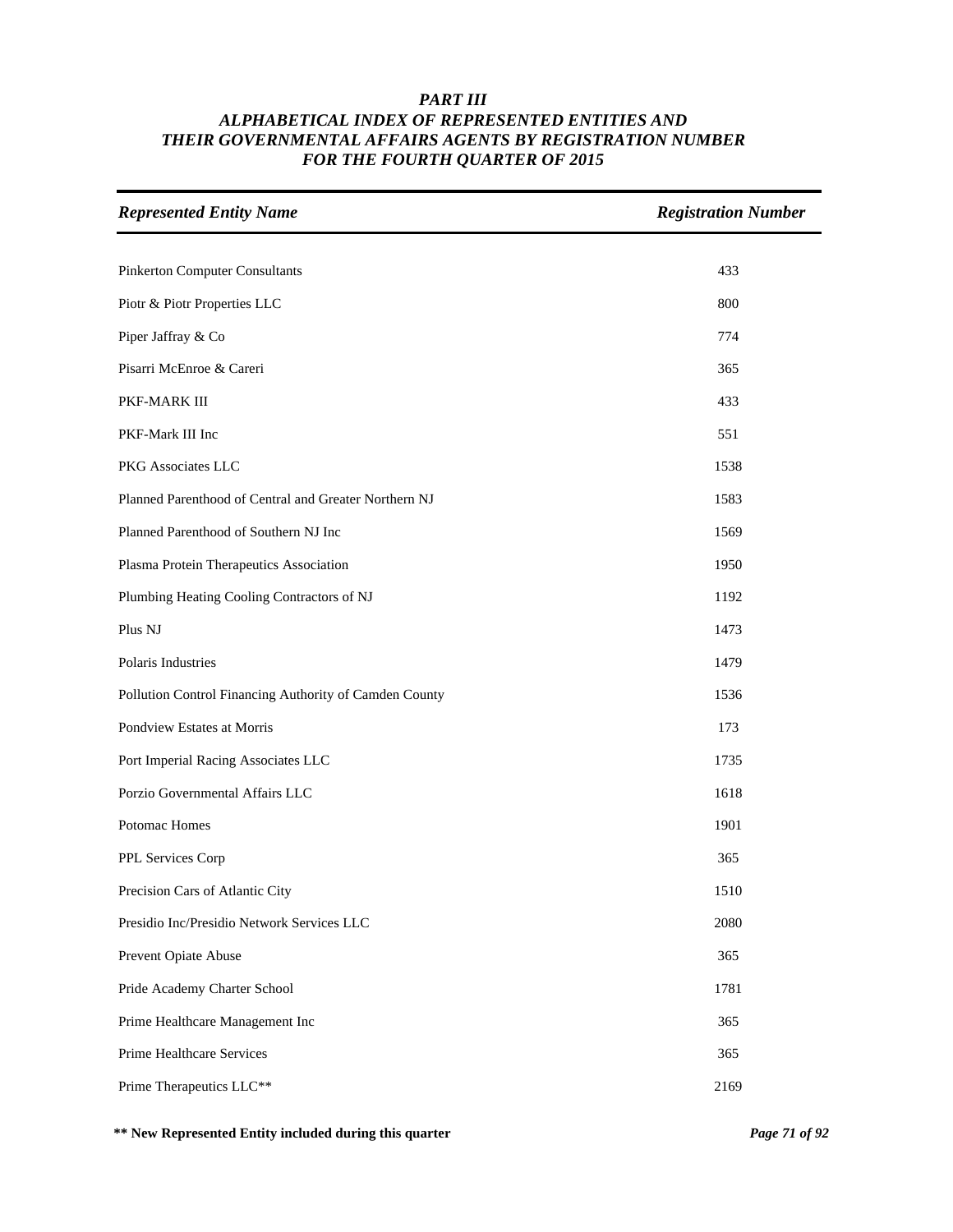# *PART III*
## *ALPHABETICAL INDEX OF REPRESENTED ENTITIES AND THEIR GOVERNMENTAL AFFAIRS AGENTS BY REGISTRATION NUMBER FOR THE FOURTH QUARTER OF 2015*

| *Represented Entity Name* | *Registration Number* |
|---|---|
| Pinkerton Computer Consultants | 433 |
| Piotr & Piotr Properties LLC | 800 |
| Piper Jaffray & Co | 774 |
| Pisarri McEnroe & Careri | 365 |
| PKF-MARK III | 433 |
| PKF-Mark III Inc | 551 |
| PKG Associates LLC | 1538 |
| Planned Parenthood of Central and Greater Northern NJ | 1583 |
| Planned Parenthood of Southern NJ Inc | 1569 |
| Plasma Protein Therapeutics Association | 1950 |
| Plumbing Heating Cooling Contractors of NJ | 1192 |
| Plus NJ | 1473 |
| Polaris Industries | 1479 |
| Pollution Control Financing Authority of Camden County | 1536 |
| Pondview Estates at Morris | 173 |
| Port Imperial Racing Associates LLC | 1735 |
| Porzio Governmental Affairs LLC | 1618 |
| Potomac Homes | 1901 |
| PPL Services Corp | 365 |
| Precision Cars of Atlantic City | 1510 |
| Presidio Inc/Presidio Network Services LLC | 2080 |
| Prevent Opiate Abuse | 365 |
| Pride Academy Charter School | 1781 |
| Prime Healthcare Management Inc | 365 |
| Prime Healthcare Services | 365 |
| Prime Therapeutics LLC** | 2169 |

**\*\* New Represented Entity included during this quarter**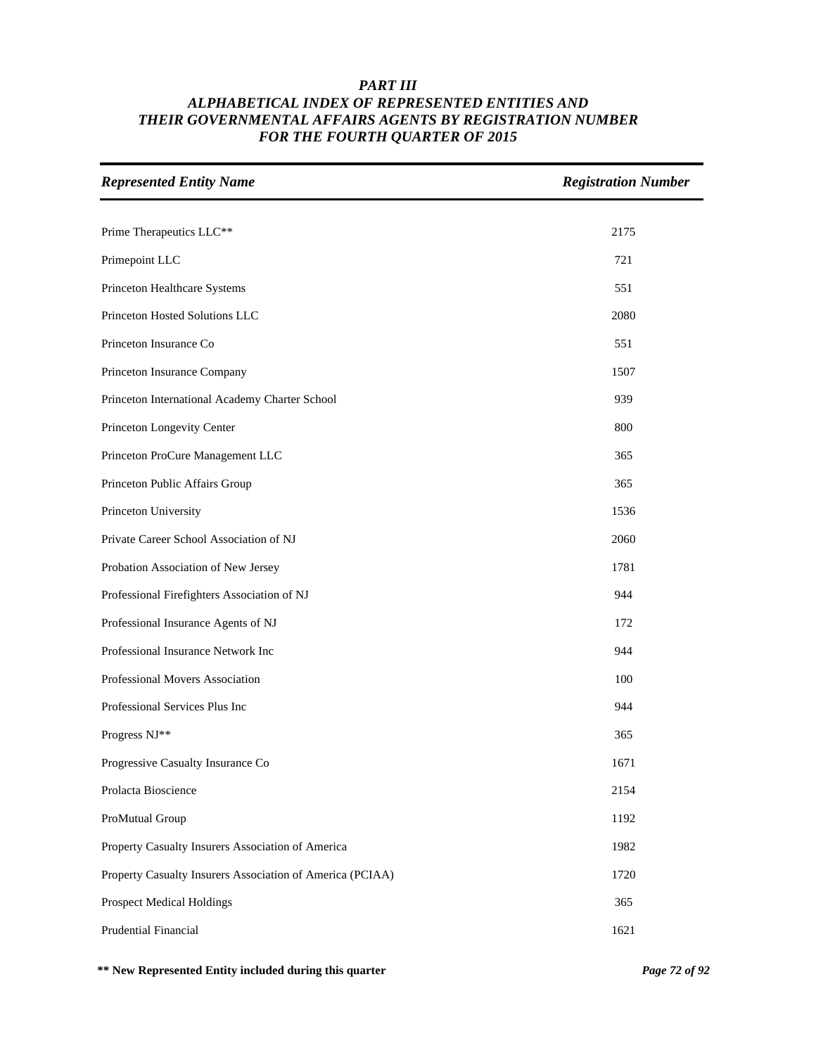# *PART III*
## *ALPHABETICAL INDEX OF REPRESENTED ENTITIES AND THEIR GOVERNMENTAL AFFAIRS AGENTS BY REGISTRATION NUMBER FOR THE FOURTH QUARTER OF 2015*

| *Represented Entity Name* | *Registration Number* |
|---|---|
| Prime Therapeutics LLC** | 2175 |
| Primepoint LLC | 721 |
| Princeton Healthcare Systems | 551 |
| Princeton Hosted Solutions LLC | 2080 |
| Princeton Insurance Co | 551 |
| Princeton Insurance Company | 1507 |
| Princeton International Academy Charter School | 939 |
| Princeton Longevity Center | 800 |
| Princeton ProCure Management LLC | 365 |
| Princeton Public Affairs Group | 365 |
| Princeton University | 1536 |
| Private Career School Association of NJ | 2060 |
| Probation Association of New Jersey | 1781 |
| Professional Firefighters Association of NJ | 944 |
| Professional Insurance Agents of NJ | 172 |
| Professional Insurance Network Inc | 944 |
| Professional Movers Association | 100 |
| Professional Services Plus Inc | 944 |
| Progress NJ** | 365 |
| Progressive Casualty Insurance Co | 1671 |
| Prolacta Bioscience | 2154 |
| ProMutual Group | 1192 |
| Property Casualty Insurers Association of America | 1982 |
| Property Casualty Insurers Association of America (PCIAA) | 1720 |
| Prospect Medical Holdings | 365 |
| Prudential Financial | 1621 |

**** New Represented Entity included during this quarter**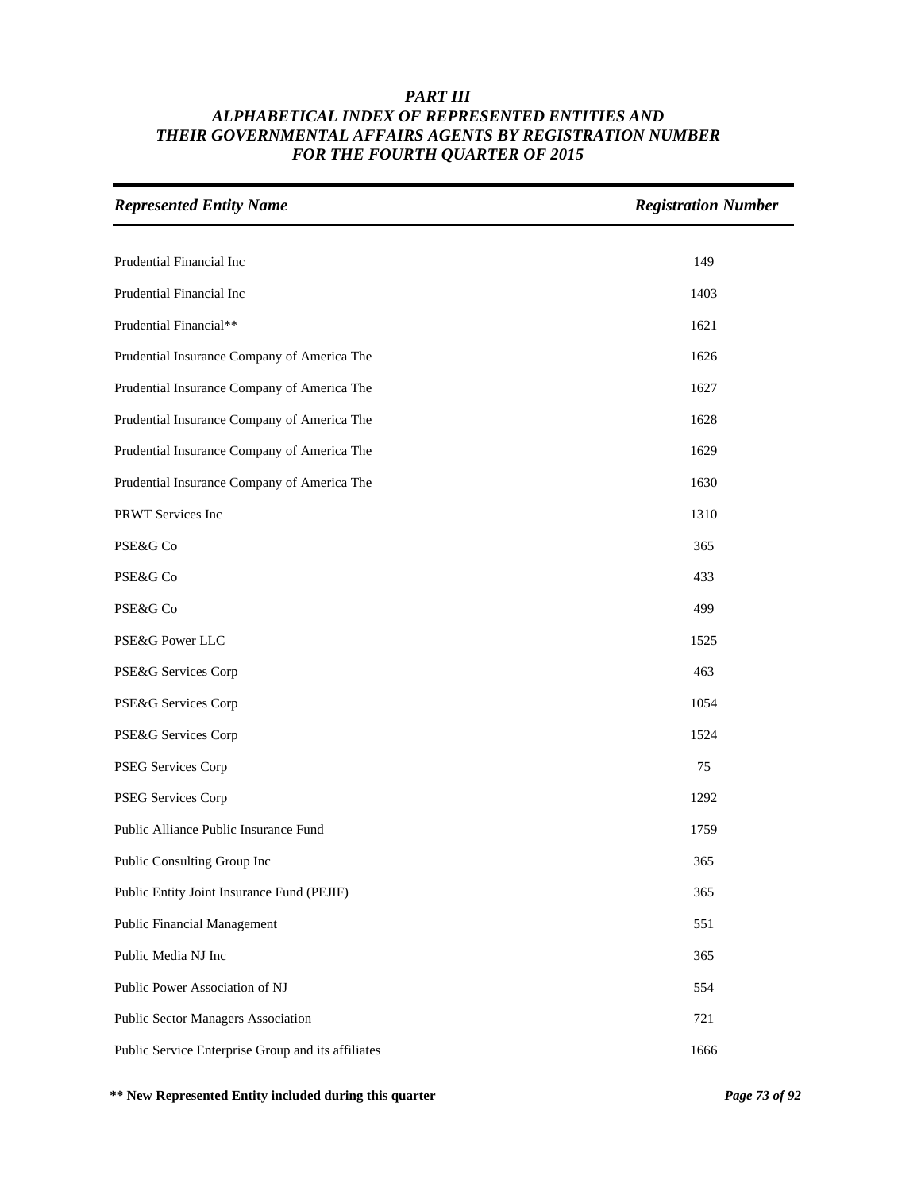# *PART III*
# *ALPHABETICAL INDEX OF REPRESENTED ENTITIES AND THEIR GOVERNMENTAL AFFAIRS AGENTS BY REGISTRATION NUMBER FOR THE FOURTH QUARTER OF 2015*

| *Represented Entity Name* | *Registration Number* |
|---|---|
| Prudential Financial Inc | 149 |
| Prudential Financial Inc | 1403 |
| Prudential Financial** | 1621 |
| Prudential Insurance Company of America The | 1626 |
| Prudential Insurance Company of America The | 1627 |
| Prudential Insurance Company of America The | 1628 |
| Prudential Insurance Company of America The | 1629 |
| Prudential Insurance Company of America The | 1630 |
| PRWT Services Inc | 1310 |
| PSE&G Co | 365 |
| PSE&G Co | 433 |
| PSE&G Co | 499 |
| PSE&G Power LLC | 1525 |
| PSE&G Services Corp | 463 |
| PSE&G Services Corp | 1054 |
| PSE&G Services Corp | 1524 |
| PSEG Services Corp | 75 |
| PSEG Services Corp | 1292 |
| Public Alliance Public Insurance Fund | 1759 |
| Public Consulting Group Inc | 365 |
| Public Entity Joint Insurance Fund (PEJIF) | 365 |
| Public Financial Management | 551 |
| Public Media NJ Inc | 365 |
| Public Power Association of NJ | 554 |
| Public Sector Managers Association | 721 |
| Public Service Enterprise Group and its affiliates | 1666 |

**** New Represented Entity included during this quarter**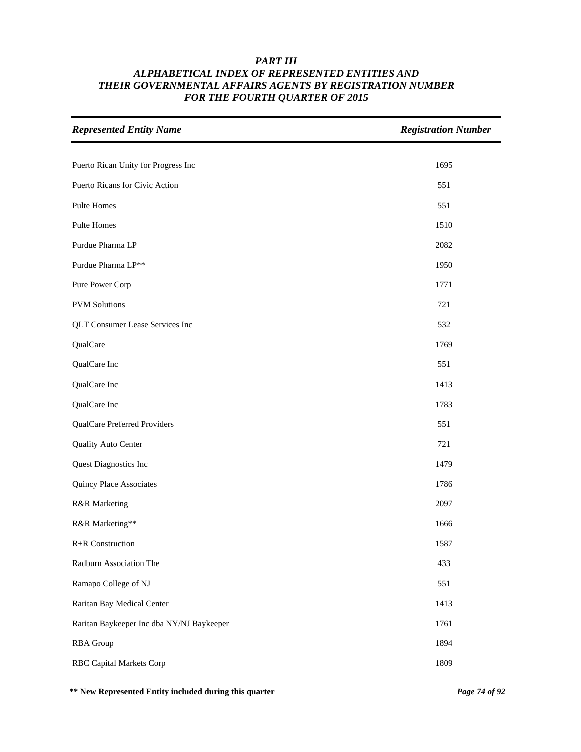# *PART III*
## *ALPHABETICAL INDEX OF REPRESENTED ENTITIES AND THEIR GOVERNMENTAL AFFAIRS AGENTS BY REGISTRATION NUMBER FOR THE FOURTH QUARTER OF 2015*

| *Represented Entity Name* | *Registration Number* |
|---|---|
| Puerto Rican Unity for Progress Inc | 1695 |
| Puerto Ricans for Civic Action | 551 |
| Pulte Homes | 551 |
| Pulte Homes | 1510 |
| Purdue Pharma LP | 2082 |
| Purdue Pharma LP** | 1950 |
| Pure Power Corp | 1771 |
| PVM Solutions | 721 |
| QLT Consumer Lease Services Inc | 532 |
| QualCare | 1769 |
| QualCare Inc | 551 |
| QualCare Inc | 1413 |
| QualCare Inc | 1783 |
| QualCare Preferred Providers | 551 |
| Quality Auto Center | 721 |
| Quest Diagnostics Inc | 1479 |
| Quincy Place Associates | 1786 |
| R&R Marketing | 2097 |
| R&R Marketing** | 1666 |
| R+R Construction | 1587 |
| Radburn Association The | 433 |
| Ramapo College of NJ | 551 |
| Raritan Bay Medical Center | 1413 |
| Raritan Baykeeper Inc dba NY/NJ Baykeeper | 1761 |
| RBA Group | 1894 |
| RBC Capital Markets Corp | 1809 |

**** New Represented Entity included during this quarter**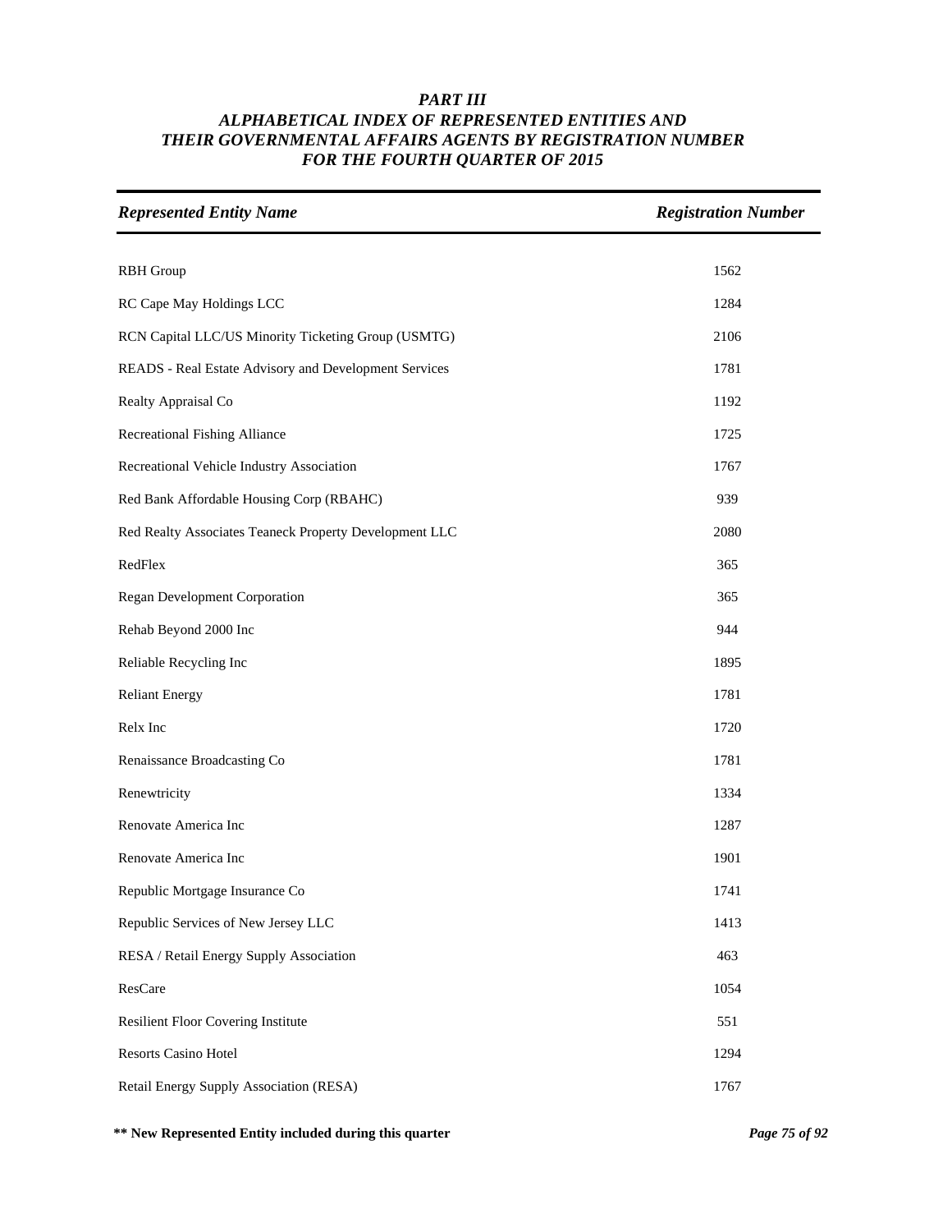# *PART III*
## *ALPHABETICAL INDEX OF REPRESENTED ENTITIES AND THEIR GOVERNMENTAL AFFAIRS AGENTS BY REGISTRATION NUMBER FOR THE FOURTH QUARTER OF 2015*

| *Represented Entity Name* | *Registration Number* |
|---|---|
| RBH Group | 1562 |
| RC Cape May Holdings LCC | 1284 |
| RCN Capital LLC/US Minority Ticketing Group (USMTG) | 2106 |
| READS - Real Estate Advisory and Development Services | 1781 |
| Realty Appraisal Co | 1192 |
| Recreational Fishing Alliance | 1725 |
| Recreational Vehicle Industry Association | 1767 |
| Red Bank Affordable Housing Corp (RBAHC) | 939 |
| Red Realty Associates Teaneck Property Development LLC | 2080 |
| RedFlex | 365 |
| Regan Development Corporation | 365 |
| Rehab Beyond 2000 Inc | 944 |
| Reliable Recycling Inc | 1895 |
| Reliant Energy | 1781 |
| Relx Inc | 1720 |
| Renaissance Broadcasting Co | 1781 |
| Renewtricity | 1334 |
| Renovate America Inc | 1287 |
| Renovate America Inc | 1901 |
| Republic Mortgage Insurance Co | 1741 |
| Republic Services of New Jersey LLC | 1413 |
| RESA / Retail Energy Supply Association | 463 |
| ResCare | 1054 |
| Resilient Floor Covering Institute | 551 |
| Resorts Casino Hotel | 1294 |
| Retail Energy Supply Association (RESA) | 1767 |

**\*\* New Represented Entity included during this quarter**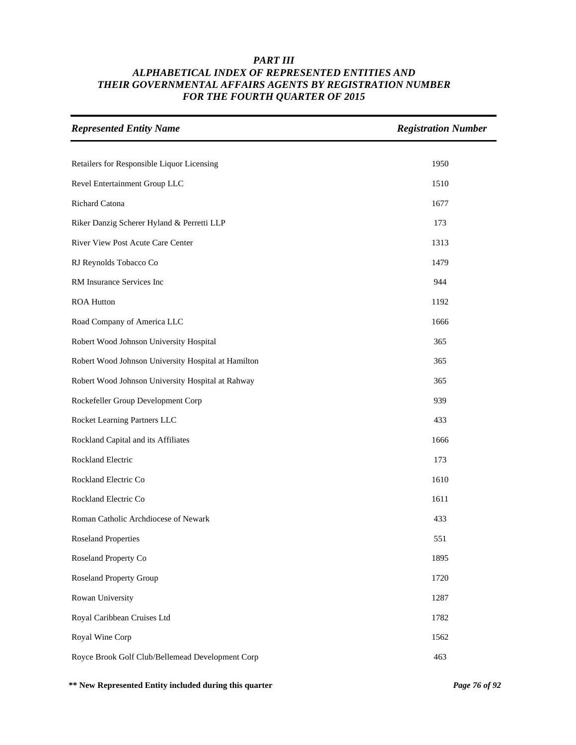### *PART III*
### *ALPHABETICAL INDEX OF REPRESENTED ENTITIES AND THEIR GOVERNMENTAL AFFAIRS AGENTS BY REGISTRATION NUMBER FOR THE FOURTH QUARTER OF 2015*

| *Represented Entity Name* | *Registration Number* |
|---|---|
| Retailers for Responsible Liquor Licensing | 1950 |
| Revel Entertainment Group LLC | 1510 |
| Richard Catona | 1677 |
| Riker Danzig Scherer Hyland & Perretti LLP | 173 |
| River View Post Acute Care Center | 1313 |
| RJ Reynolds Tobacco Co | 1479 |
| RM Insurance Services Inc | 944 |
| ROA Hutton | 1192 |
| Road Company of America LLC | 1666 |
| Robert Wood Johnson University Hospital | 365 |
| Robert Wood Johnson University Hospital at Hamilton | 365 |
| Robert Wood Johnson University Hospital at Rahway | 365 |
| Rockefeller Group Development Corp | 939 |
| Rocket Learning Partners LLC | 433 |
| Rockland Capital and its Affiliates | 1666 |
| Rockland Electric | 173 |
| Rockland Electric Co | 1610 |
| Rockland Electric Co | 1611 |
| Roman Catholic Archdiocese of Newark | 433 |
| Roseland Properties | 551 |
| Roseland Property Co | 1895 |
| Roseland Property Group | 1720 |
| Rowan University | 1287 |
| Royal Caribbean Cruises Ltd | 1782 |
| Royal Wine Corp | 1562 |
| Royce Brook Golf Club/Bellemead Development Corp | 463 |

**\** New Represented Entity included during this quarter**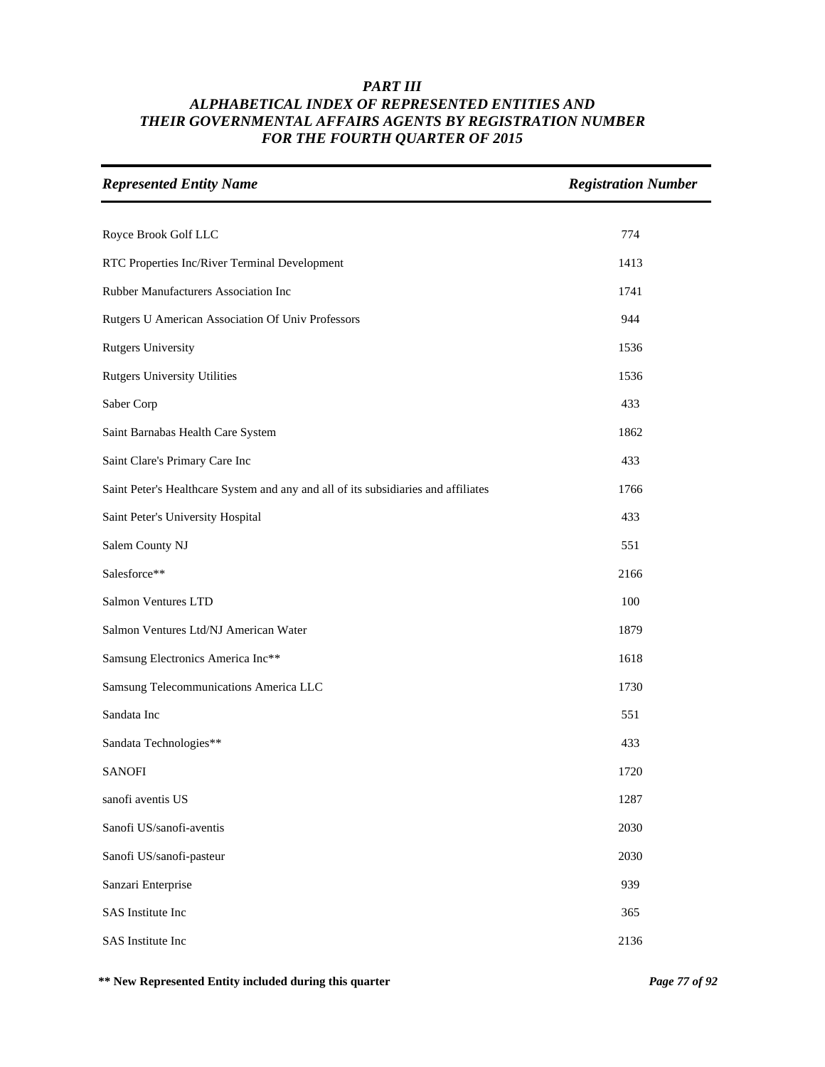# *PART III*
# *ALPHABETICAL INDEX OF REPRESENTED ENTITIES AND THEIR GOVERNMENTAL AFFAIRS AGENTS BY REGISTRATION NUMBER FOR THE FOURTH QUARTER OF 2015*

| *Represented Entity Name* | *Registration Number* |
|---|---|
| Royce Brook Golf LLC | 774 |
| RTC Properties Inc/River Terminal Development | 1413 |
| Rubber Manufacturers Association Inc | 1741 |
| Rutgers U American Association Of Univ Professors | 944 |
| Rutgers University | 1536 |
| Rutgers University Utilities | 1536 |
| Saber Corp | 433 |
| Saint Barnabas Health Care System | 1862 |
| Saint Clare's Primary Care Inc | 433 |
| Saint Peter's Healthcare System and any and all of its subsidiaries and affiliates | 1766 |
| Saint Peter's University Hospital | 433 |
| Salem County NJ | 551 |
| Salesforce** | 2166 |
| Salmon Ventures LTD | 100 |
| Salmon Ventures Ltd/NJ American Water | 1879 |
| Samsung Electronics America Inc** | 1618 |
| Samsung Telecommunications America LLC | 1730 |
| Sandata Inc | 551 |
| Sandata Technologies** | 433 |
| SANOFI | 1720 |
| sanofi aventis US | 1287 |
| Sanofi US/sanofi-aventis | 2030 |
| Sanofi US/sanofi-pasteur | 2030 |
| Sanzari Enterprise | 939 |
| SAS Institute Inc | 365 |
| SAS Institute Inc | 2136 |

**\*\* New Represented Entity included during this quarter**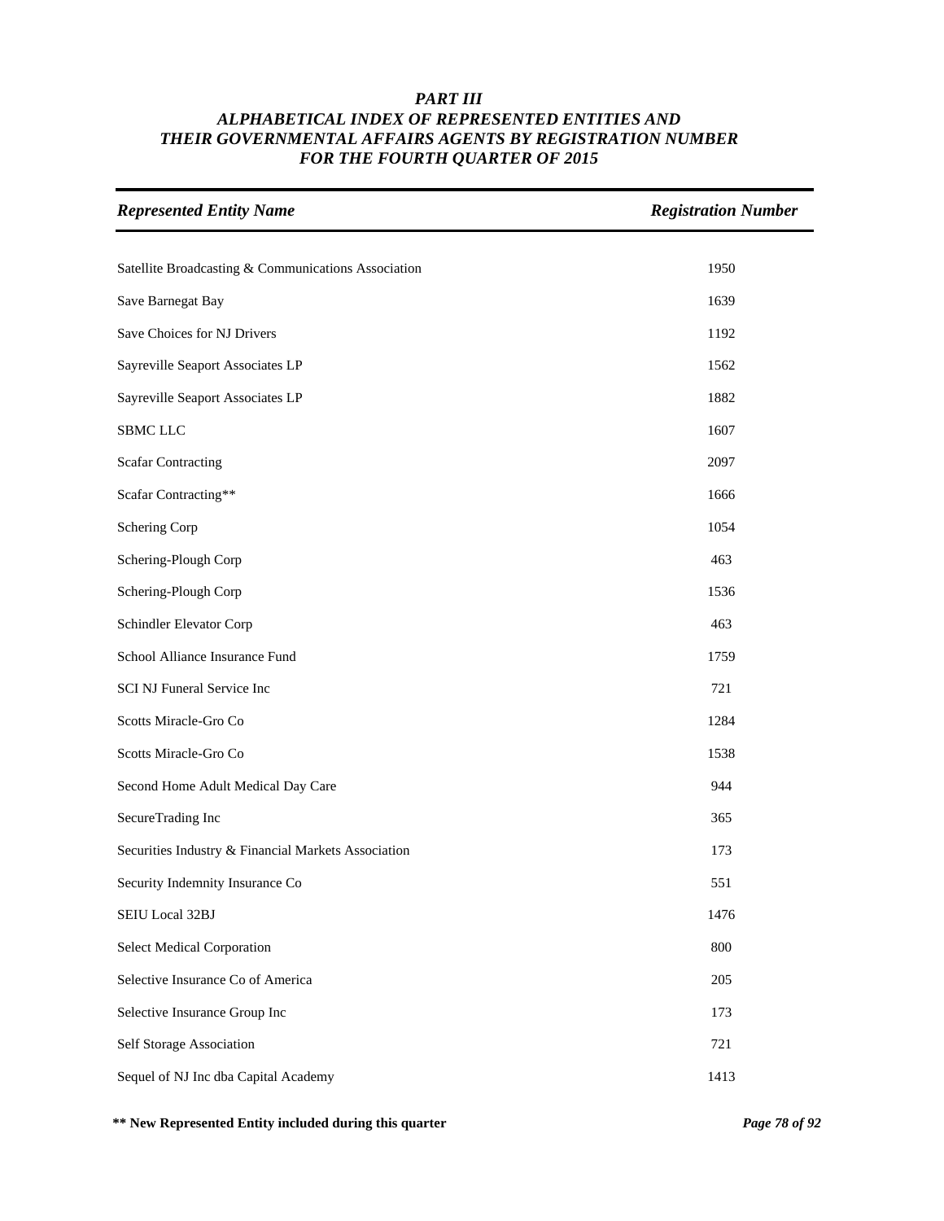# PART III
# ALPHABETICAL INDEX OF REPRESENTED ENTITIES AND THEIR GOVERNMENTAL AFFAIRS AGENTS BY REGISTRATION NUMBER FOR THE FOURTH QUARTER OF 2015

| Represented Entity Name | Registration Number |
|---|---|
| Satellite Broadcasting & Communications Association | 1950 |
| Save Barnegat Bay | 1639 |
| Save Choices for NJ Drivers | 1192 |
| Sayreville Seaport Associates LP | 1562 |
| Sayreville Seaport Associates LP | 1882 |
| SBMC LLC | 1607 |
| Scafar Contracting | 2097 |
| Scafar Contracting** | 1666 |
| Schering Corp | 1054 |
| Schering-Plough Corp | 463 |
| Schering-Plough Corp | 1536 |
| Schindler Elevator Corp | 463 |
| School Alliance Insurance Fund | 1759 |
| SCI NJ Funeral Service Inc | 721 |
| Scotts Miracle-Gro Co | 1284 |
| Scotts Miracle-Gro Co | 1538 |
| Second Home Adult Medical Day Care | 944 |
| SecureTrading Inc | 365 |
| Securities Industry & Financial Markets Association | 173 |
| Security Indemnity Insurance Co | 551 |
| SEIU Local 32BJ | 1476 |
| Select Medical Corporation | 800 |
| Selective Insurance Co of America | 205 |
| Selective Insurance Group Inc | 173 |
| Self Storage Association | 721 |
| Sequel of NJ Inc dba Capital Academy | 1413 |

**** New Represented Entity included during this quarter**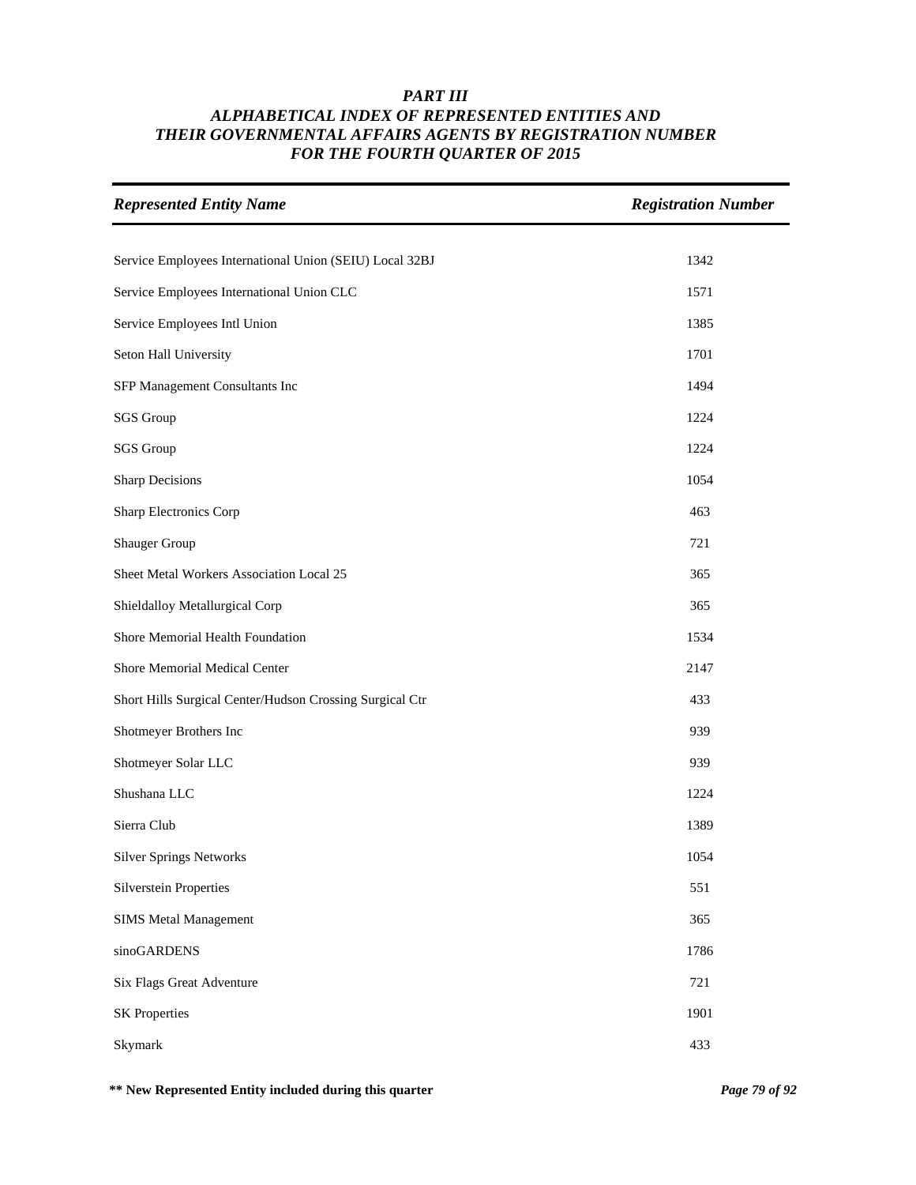### *PART III*
### *ALPHABETICAL INDEX OF REPRESENTED ENTITIES AND THEIR GOVERNMENTAL AFFAIRS AGENTS BY REGISTRATION NUMBER FOR THE FOURTH QUARTER OF 2015*

| *Represented Entity Name* | *Registration Number* |
|---|---|
| Service Employees International Union (SEIU) Local 32BJ | 1342 |
| Service Employees International Union CLC | 1571 |
| Service Employees Intl Union | 1385 |
| Seton Hall University | 1701 |
| SFP Management Consultants Inc | 1494 |
| SGS Group | 1224 |
| SGS Group | 1224 |
| Sharp Decisions | 1054 |
| Sharp Electronics Corp | 463 |
| Shauger Group | 721 |
| Sheet Metal Workers Association Local 25 | 365 |
| Shieldalloy Metallurgical Corp | 365 |
| Shore Memorial Health Foundation | 1534 |
| Shore Memorial Medical Center | 2147 |
| Short Hills Surgical Center/Hudson Crossing Surgical Ctr | 433 |
| Shotmeyer Brothers Inc | 939 |
| Shotmeyer Solar LLC | 939 |
| Shushana LLC | 1224 |
| Sierra Club | 1389 |
| Silver Springs Networks | 1054 |
| Silverstein Properties | 551 |
| SIMS Metal Management | 365 |
| sinoGARDENS | 1786 |
| Six Flags Great Adventure | 721 |
| SK Properties | 1901 |
| Skymark | 433 |

**\*\* New Represented Entity included during this quarter**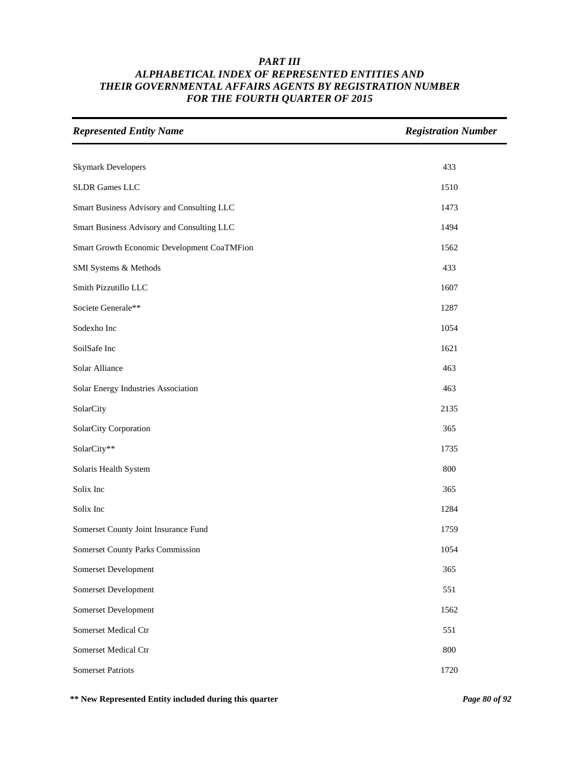# PART III
# ALPHABETICAL INDEX OF REPRESENTED ENTITIES AND THEIR GOVERNMENTAL AFFAIRS AGENTS BY REGISTRATION NUMBER
# FOR THE FOURTH QUARTER OF 2015

| Represented Entity Name | Registration Number |
|---|---|
| Skymark Developers | 433 |
| SLDR Games LLC | 1510 |
| Smart Business Advisory and Consulting LLC | 1473 |
| Smart Business Advisory and Consulting LLC | 1494 |
| Smart Growth Economic Development CoaTMFion | 1562 |
| SMI Systems & Methods | 433 |
| Smith Pizzutillo LLC | 1607 |
| Societe Generale** | 1287 |
| Sodexho Inc | 1054 |
| SoilSafe Inc | 1621 |
| Solar Alliance | 463 |
| Solar Energy Industries Association | 463 |
| SolarCity | 2135 |
| SolarCity Corporation | 365 |
| SolarCity** | 1735 |
| Solaris Health System | 800 |
| Solix Inc | 365 |
| Solix Inc | 1284 |
| Somerset County Joint Insurance Fund | 1759 |
| Somerset County Parks Commission | 1054 |
| Somerset Development | 365 |
| Somerset Development | 551 |
| Somerset Development | 1562 |
| Somerset Medical Ctr | 551 |
| Somerset Medical Ctr | 800 |
| Somerset Patriots | 1720 |

** New Represented Entity included during this quarter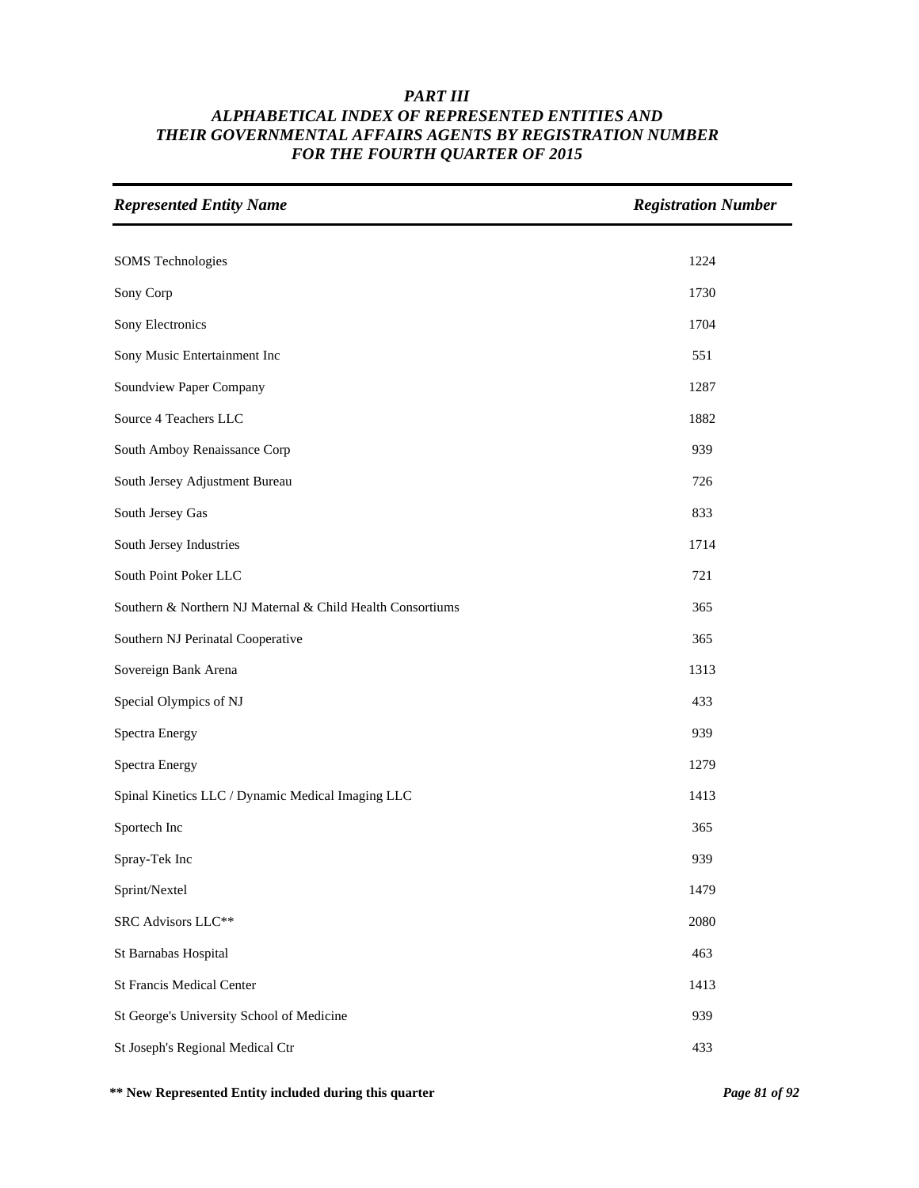***PART III***
***ALPHABETICAL INDEX OF REPRESENTED ENTITIES AND THEIR GOVERNMENTAL AFFAIRS AGENTS BY REGISTRATION NUMBER FOR THE FOURTH QUARTER OF 2015***

| *Represented Entity Name* | *Registration Number* |
|---|---|
| SOMS Technologies | 1224 |
| Sony Corp | 1730 |
| Sony Electronics | 1704 |
| Sony Music Entertainment Inc | 551 |
| Soundview Paper Company | 1287 |
| Source 4 Teachers LLC | 1882 |
| South Amboy Renaissance Corp | 939 |
| South Jersey Adjustment Bureau | 726 |
| South Jersey Gas | 833 |
| South Jersey Industries | 1714 |
| South Point Poker LLC | 721 |
| Southern & Northern NJ Maternal & Child Health Consortiums | 365 |
| Southern NJ Perinatal Cooperative | 365 |
| Sovereign Bank Arena | 1313 |
| Special Olympics of NJ | 433 |
| Spectra Energy | 939 |
| Spectra Energy | 1279 |
| Spinal Kinetics LLC / Dynamic Medical Imaging LLC | 1413 |
| Sportech Inc | 365 |
| Spray-Tek Inc | 939 |
| Sprint/Nextel | 1479 |
| SRC Advisors LLC** | 2080 |
| St Barnabas Hospital | 463 |
| St Francis Medical Center | 1413 |
| St George's University School of Medicine | 939 |
| St Joseph's Regional Medical Ctr | 433 |

**** New Represented Entity included during this quarter**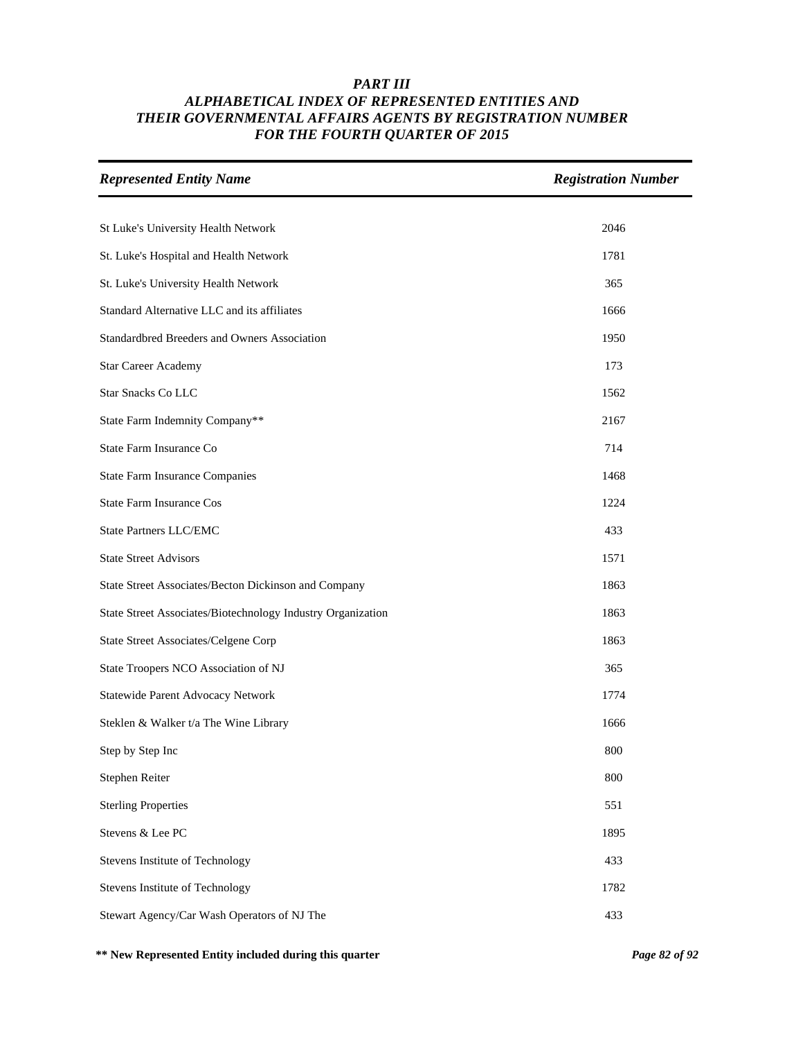# *PART III*
## *ALPHABETICAL INDEX OF REPRESENTED ENTITIES AND THEIR GOVERNMENTAL AFFAIRS AGENTS BY REGISTRATION NUMBER FOR THE FOURTH QUARTER OF 2015*

| *Represented Entity Name* | *Registration Number* |
|---|---|
| St Luke's University Health Network | 2046 |
| St. Luke's Hospital and Health Network | 1781 |
| St. Luke's University Health Network | 365 |
| Standard Alternative LLC and its affiliates | 1666 |
| Standardbred Breeders and Owners Association | 1950 |
| Star Career Academy | 173 |
| Star Snacks Co LLC | 1562 |
| State Farm Indemnity Company** | 2167 |
| State Farm Insurance Co | 714 |
| State Farm Insurance Companies | 1468 |
| State Farm Insurance Cos | 1224 |
| State Partners LLC/EMC | 433 |
| State Street Advisors | 1571 |
| State Street Associates/Becton Dickinson and Company | 1863 |
| State Street Associates/Biotechnology Industry Organization | 1863 |
| State Street Associates/Celgene Corp | 1863 |
| State Troopers NCO Association of NJ | 365 |
| Statewide Parent Advocacy Network | 1774 |
| Steklen & Walker t/a The Wine Library | 1666 |
| Step by Step Inc | 800 |
| Stephen Reiter | 800 |
| Sterling Properties | 551 |
| Stevens & Lee PC | 1895 |
| Stevens Institute of Technology | 433 |
| Stevens Institute of Technology | 1782 |
| Stewart Agency/Car Wash Operators of NJ The | 433 |

**** New Represented Entity included during this quarter**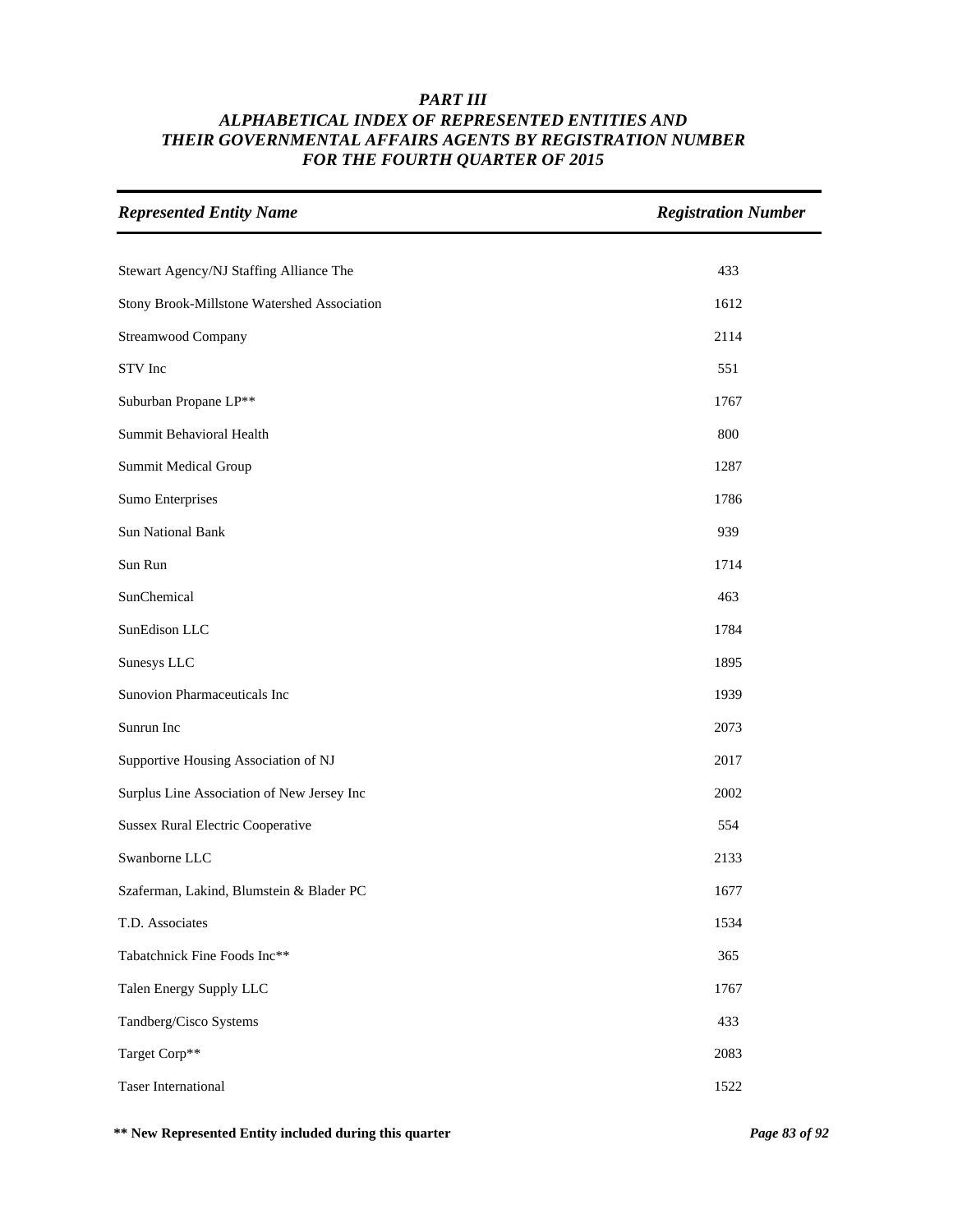# PART III
## ALPHABETICAL INDEX OF REPRESENTED ENTITIES AND THEIR GOVERNMENTAL AFFAIRS AGENTS BY REGISTRATION NUMBER FOR THE FOURTH QUARTER OF 2015

| *Represented Entity Name* | *Registration Number* |
|---|---|
| Stewart Agency/NJ Staffing Alliance The | 433 |
| Stony Brook-Millstone Watershed Association | 1612 |
| Streamwood Company | 2114 |
| STV Inc | 551 |
| Suburban Propane LP** | 1767 |
| Summit Behavioral Health | 800 |
| Summit Medical Group | 1287 |
| Sumo Enterprises | 1786 |
| Sun National Bank | 939 |
| Sun Run | 1714 |
| SunChemical | 463 |
| SunEdison LLC | 1784 |
| Sunesys LLC | 1895 |
| Sunovion Pharmaceuticals Inc | 1939 |
| Sunrun Inc | 2073 |
| Supportive Housing Association of NJ | 2017 |
| Surplus Line Association of New Jersey Inc | 2002 |
| Sussex Rural Electric Cooperative | 554 |
| Swanborne LLC | 2133 |
| Szaferman, Lakind, Blumstein & Blader PC | 1677 |
| T.D. Associates | 1534 |
| Tabatchnick Fine Foods Inc** | 365 |
| Talen Energy Supply LLC | 1767 |
| Tandberg/Cisco Systems | 433 |
| Target Corp** | 2083 |
| Taser International | 1522 |

**\*\* New Represented Entity included during this quarter**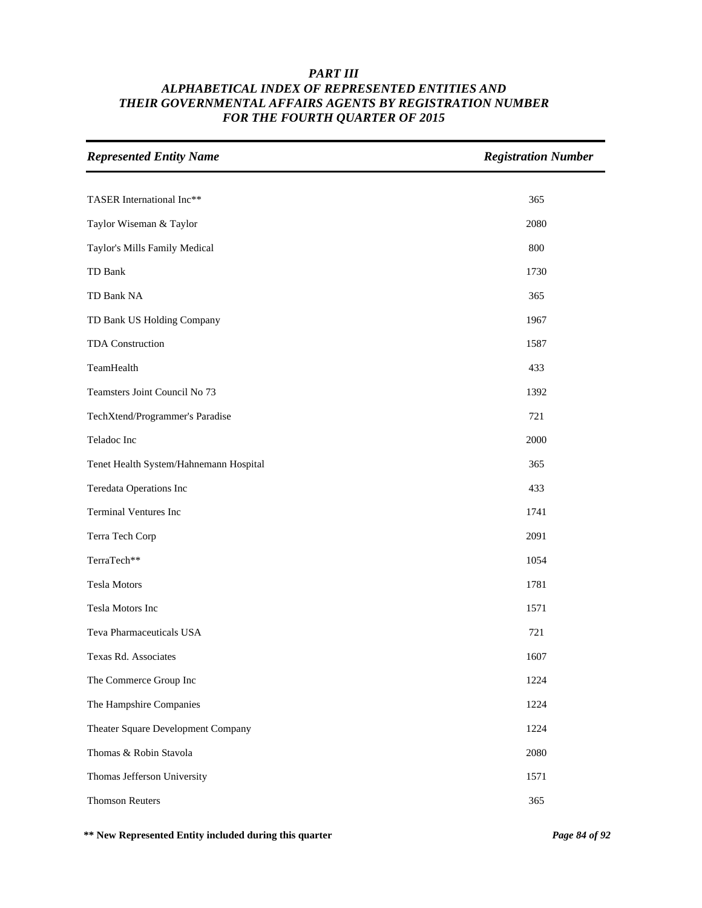# *PART III*
# *ALPHABETICAL INDEX OF REPRESENTED ENTITIES AND THEIR GOVERNMENTAL AFFAIRS AGENTS BY REGISTRATION NUMBER FOR THE FOURTH QUARTER OF 2015*

| *Represented Entity Name* | *Registration Number* |
|---|---|
| TASER International Inc** | 365 |
| Taylor Wiseman & Taylor | 2080 |
| Taylor's Mills Family Medical | 800 |
| TD Bank | 1730 |
| TD Bank NA | 365 |
| TD Bank US Holding Company | 1967 |
| TDA Construction | 1587 |
| TeamHealth | 433 |
| Teamsters Joint Council No 73 | 1392 |
| TechXtend/Programmer's Paradise | 721 |
| Teladoc Inc | 2000 |
| Tenet Health System/Hahnemann Hospital | 365 |
| Teredata Operations Inc | 433 |
| Terminal Ventures Inc | 1741 |
| Terra Tech Corp | 2091 |
| TerraTech** | 1054 |
| Tesla Motors | 1781 |
| Tesla Motors Inc | 1571 |
| Teva Pharmaceuticals USA | 721 |
| Texas Rd. Associates | 1607 |
| The Commerce Group Inc | 1224 |
| The Hampshire Companies | 1224 |
| Theater Square Development Company | 1224 |
| Thomas & Robin Stavola | 2080 |
| Thomas Jefferson University | 1571 |
| Thomson Reuters | 365 |

**** New Represented Entity included during this quarter**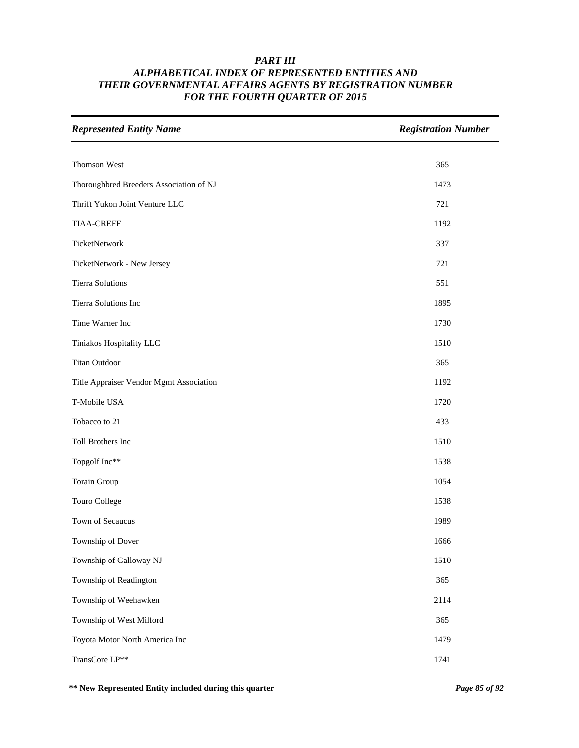# *PART III*
# *ALPHABETICAL INDEX OF REPRESENTED ENTITIES AND THEIR GOVERNMENTAL AFFAIRS AGENTS BY REGISTRATION NUMBER FOR THE FOURTH QUARTER OF 2015*

| *Represented Entity Name* | *Registration Number* |
|---|---|
| Thomson West | 365 |
| Thoroughbred Breeders Association of NJ | 1473 |
| Thrift Yukon Joint Venture LLC | 721 |
| TIAA-CREFF | 1192 |
| TicketNetwork | 337 |
| TicketNetwork - New Jersey | 721 |
| Tierra Solutions | 551 |
| Tierra Solutions Inc | 1895 |
| Time Warner Inc | 1730 |
| Tiniakos Hospitality LLC | 1510 |
| Titan Outdoor | 365 |
| Title Appraiser Vendor Mgmt Association | 1192 |
| T-Mobile USA | 1720 |
| Tobacco to 21 | 433 |
| Toll Brothers Inc | 1510 |
| Topgolf Inc** | 1538 |
| Torain Group | 1054 |
| Touro College | 1538 |
| Town of Secaucus | 1989 |
| Township of Dover | 1666 |
| Township of Galloway NJ | 1510 |
| Township of Readington | 365 |
| Township of Weehawken | 2114 |
| Township of West Milford | 365 |
| Toyota Motor North America Inc | 1479 |
| TransCore LP** | 1741 |

**** New Represented Entity included during this quarter**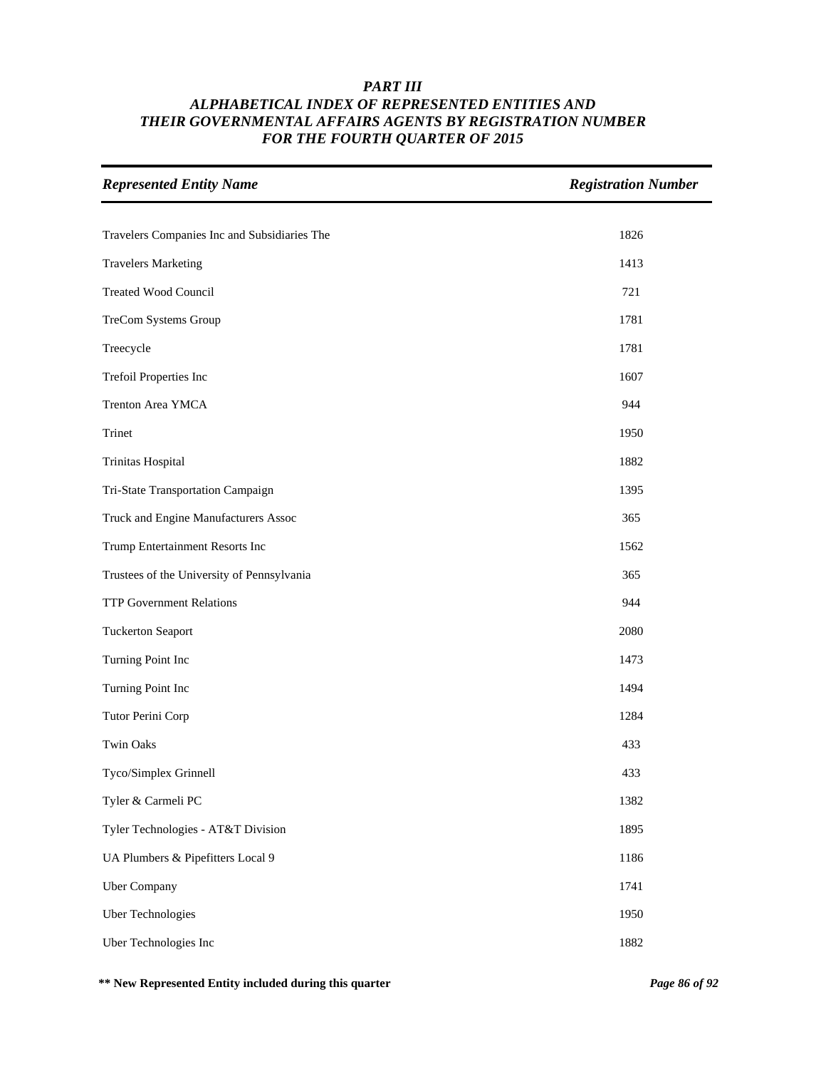# PART III
## ALPHABETICAL INDEX OF REPRESENTED ENTITIES AND THEIR GOVERNMENTAL AFFAIRS AGENTS BY REGISTRATION NUMBER FOR THE FOURTH QUARTER OF 2015

| *Represented Entity Name* | *Registration Number* |
|---|---|
| Travelers Companies Inc and Subsidiaries The | 1826 |
| Travelers Marketing | 1413 |
| Treated Wood Council | 721 |
| TreCom Systems Group | 1781 |
| Treecycle | 1781 |
| Trefoil Properties Inc | 1607 |
| Trenton Area YMCA | 944 |
| Trinet | 1950 |
| Trinitas Hospital | 1882 |
| Tri-State Transportation Campaign | 1395 |
| Truck and Engine Manufacturers Assoc | 365 |
| Trump Entertainment Resorts Inc | 1562 |
| Trustees of the University of Pennsylvania | 365 |
| TTP Government Relations | 944 |
| Tuckerton Seaport | 2080 |
| Turning Point Inc | 1473 |
| Turning Point Inc | 1494 |
| Tutor Perini Corp | 1284 |
| Twin Oaks | 433 |
| Tyco/Simplex Grinnell | 433 |
| Tyler & Carmeli PC | 1382 |
| Tyler Technologies - AT&T Division | 1895 |
| UA Plumbers & Pipefitters Local 9 | 1186 |
| Uber Company | 1741 |
| Uber Technologies | 1950 |
| Uber Technologies Inc | 1882 |

**** New Represented Entity included during this quarter**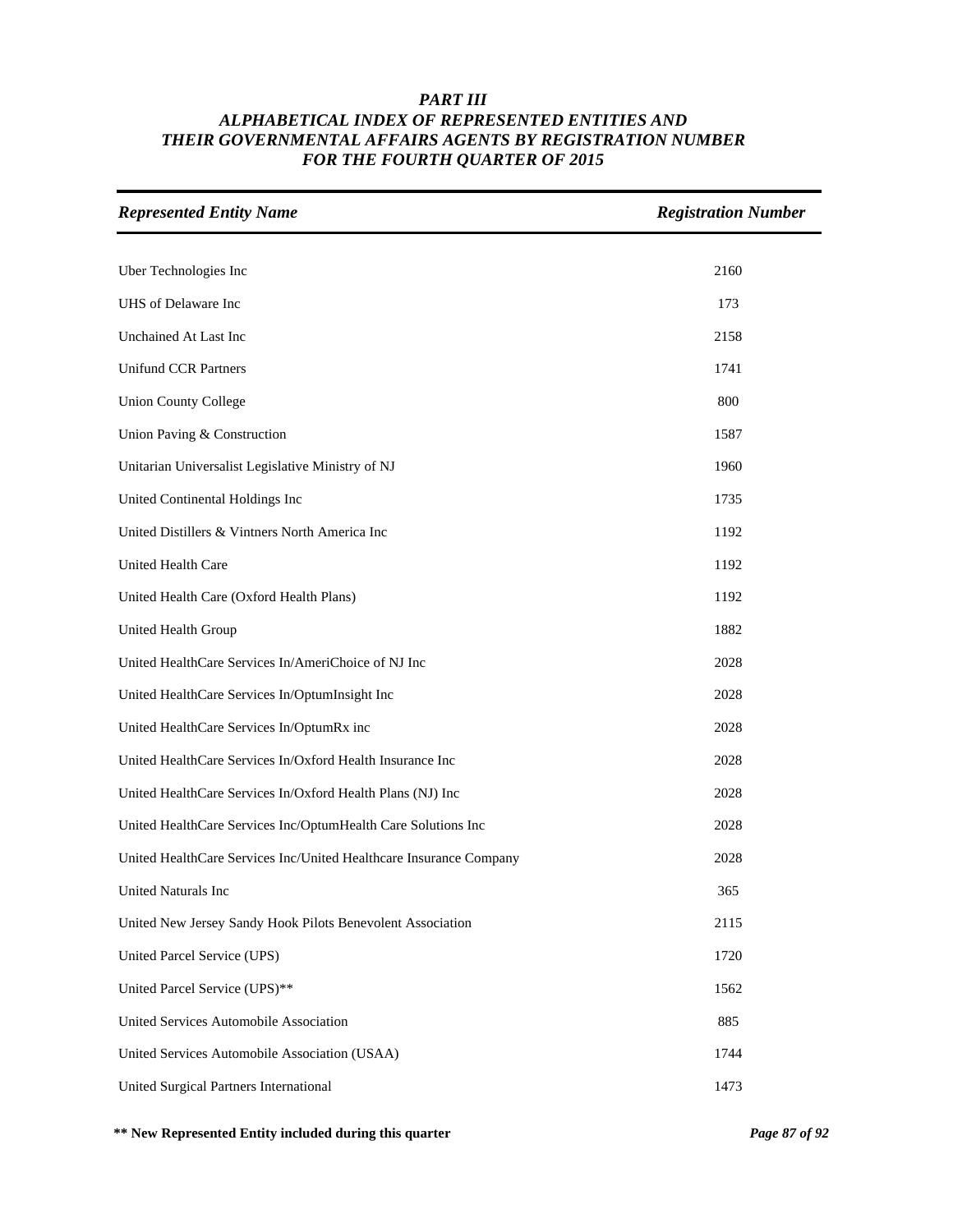### *PART III*
### *ALPHABETICAL INDEX OF REPRESENTED ENTITIES AND THEIR GOVERNMENTAL AFFAIRS AGENTS BY REGISTRATION NUMBER FOR THE FOURTH QUARTER OF 2015*

| *Represented Entity Name* | *Registration Number* |
|---|---|
| Uber Technologies Inc | 2160 |
| UHS of Delaware Inc | 173 |
| Unchained At Last Inc | 2158 |
| Unifund CCR Partners | 1741 |
| Union County College | 800 |
| Union Paving & Construction | 1587 |
| Unitarian Universalist Legislative Ministry of NJ | 1960 |
| United Continental Holdings Inc | 1735 |
| United Distillers & Vintners North America Inc | 1192 |
| United Health Care | 1192 |
| United Health Care (Oxford Health Plans) | 1192 |
| United Health Group | 1882 |
| United HealthCare Services In/AmeriChoice of NJ Inc | 2028 |
| United HealthCare Services In/OptumInsight Inc | 2028 |
| United HealthCare Services In/OptumRx inc | 2028 |
| United HealthCare Services In/Oxford Health Insurance Inc | 2028 |
| United HealthCare Services In/Oxford Health Plans (NJ) Inc | 2028 |
| United HealthCare Services Inc/OptumHealth Care Solutions Inc | 2028 |
| United HealthCare Services Inc/United Healthcare Insurance Company | 2028 |
| United Naturals Inc | 365 |
| United New Jersey Sandy Hook Pilots Benevolent Association | 2115 |
| United Parcel Service (UPS) | 1720 |
| United Parcel Service (UPS)** | 1562 |
| United Services Automobile Association | 885 |
| United Services Automobile Association (USAA) | 1744 |
| United Surgical Partners International | 1473 |

**** New Represented Entity included during this quarter**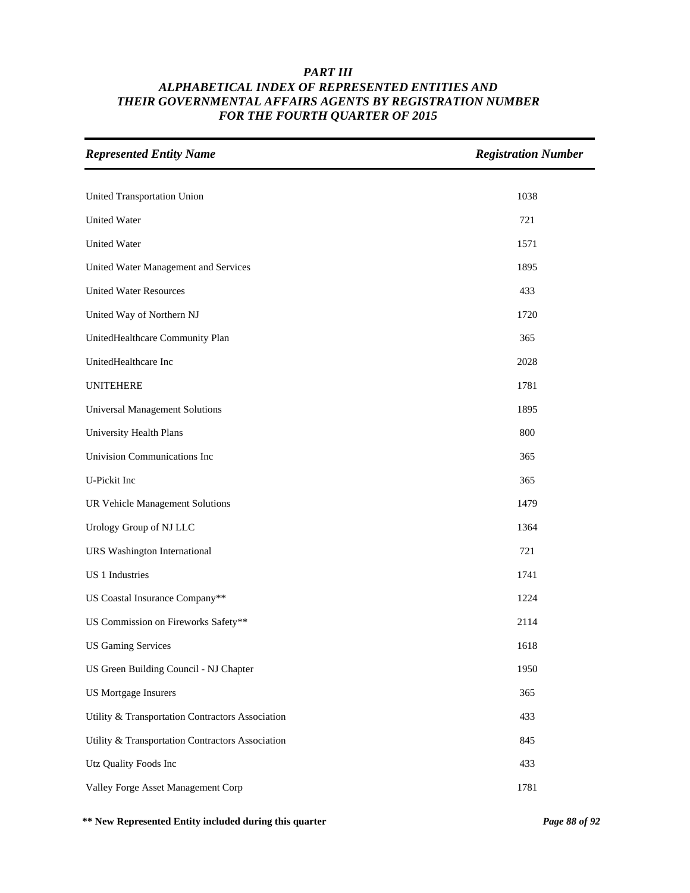# *PART III*
# *ALPHABETICAL INDEX OF REPRESENTED ENTITIES AND THEIR GOVERNMENTAL AFFAIRS AGENTS BY REGISTRATION NUMBER FOR THE FOURTH QUARTER OF 2015*

| *Represented Entity Name* | *Registration Number* |
|---|---|
| United Transportation Union | 1038 |
| United Water | 721 |
| United Water | 1571 |
| United Water Management and Services | 1895 |
| United Water Resources | 433 |
| United Way of Northern NJ | 1720 |
| UnitedHealthcare Community Plan | 365 |
| UnitedHealthcare Inc | 2028 |
| UNITEHERE | 1781 |
| Universal Management Solutions | 1895 |
| University Health Plans | 800 |
| Univision Communications Inc | 365 |
| U-Pickit Inc | 365 |
| UR Vehicle Management Solutions | 1479 |
| Urology Group of NJ LLC | 1364 |
| URS Washington International | 721 |
| US 1 Industries | 1741 |
| US Coastal Insurance Company** | 1224 |
| US Commission on Fireworks Safety** | 2114 |
| US Gaming Services | 1618 |
| US Green Building Council - NJ Chapter | 1950 |
| US Mortgage Insurers | 365 |
| Utility & Transportation Contractors Association | 433 |
| Utility & Transportation Contractors Association | 845 |
| Utz Quality Foods Inc | 433 |
| Valley Forge Asset Management Corp | 1781 |

**** New Represented Entity included during this quarter**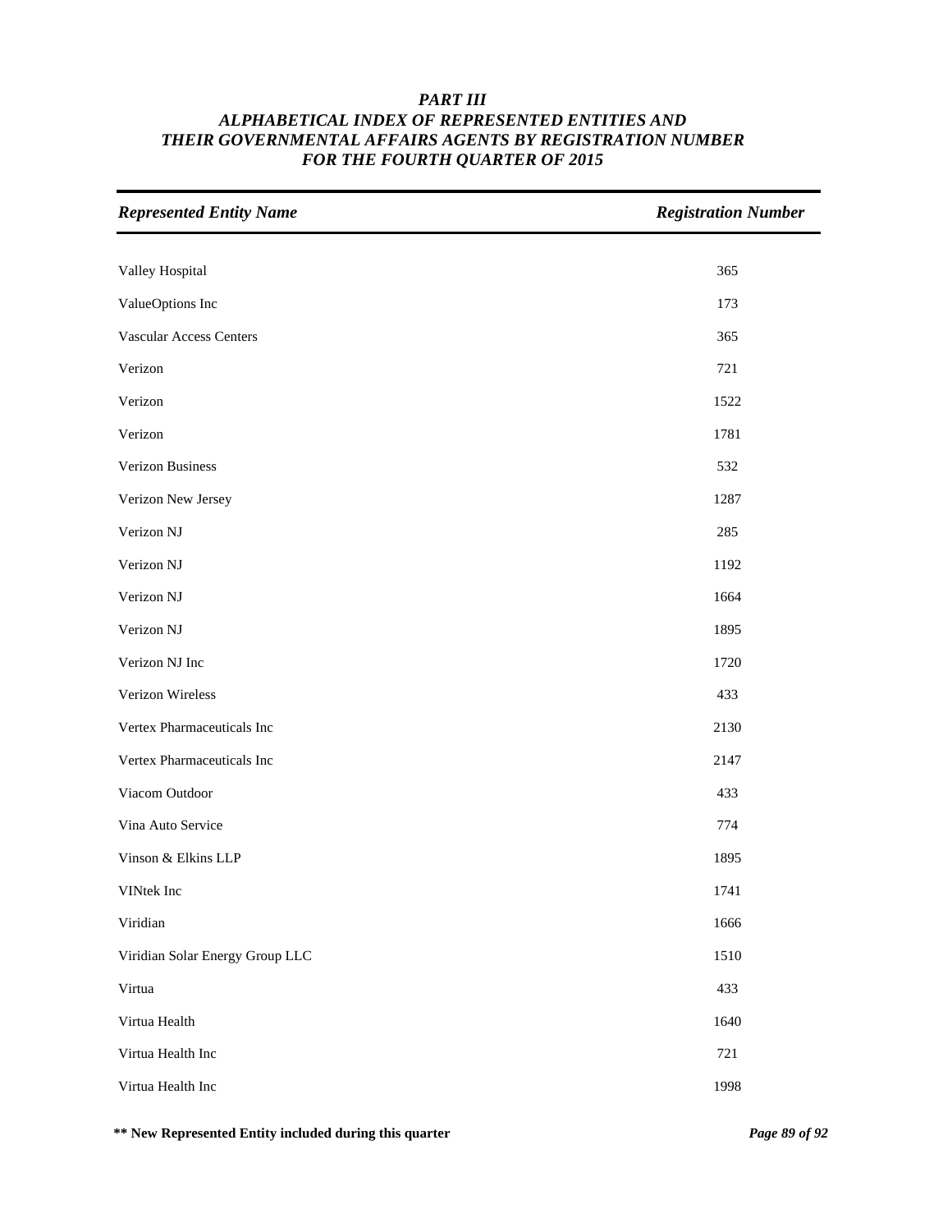# *PART III*
## *ALPHABETICAL INDEX OF REPRESENTED ENTITIES AND THEIR GOVERNMENTAL AFFAIRS AGENTS BY REGISTRATION NUMBER FOR THE FOURTH QUARTER OF 2015*

| *Represented Entity Name* | *Registration Number* |
| --- | --- |
| Valley Hospital | 365 |
| ValueOptions Inc | 173 |
| Vascular Access Centers | 365 |
| Verizon | 721 |
| Verizon | 1522 |
| Verizon | 1781 |
| Verizon Business | 532 |
| Verizon New Jersey | 1287 |
| Verizon NJ | 285 |
| Verizon NJ | 1192 |
| Verizon NJ | 1664 |
| Verizon NJ | 1895 |
| Verizon NJ Inc | 1720 |
| Verizon Wireless | 433 |
| Vertex Pharmaceuticals Inc | 2130 |
| Vertex Pharmaceuticals Inc | 2147 |
| Viacom Outdoor | 433 |
| Vina Auto Service | 774 |
| Vinson & Elkins LLP | 1895 |
| VINtek Inc | 1741 |
| Viridian | 1666 |
| Viridian Solar Energy Group LLC | 1510 |
| Virtua | 433 |
| Virtua Health | 1640 |
| Virtua Health Inc | 721 |
| Virtua Health Inc | 1998 |

**\*\* New Represented Entity included during this quarter**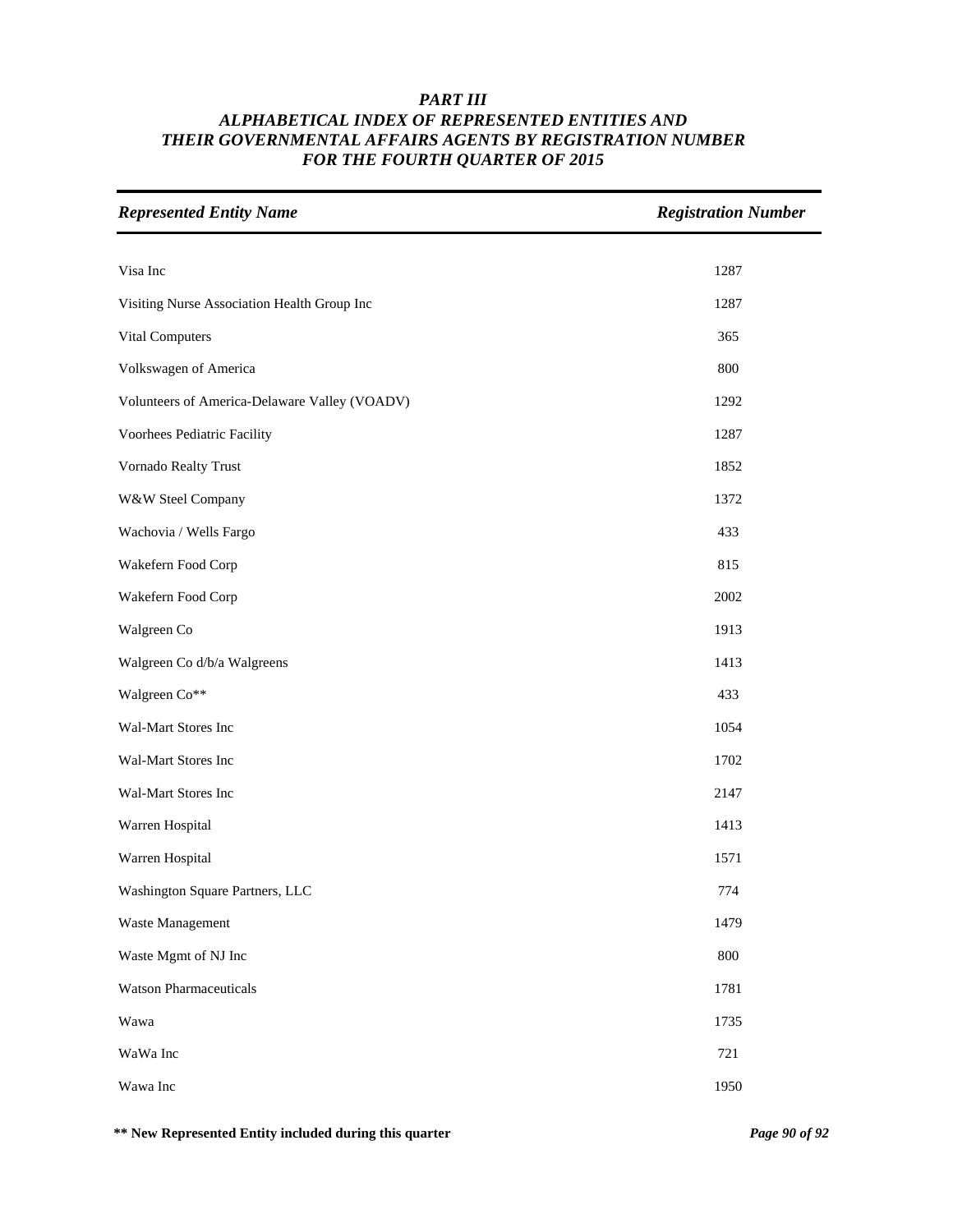# *PART III*
## *ALPHABETICAL INDEX OF REPRESENTED ENTITIES AND THEIR GOVERNMENTAL AFFAIRS AGENTS BY REGISTRATION NUMBER FOR THE FOURTH QUARTER OF 2015*

| *Represented Entity Name* | *Registration Number* |
|---|---|
| Visa Inc | 1287 |
| Visiting Nurse Association Health Group Inc | 1287 |
| Vital Computers | 365 |
| Volkswagen of America | 800 |
| Volunteers of America-Delaware Valley (VOADV) | 1292 |
| Voorhees Pediatric Facility | 1287 |
| Vornado Realty Trust | 1852 |
| W&W Steel Company | 1372 |
| Wachovia / Wells Fargo | 433 |
| Wakefern Food Corp | 815 |
| Wakefern Food Corp | 2002 |
| Walgreen Co | 1913 |
| Walgreen Co d/b/a Walgreens | 1413 |
| Walgreen Co** | 433 |
| Wal-Mart Stores Inc | 1054 |
| Wal-Mart Stores Inc | 1702 |
| Wal-Mart Stores Inc | 2147 |
| Warren Hospital | 1413 |
| Warren Hospital | 1571 |
| Washington Square Partners, LLC | 774 |
| Waste Management | 1479 |
| Waste Mgmt of NJ Inc | 800 |
| Watson Pharmaceuticals | 1781 |
| Wawa | 1735 |
| WaWa Inc | 721 |
| Wawa Inc | 1950 |

**\*\* New Represented Entity included during this quarter**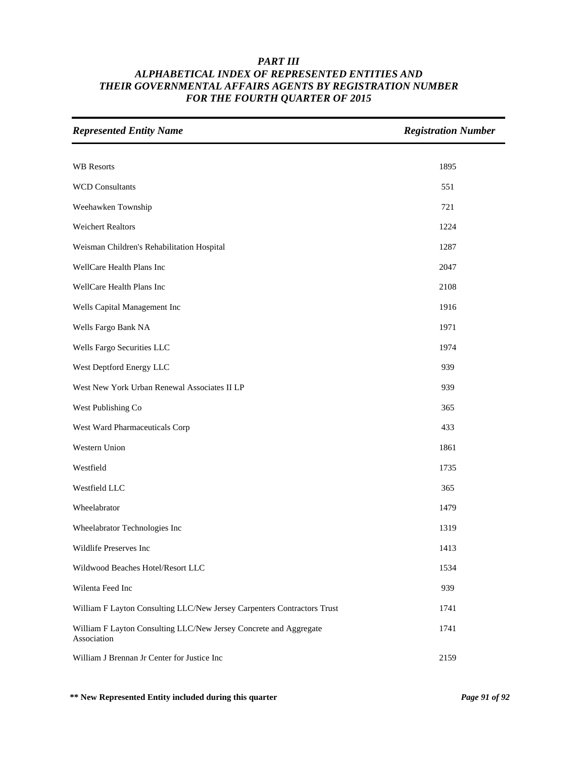# *PART III*
## *ALPHABETICAL INDEX OF REPRESENTED ENTITIES AND THEIR GOVERNMENTAL AFFAIRS AGENTS BY REGISTRATION NUMBER FOR THE FOURTH QUARTER OF 2015*

| *Represented Entity Name* | *Registration Number* |
|---|---|
| WB Resorts | 1895 |
| WCD Consultants | 551 |
| Weehawken Township | 721 |
| Weichert Realtors | 1224 |
| Weisman Children's Rehabilitation Hospital | 1287 |
| WellCare Health Plans Inc | 2047 |
| WellCare Health Plans Inc | 2108 |
| Wells Capital Management Inc | 1916 |
| Wells Fargo Bank NA | 1971 |
| Wells Fargo Securities LLC | 1974 |
| West Deptford Energy LLC | 939 |
| West New York Urban Renewal Associates II LP | 939 |
| West Publishing Co | 365 |
| West Ward Pharmaceuticals Corp | 433 |
| Western Union | 1861 |
| Westfield | 1735 |
| Westfield LLC | 365 |
| Wheelabrator | 1479 |
| Wheelabrator Technologies Inc | 1319 |
| Wildlife Preserves Inc | 1413 |
| Wildwood Beaches Hotel/Resort LLC | 1534 |
| Wilenta Feed Inc | 939 |
| William F Layton Consulting LLC/New Jersey Carpenters Contractors Trust | 1741 |
| William F Layton Consulting LLC/New Jersey Concrete and Aggregate Association | 1741 |
| William J Brennan Jr Center for Justice Inc | 2159 |

**\*\* New Represented Entity included during this quarter**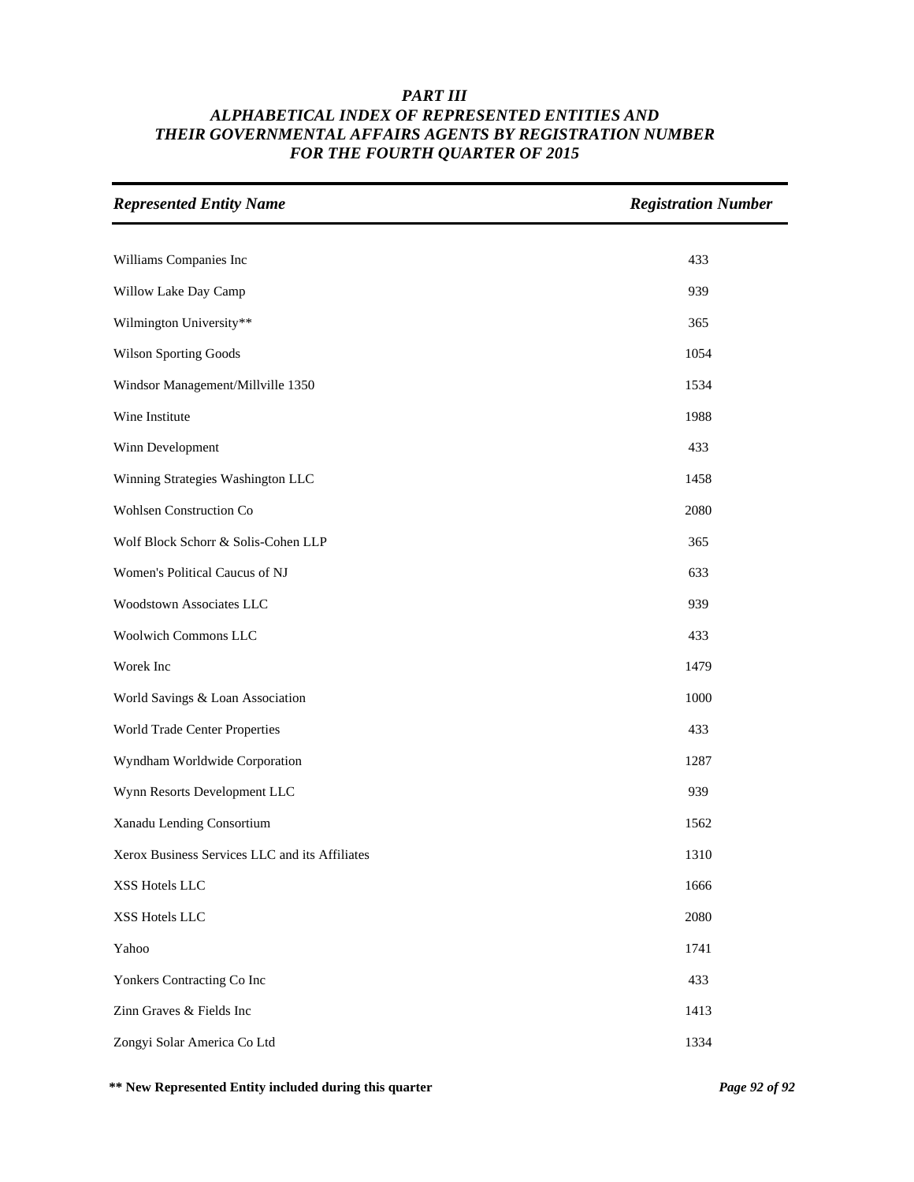### *PART III*
### *ALPHABETICAL INDEX OF REPRESENTED ENTITIES AND THEIR GOVERNMENTAL AFFAIRS AGENTS BY REGISTRATION NUMBER FOR THE FOURTH QUARTER OF 2015*

| *Represented Entity Name* | *Registration Number* |
|---|---|
| Williams Companies Inc | 433 |
| Willow Lake Day Camp | 939 |
| Wilmington University** | 365 |
| Wilson Sporting Goods | 1054 |
| Windsor Management/Millville 1350 | 1534 |
| Wine Institute | 1988 |
| Winn Development | 433 |
| Winning Strategies Washington LLC | 1458 |
| Wohlsen Construction Co | 2080 |
| Wolf Block Schorr & Solis-Cohen LLP | 365 |
| Women's Political Caucus of NJ | 633 |
| Woodstown Associates LLC | 939 |
| Woolwich Commons LLC | 433 |
| Worek Inc | 1479 |
| World Savings & Loan Association | 1000 |
| World Trade Center Properties | 433 |
| Wyndham Worldwide Corporation | 1287 |
| Wynn Resorts Development LLC | 939 |
| Xanadu Lending Consortium | 1562 |
| Xerox Business Services LLC and its Affiliates | 1310 |
| XSS Hotels LLC | 1666 |
| XSS Hotels LLC | 2080 |
| Yahoo | 1741 |
| Yonkers Contracting Co Inc | 433 |
| Zinn Graves & Fields Inc | 1413 |
| Zongyi Solar America Co Ltd | 1334 |

**** New Represented Entity included during this quarter**